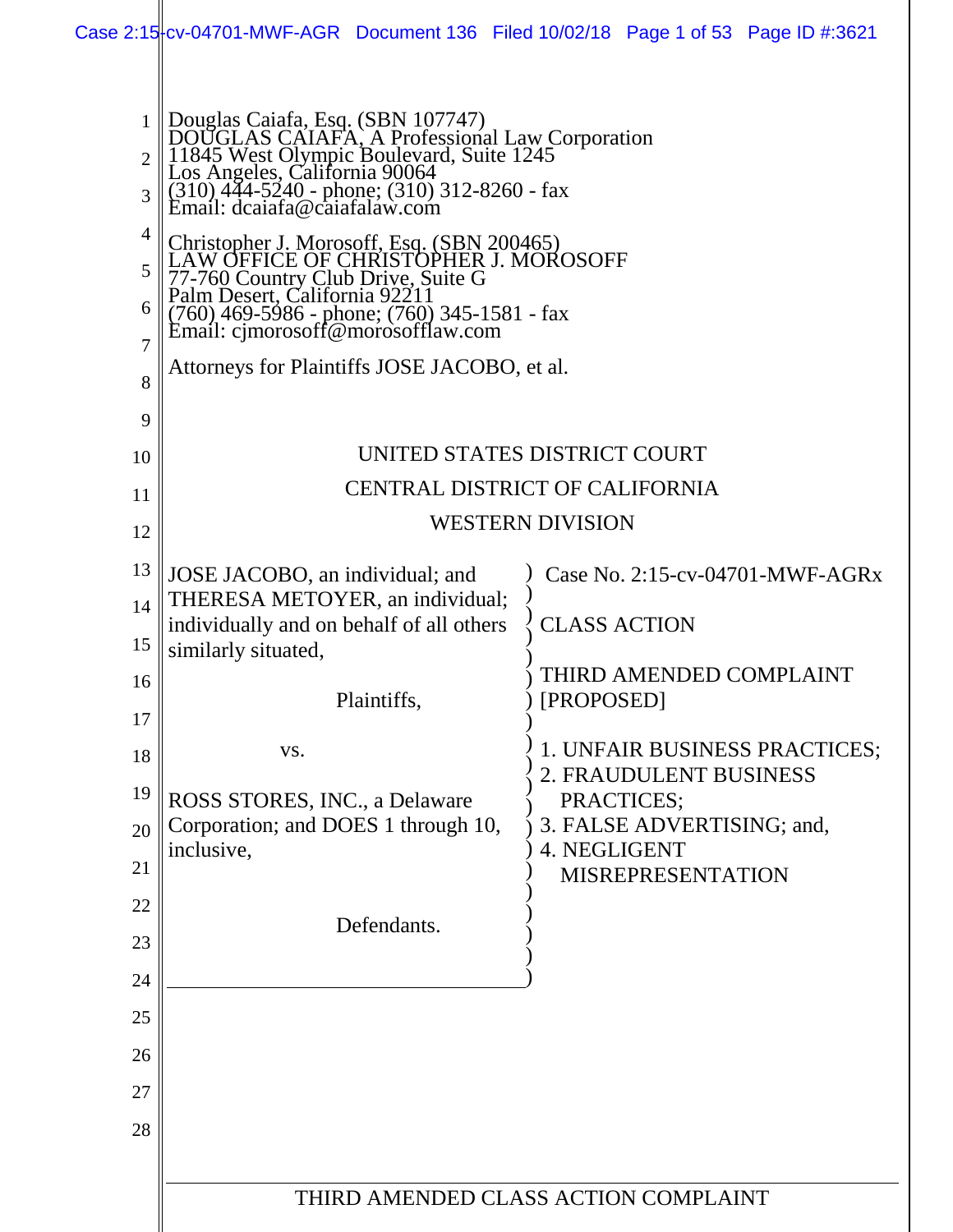Douglas Caiafa, Esq. (SBN 107747)
DOUGLAS CAIAFA, A Professional Law Corporation
11845 West Olympic Boulevard, Suite 1245
Los Angeles, California 90064
(310) 444-5240 - phone; (310) 312-8260 - fax
Email: dcaiafa@caiafalaw.com

Christopher J. Morosoff, Esq. (SBN 200465)
LAW OFFICE OF CHRISTOPHER J. MOROSOFF
77-760 Country Club Drive, Suite G
Palm Desert, California 92211
(760) 469-5986 - phone; (760) 345-1581 - fax
Email: cjmorosoff@morosofflaw.com

Attorneys for Plaintiffs JOSE JACOBO, et al.

UNITED STATES DISTRICT COURT

CENTRAL DISTRICT OF CALIFORNIA

WESTERN DIVISION

JOSE JACOBO, an individual; and THERESA METOYER, an individual; individually and on behalf of all others similarly situated,

Plaintiffs,

vs.

ROSS STORES, INC., a Delaware Corporation; and DOES 1 through 10, inclusive,

Defendants.

Case No. 2:15-cv-04701-MWF-AGRx

CLASS ACTION

THIRD AMENDED COMPLAINT [PROPOSED]

1. UNFAIR BUSINESS PRACTICES;
2. FRAUDULENT BUSINESS PRACTICES;
3. FALSE ADVERTISING; and,
4. NEGLIGENT MISREPRESENTATION

THIRD AMENDED CLASS ACTION COMPLAINT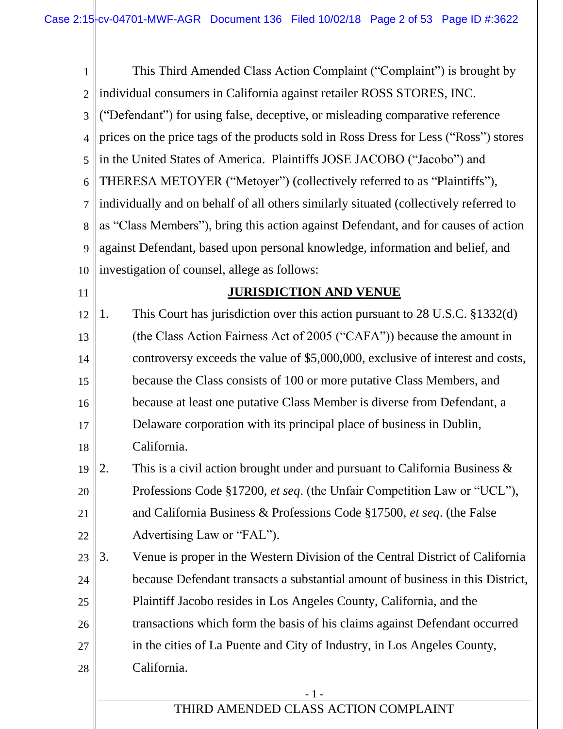This Third Amended Class Action Complaint ("Complaint") is brought by individual consumers in California against retailer ROSS STORES, INC. ("Defendant") for using false, deceptive, or misleading comparative reference prices on the price tags of the products sold in Ross Dress for Less ("Ross") stores in the United States of America. Plaintiffs JOSE JACOBO ("Jacobo") and THERESA METOYER ("Metoyer") (collectively referred to as "Plaintiffs"), individually and on behalf of all others similarly situated (collectively referred to as "Class Members"), bring this action against Defendant, and for causes of action against Defendant, based upon personal knowledge, information and belief, and investigation of counsel, allege as follows:

## **JURISDICTION AND VENUE**

1. This Court has jurisdiction over this action pursuant to 28 U.S.C. §1332(d) (the Class Action Fairness Act of 2005 ("CAFA")) because the amount in controversy exceeds the value of $5,000,000, exclusive of interest and costs, because the Class consists of 100 or more putative Class Members, and because at least one putative Class Member is diverse from Defendant, a Delaware corporation with its principal place of business in Dublin, California.

2. This is a civil action brought under and pursuant to California Business & Professions Code §17200, *et seq*. (the Unfair Competition Law or "UCL"), and California Business & Professions Code §17500, *et seq*. (the False Advertising Law or "FAL").

3. Venue is proper in the Western Division of the Central District of California because Defendant transacts a substantial amount of business in this District, Plaintiff Jacobo resides in Los Angeles County, California, and the transactions which form the basis of his claims against Defendant occurred in the cities of La Puente and City of Industry, in Los Angeles County, California.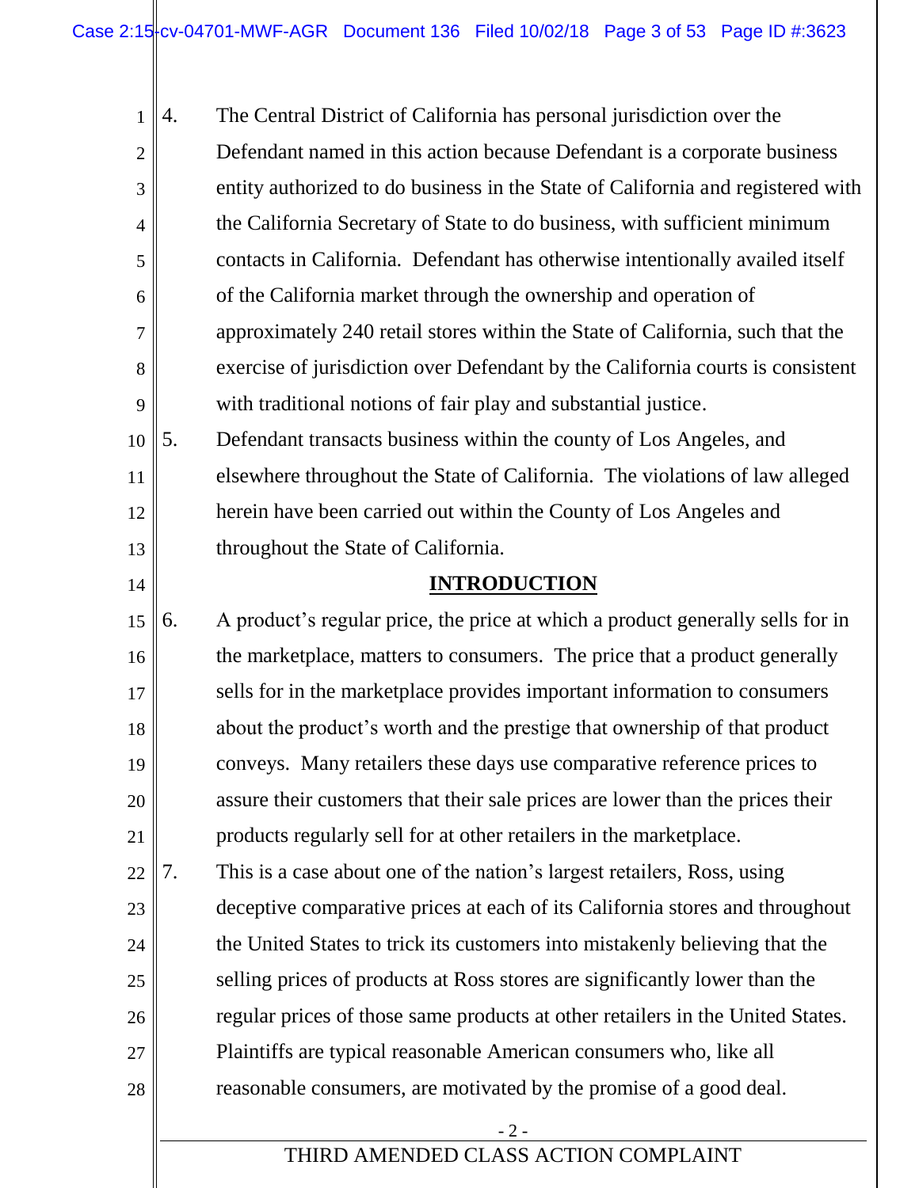4. The Central District of California has personal jurisdiction over the Defendant named in this action because Defendant is a corporate business entity authorized to do business in the State of California and registered with the California Secretary of State to do business, with sufficient minimum contacts in California. Defendant has otherwise intentionally availed itself of the California market through the ownership and operation of approximately 240 retail stores within the State of California, such that the exercise of jurisdiction over Defendant by the California courts is consistent with traditional notions of fair play and substantial justice.

5. Defendant transacts business within the county of Los Angeles, and elsewhere throughout the State of California. The violations of law alleged herein have been carried out within the County of Los Angeles and throughout the State of California.

## INTRODUCTION

6. A product's regular price, the price at which a product generally sells for in the marketplace, matters to consumers. The price that a product generally sells for in the marketplace provides important information to consumers about the product's worth and the prestige that ownership of that product conveys. Many retailers these days use comparative reference prices to assure their customers that their sale prices are lower than the prices their products regularly sell for at other retailers in the marketplace.

7. This is a case about one of the nation's largest retailers, Ross, using deceptive comparative prices at each of its California stores and throughout the United States to trick its customers into mistakenly believing that the selling prices of products at Ross stores are significantly lower than the regular prices of those same products at other retailers in the United States. Plaintiffs are typical reasonable American consumers who, like all reasonable consumers, are motivated by the promise of a good deal.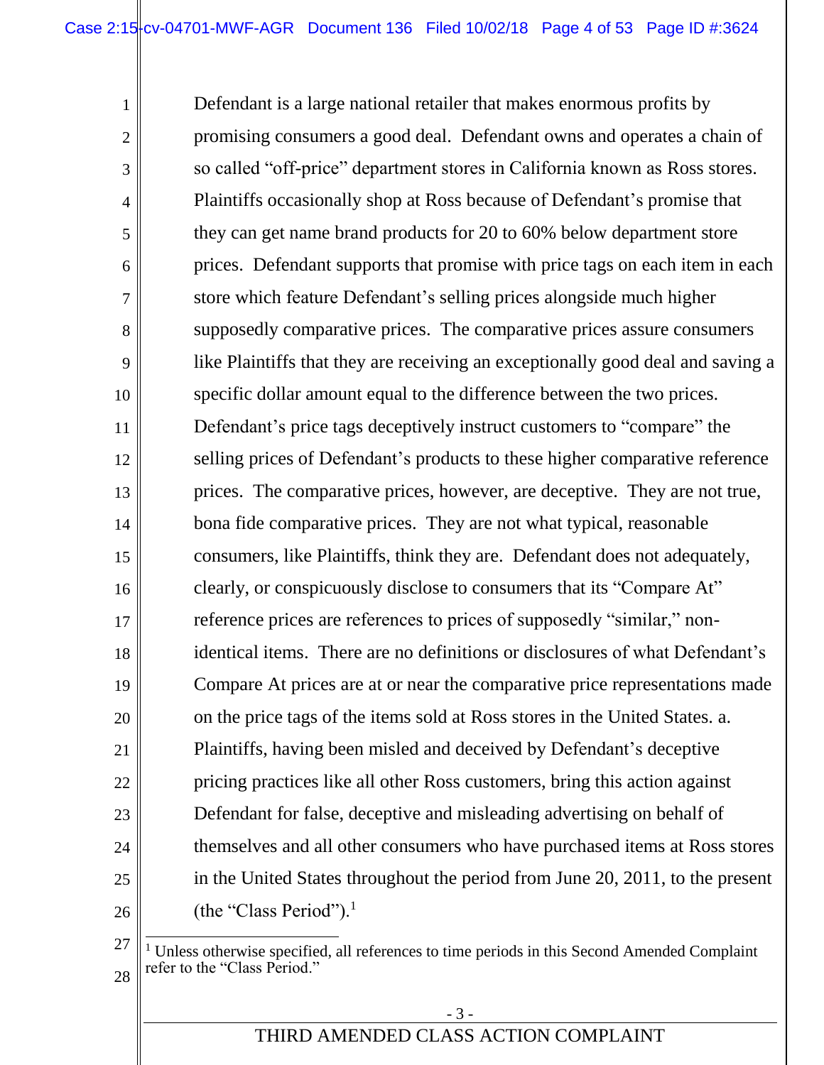Defendant is a large national retailer that makes enormous profits by promising consumers a good deal. Defendant owns and operates a chain of so called "off-price" department stores in California known as Ross stores. Plaintiffs occasionally shop at Ross because of Defendant's promise that they can get name brand products for 20 to 60% below department store prices. Defendant supports that promise with price tags on each item in each store which feature Defendant's selling prices alongside much higher supposedly comparative prices. The comparative prices assure consumers like Plaintiffs that they are receiving an exceptionally good deal and saving a specific dollar amount equal to the difference between the two prices. Defendant's price tags deceptively instruct customers to "compare" the selling prices of Defendant's products to these higher comparative reference prices. The comparative prices, however, are deceptive. They are not true, bona fide comparative prices. They are not what typical, reasonable consumers, like Plaintiffs, think they are. Defendant does not adequately, clearly, or conspicuously disclose to consumers that its "Compare At" reference prices are references to prices of supposedly "similar," non-identical items. There are no definitions or disclosures of what Defendant's Compare At prices are at or near the comparative price representations made on the price tags of the items sold at Ross stores in the United States. a. Plaintiffs, having been misled and deceived by Defendant's deceptive pricing practices like all other Ross customers, bring this action against Defendant for false, deceptive and misleading advertising on behalf of themselves and all other consumers who have purchased items at Ross stores in the United States throughout the period from June 20, 2011, to the present (the "Class Period").[1]

[1] Unless otherwise specified, all references to time periods in this Second Amended Complaint refer to the "Class Period."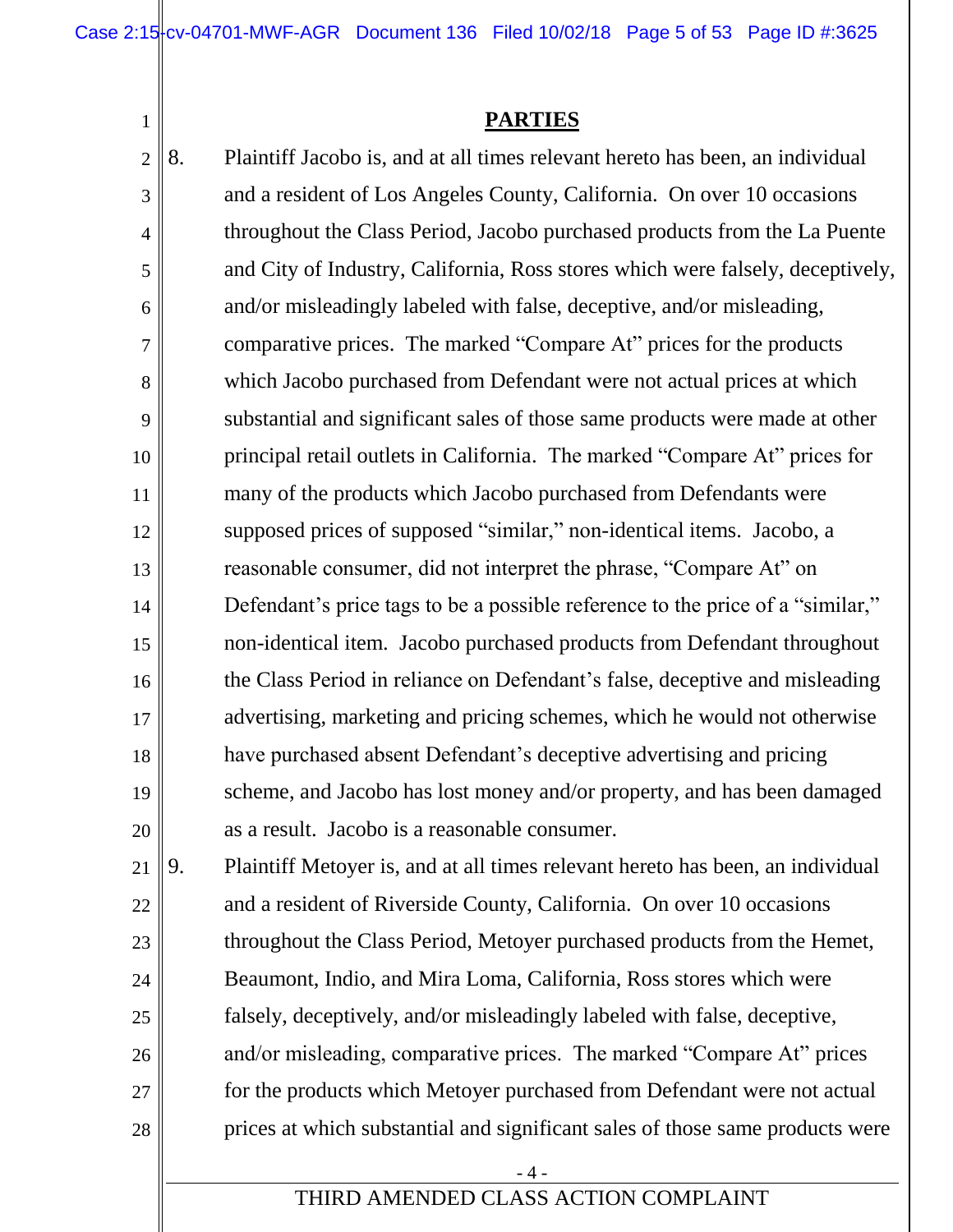## PARTIES

8. Plaintiff Jacobo is, and at all times relevant hereto has been, an individual and a resident of Los Angeles County, California. On over 10 occasions throughout the Class Period, Jacobo purchased products from the La Puente and City of Industry, California, Ross stores which were falsely, deceptively, and/or misleadingly labeled with false, deceptive, and/or misleading, comparative prices. The marked "Compare At" prices for the products which Jacobo purchased from Defendant were not actual prices at which substantial and significant sales of those same products were made at other principal retail outlets in California. The marked "Compare At" prices for many of the products which Jacobo purchased from Defendants were supposed prices of supposed "similar," non-identical items. Jacobo, a reasonable consumer, did not interpret the phrase, "Compare At" on Defendant's price tags to be a possible reference to the price of a "similar," non-identical item. Jacobo purchased products from Defendant throughout the Class Period in reliance on Defendant's false, deceptive and misleading advertising, marketing and pricing schemes, which he would not otherwise have purchased absent Defendant's deceptive advertising and pricing scheme, and Jacobo has lost money and/or property, and has been damaged as a result. Jacobo is a reasonable consumer.

9. Plaintiff Metoyer is, and at all times relevant hereto has been, an individual and a resident of Riverside County, California. On over 10 occasions throughout the Class Period, Metoyer purchased products from the Hemet, Beaumont, Indio, and Mira Loma, California, Ross stores which were falsely, deceptively, and/or misleadingly labeled with false, deceptive, and/or misleading, comparative prices. The marked "Compare At" prices for the products which Metoyer purchased from Defendant were not actual prices at which substantial and significant sales of those same products were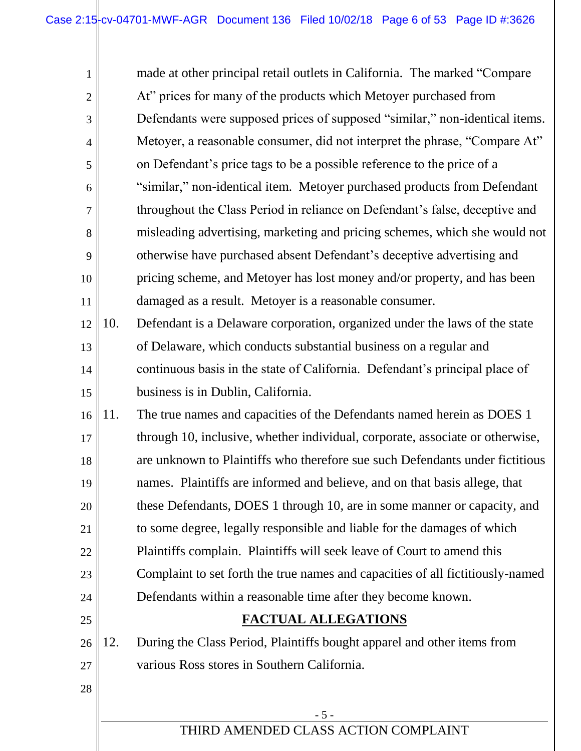made at other principal retail outlets in California. The marked "Compare At" prices for many of the products which Metoyer purchased from Defendants were supposed prices of supposed "similar," non-identical items. Metoyer, a reasonable consumer, did not interpret the phrase, "Compare At" on Defendant's price tags to be a possible reference to the price of a "similar," non-identical item. Metoyer purchased products from Defendant throughout the Class Period in reliance on Defendant's false, deceptive and misleading advertising, marketing and pricing schemes, which she would not otherwise have purchased absent Defendant's deceptive advertising and pricing scheme, and Metoyer has lost money and/or property, and has been damaged as a result. Metoyer is a reasonable consumer.

10. Defendant is a Delaware corporation, organized under the laws of the state of Delaware, which conducts substantial business on a regular and continuous basis in the state of California. Defendant's principal place of business is in Dublin, California.

11. The true names and capacities of the Defendants named herein as DOES 1 through 10, inclusive, whether individual, corporate, associate or otherwise, are unknown to Plaintiffs who therefore sue such Defendants under fictitious names. Plaintiffs are informed and believe, and on that basis allege, that these Defendants, DOES 1 through 10, are in some manner or capacity, and to some degree, legally responsible and liable for the damages of which Plaintiffs complain. Plaintiffs will seek leave of Court to amend this Complaint to set forth the true names and capacities of all fictitiously-named Defendants within a reasonable time after they become known.

## **FACTUAL ALLEGATIONS**

12. During the Class Period, Plaintiffs bought apparel and other items from various Ross stores in Southern California.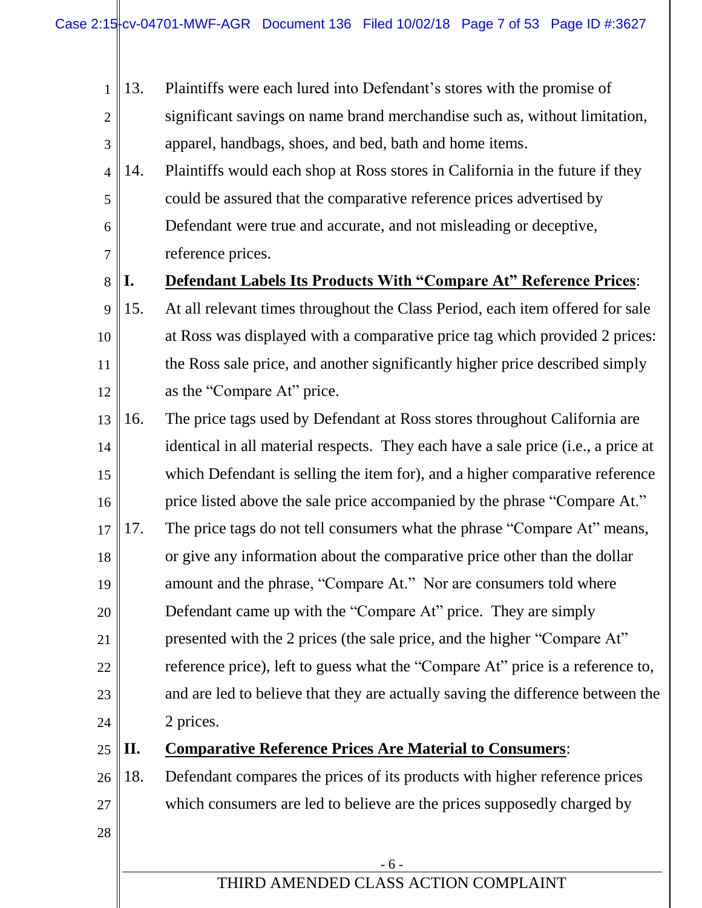13. Plaintiffs were each lured into Defendant's stores with the promise of significant savings on name brand merchandise such as, without limitation, apparel, handbags, shoes, and bed, bath and home items.

14. Plaintiffs would each shop at Ross stores in California in the future if they could be assured that the comparative reference prices advertised by Defendant were true and accurate, and not misleading or deceptive, reference prices.

**I. <u>Defendant Labels Its Products With "Compare At" Reference Prices</u>:**

15. At all relevant times throughout the Class Period, each item offered for sale at Ross was displayed with a comparative price tag which provided 2 prices: the Ross sale price, and another significantly higher price described simply as the "Compare At" price.

16. The price tags used by Defendant at Ross stores throughout California are identical in all material respects. They each have a sale price (i.e., a price at which Defendant is selling the item for), and a higher comparative reference price listed above the sale price accompanied by the phrase "Compare At."

17. The price tags do not tell consumers what the phrase "Compare At" means, or give any information about the comparative price other than the dollar amount and the phrase, "Compare At." Nor are consumers told where Defendant came up with the "Compare At" price. They are simply presented with the 2 prices (the sale price, and the higher "Compare At" reference price), left to guess what the "Compare At" price is a reference to, and are led to believe that they are actually saving the difference between the 2 prices.

**II. <u>Comparative Reference Prices Are Material to Consumers</u>:**

18. Defendant compares the prices of its products with higher reference prices which consumers are led to believe are the prices supposedly charged by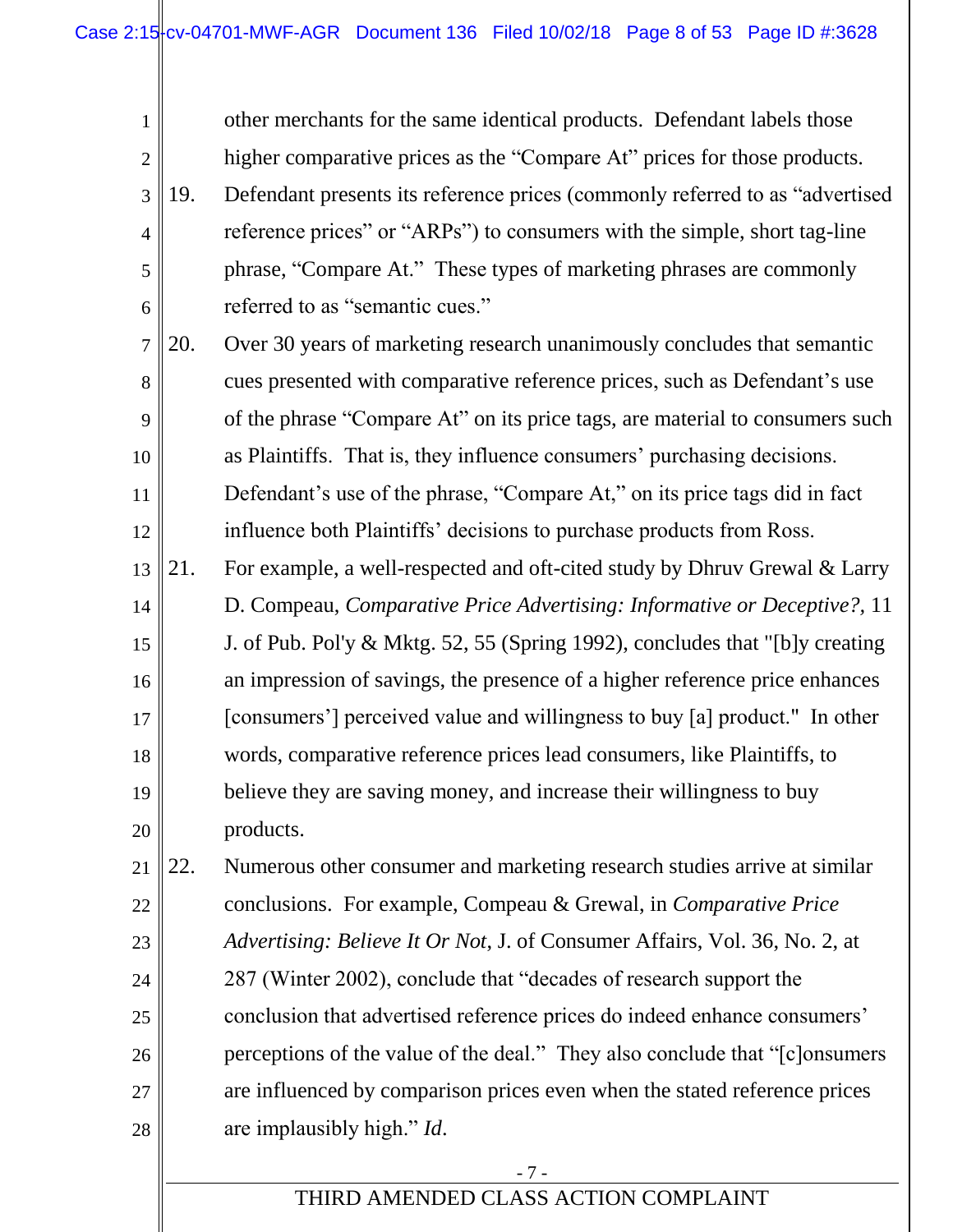other merchants for the same identical products. Defendant labels those higher comparative prices as the "Compare At" prices for those products.

19. Defendant presents its reference prices (commonly referred to as "advertised reference prices" or "ARPs") to consumers with the simple, short tag-line phrase, "Compare At." These types of marketing phrases are commonly referred to as "semantic cues."

20. Over 30 years of marketing research unanimously concludes that semantic cues presented with comparative reference prices, such as Defendant's use of the phrase "Compare At" on its price tags, are material to consumers such as Plaintiffs. That is, they influence consumers' purchasing decisions. Defendant's use of the phrase, "Compare At," on its price tags did in fact influence both Plaintiffs' decisions to purchase products from Ross.

21. For example, a well-respected and oft-cited study by Dhruv Grewal & Larry D. Compeau, *Comparative Price Advertising: Informative or Deceptive?*, 11 J. of Pub. Pol'y & Mktg. 52, 55 (Spring 1992), concludes that "[b]y creating an impression of savings, the presence of a higher reference price enhances [consumers'] perceived value and willingness to buy [a] product." In other words, comparative reference prices lead consumers, like Plaintiffs, to believe they are saving money, and increase their willingness to buy products.

22. Numerous other consumer and marketing research studies arrive at similar conclusions. For example, Compeau & Grewal, in *Comparative Price Advertising: Believe It Or Not*, J. of Consumer Affairs, Vol. 36, No. 2, at 287 (Winter 2002), conclude that "decades of research support the conclusion that advertised reference prices do indeed enhance consumers' perceptions of the value of the deal." They also conclude that "[c]onsumers are influenced by comparison prices even when the stated reference prices are implausibly high." *Id*.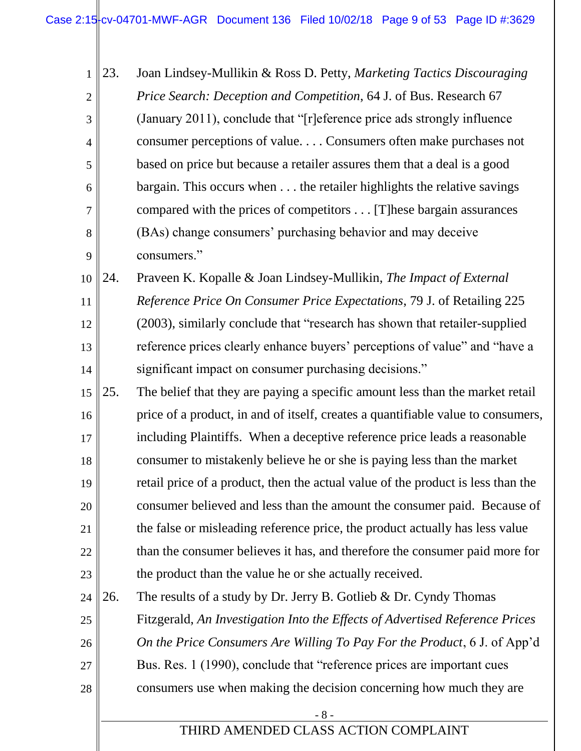23. Joan Lindsey-Mullikin & Ross D. Petty, *Marketing Tactics Discouraging Price Search: Deception and Competition*, 64 J. of Bus. Research 67 (January 2011), conclude that "[r]eference price ads strongly influence consumer perceptions of value. . . . Consumers often make purchases not based on price but because a retailer assures them that a deal is a good bargain. This occurs when . . . the retailer highlights the relative savings compared with the prices of competitors . . . [T]hese bargain assurances (BAs) change consumers' purchasing behavior and may deceive consumers."

24. Praveen K. Kopalle & Joan Lindsey-Mullikin, *The Impact of External Reference Price On Consumer Price Expectations*, 79 J. of Retailing 225 (2003), similarly conclude that "research has shown that retailer-supplied reference prices clearly enhance buyers' perceptions of value" and "have a significant impact on consumer purchasing decisions."

25. The belief that they are paying a specific amount less than the market retail price of a product, in and of itself, creates a quantifiable value to consumers, including Plaintiffs. When a deceptive reference price leads a reasonable consumer to mistakenly believe he or she is paying less than the market retail price of a product, then the actual value of the product is less than the consumer believed and less than the amount the consumer paid. Because of the false or misleading reference price, the product actually has less value than the consumer believes it has, and therefore the consumer paid more for the product than the value he or she actually received.

26. The results of a study by Dr. Jerry B. Gotlieb & Dr. Cyndy Thomas Fitzgerald, *An Investigation Into the Effects of Advertised Reference Prices On the Price Consumers Are Willing To Pay For the Product*, 6 J. of App'd Bus. Res. 1 (1990), conclude that "reference prices are important cues consumers use when making the decision concerning how much they are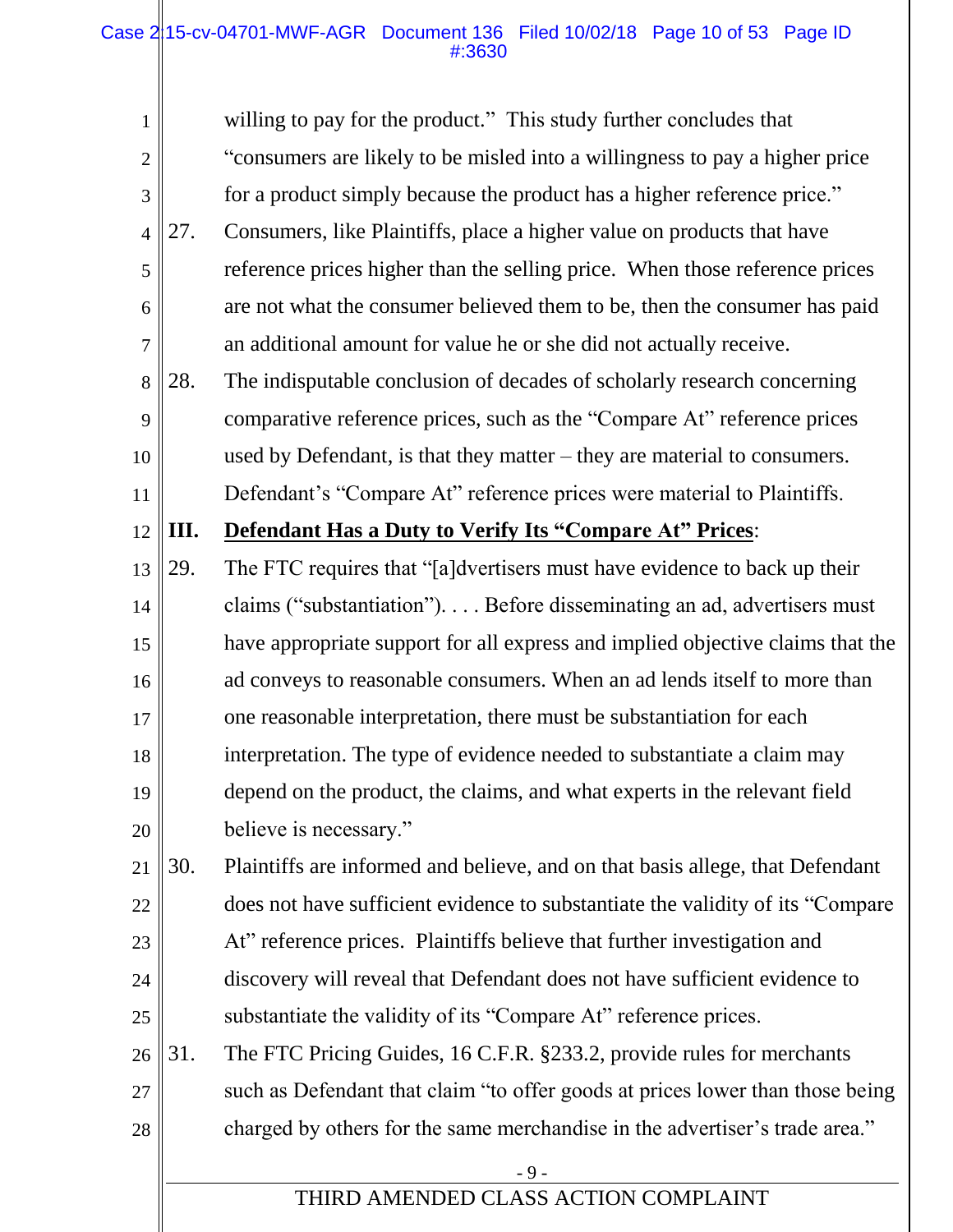willing to pay for the product." This study further concludes that "consumers are likely to be misled into a willingness to pay a higher price for a product simply because the product has a higher reference price."

27. Consumers, like Plaintiffs, place a higher value on products that have reference prices higher than the selling price. When those reference prices are not what the consumer believed them to be, then the consumer has paid an additional amount for value he or she did not actually receive.

28. The indisputable conclusion of decades of scholarly research concerning comparative reference prices, such as the "Compare At" reference prices used by Defendant, is that they matter – they are material to consumers. Defendant's "Compare At" reference prices were material to Plaintiffs.

**III. <u>Defendant Has a Duty to Verify Its "Compare At" Prices</u>:**

29. The FTC requires that "[a]dvertisers must have evidence to back up their claims ("substantiation"). . . . Before disseminating an ad, advertisers must have appropriate support for all express and implied objective claims that the ad conveys to reasonable consumers. When an ad lends itself to more than one reasonable interpretation, there must be substantiation for each interpretation. The type of evidence needed to substantiate a claim may depend on the product, the claims, and what experts in the relevant field believe is necessary."

30. Plaintiffs are informed and believe, and on that basis allege, that Defendant does not have sufficient evidence to substantiate the validity of its "Compare At" reference prices. Plaintiffs believe that further investigation and discovery will reveal that Defendant does not have sufficient evidence to substantiate the validity of its "Compare At" reference prices.

31. The FTC Pricing Guides, 16 C.F.R. §233.2, provide rules for merchants such as Defendant that claim "to offer goods at prices lower than those being charged by others for the same merchandise in the advertiser's trade area."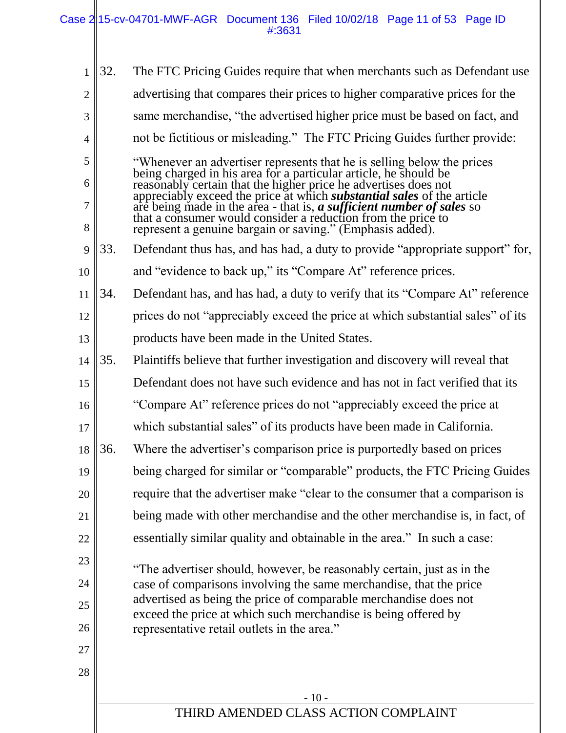32. The FTC Pricing Guides require that when merchants such as Defendant use advertising that compares their prices to higher comparative prices for the same merchandise, "the advertised higher price must be based on fact, and not be fictitious or misleading." The FTC Pricing Guides further provide:

> "Whenever an advertiser represents that he is selling below the prices being charged in his area for a particular article, he should be reasonably certain that the higher price he advertises does not appreciably exceed the price at which ***substantial sales*** of the article are being made in the area - that is, ***a sufficient number of sales*** so that a consumer would consider a reduction from the price to represent a genuine bargain or saving." (Emphasis added).

33. Defendant thus has, and has had, a duty to provide "appropriate support" for, and "evidence to back up," its "Compare At" reference prices.

34. Defendant has, and has had, a duty to verify that its "Compare At" reference prices do not "appreciably exceed the price at which substantial sales" of its products have been made in the United States.

35. Plaintiffs believe that further investigation and discovery will reveal that Defendant does not have such evidence and has not in fact verified that its "Compare At" reference prices do not "appreciably exceed the price at which substantial sales" of its products have been made in California.

36. Where the advertiser's comparison price is purportedly based on prices being charged for similar or "comparable" products, the FTC Pricing Guides require that the advertiser make "clear to the consumer that a comparison is being made with other merchandise and the other merchandise is, in fact, of essentially similar quality and obtainable in the area." In such a case:

> "The advertiser should, however, be reasonably certain, just as in the case of comparisons involving the same merchandise, that the price advertised as being the price of comparable merchandise does not exceed the price at which such merchandise is being offered by representative retail outlets in the area."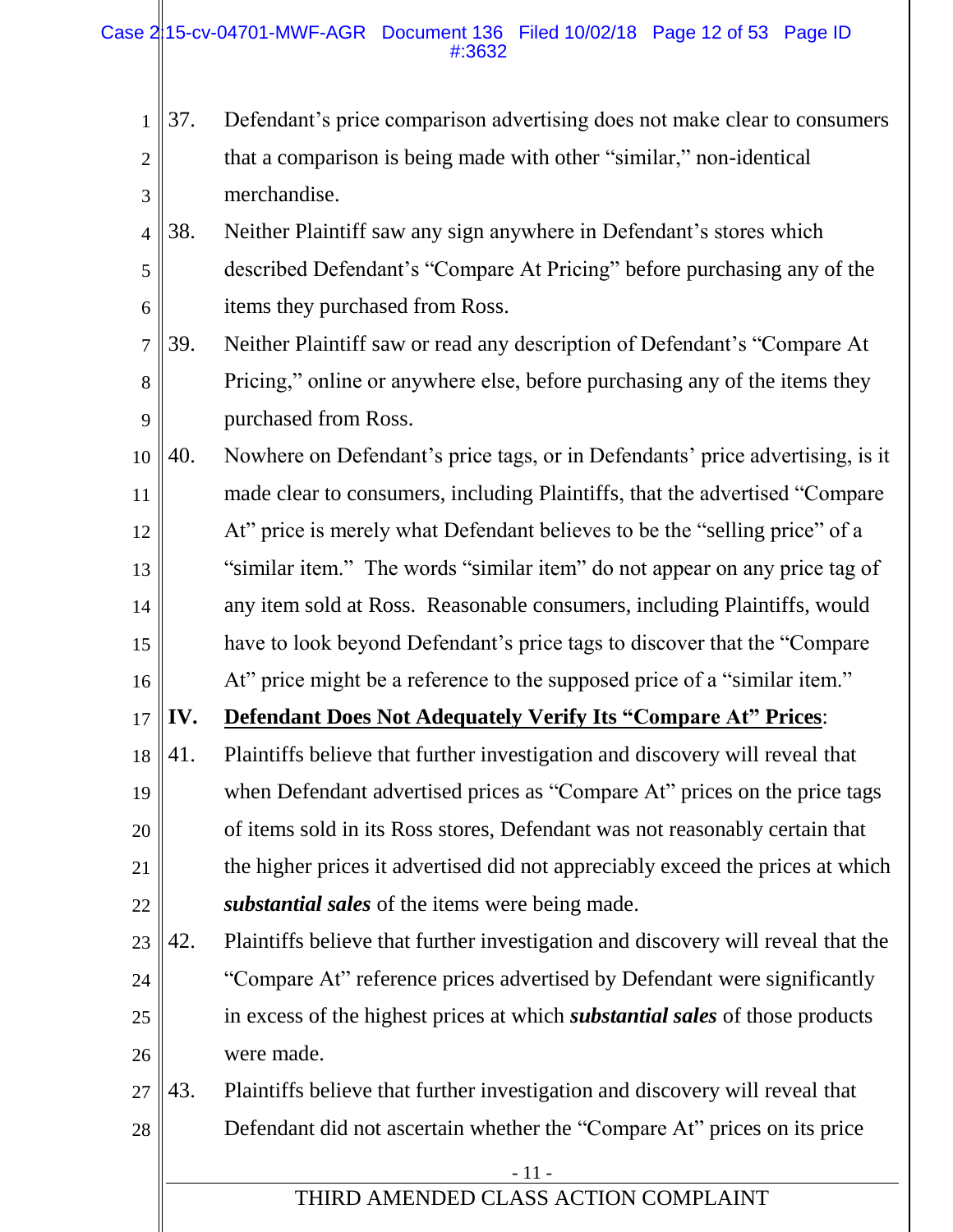37. Defendant's price comparison advertising does not make clear to consumers that a comparison is being made with other "similar," non-identical merchandise.

38. Neither Plaintiff saw any sign anywhere in Defendant's stores which described Defendant's "Compare At Pricing" before purchasing any of the items they purchased from Ross.

39. Neither Plaintiff saw or read any description of Defendant's "Compare At Pricing," online or anywhere else, before purchasing any of the items they purchased from Ross.

40. Nowhere on Defendant's price tags, or in Defendants' price advertising, is it made clear to consumers, including Plaintiffs, that the advertised "Compare At" price is merely what Defendant believes to be the "selling price" of a "similar item." The words "similar item" do not appear on any price tag of any item sold at Ross. Reasonable consumers, including Plaintiffs, would have to look beyond Defendant's price tags to discover that the "Compare At" price might be a reference to the supposed price of a "similar item."

## IV. <u>Defendant Does Not Adequately Verify Its "Compare At" Prices</u>:

41. Plaintiffs believe that further investigation and discovery will reveal that when Defendant advertised prices as "Compare At" prices on the price tags of items sold in its Ross stores, Defendant was not reasonably certain that the higher prices it advertised did not appreciably exceed the prices at which ***substantial sales*** of the items were being made.

42. Plaintiffs believe that further investigation and discovery will reveal that the "Compare At" reference prices advertised by Defendant were significantly in excess of the highest prices at which ***substantial sales*** of those products were made.

43. Plaintiffs believe that further investigation and discovery will reveal that Defendant did not ascertain whether the "Compare At" prices on its price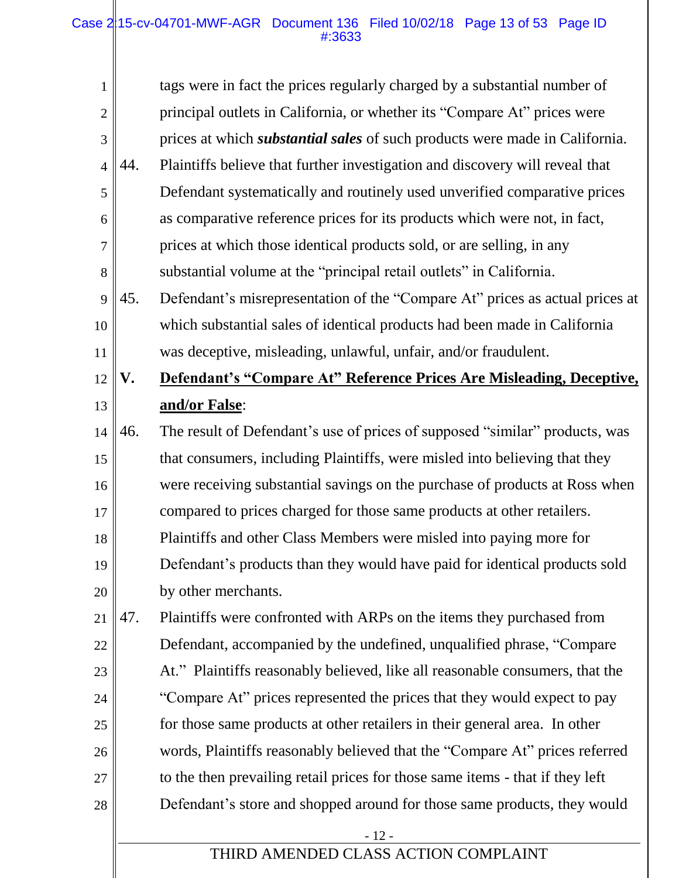tags were in fact the prices regularly charged by a substantial number of principal outlets in California, or whether its "Compare At" prices were prices at which ***substantial sales*** of such products were made in California.

44. Plaintiffs believe that further investigation and discovery will reveal that Defendant systematically and routinely used unverified comparative prices as comparative reference prices for its products which were not, in fact, prices at which those identical products sold, or are selling, in any substantial volume at the "principal retail outlets" in California.

45. Defendant's misrepresentation of the "Compare At" prices as actual prices at which substantial sales of identical products had been made in California was deceptive, misleading, unlawful, unfair, and/or fraudulent.

## V. Defendant's "Compare At" Reference Prices Are Misleading, Deceptive, and/or False:

46. The result of Defendant's use of prices of supposed "similar" products, was that consumers, including Plaintiffs, were misled into believing that they were receiving substantial savings on the purchase of products at Ross when compared to prices charged for those same products at other retailers. Plaintiffs and other Class Members were misled into paying more for Defendant's products than they would have paid for identical products sold by other merchants.

47. Plaintiffs were confronted with ARPs on the items they purchased from Defendant, accompanied by the undefined, unqualified phrase, "Compare At." Plaintiffs reasonably believed, like all reasonable consumers, that the "Compare At" prices represented the prices that they would expect to pay for those same products at other retailers in their general area. In other words, Plaintiffs reasonably believed that the "Compare At" prices referred to the then prevailing retail prices for those same items - that if they left Defendant's store and shopped around for those same products, they would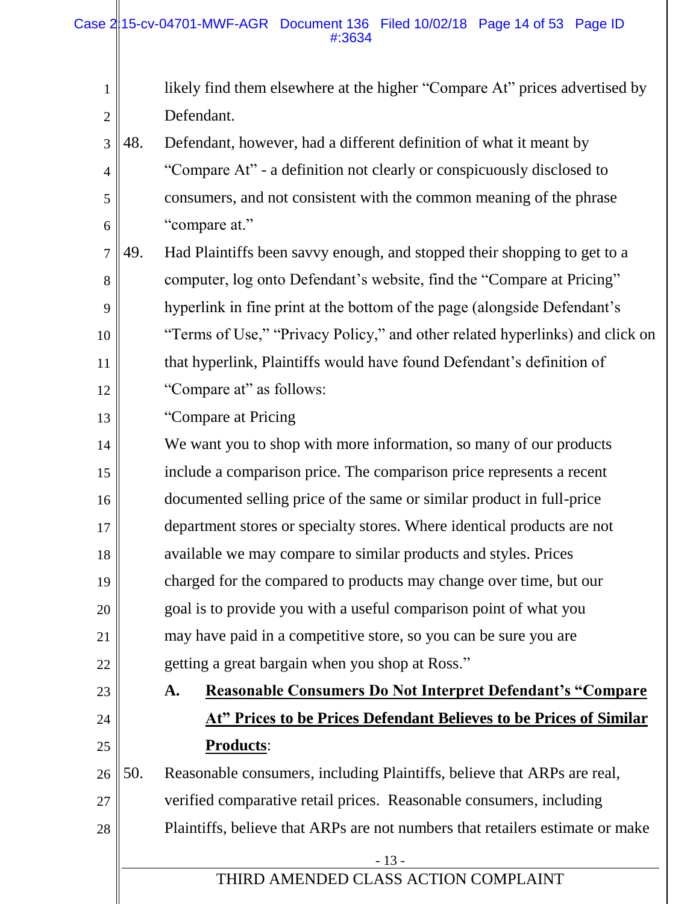likely find them elsewhere at the higher "Compare At" prices advertised by Defendant.

48. Defendant, however, had a different definition of what it meant by "Compare At" - a definition not clearly or conspicuously disclosed to consumers, and not consistent with the common meaning of the phrase "compare at."

49. Had Plaintiffs been savvy enough, and stopped their shopping to get to a computer, log onto Defendant's website, find the "Compare at Pricing" hyperlink in fine print at the bottom of the page (alongside Defendant's "Terms of Use," "Privacy Policy," and other related hyperlinks) and click on that hyperlink, Plaintiffs would have found Defendant's definition of "Compare at" as follows:

"Compare at Pricing

We want you to shop with more information, so many of our products include a comparison price. The comparison price represents a recent documented selling price of the same or similar product in full-price department stores or specialty stores. Where identical products are not available we may compare to similar products and styles. Prices charged for the compared to products may change over time, but our goal is to provide you with a useful comparison point of what you may have paid in a competitive store, so you can be sure you are getting a great bargain when you shop at Ross."

### A. **<u>Reasonable Consumers Do Not Interpret Defendant's "Compare At" Prices to be Prices Defendant Believes to be Prices of Similar Products</u>**:

50. Reasonable consumers, including Plaintiffs, believe that ARPs are real, verified comparative retail prices. Reasonable consumers, including Plaintiffs, believe that ARPs are not numbers that retailers estimate or make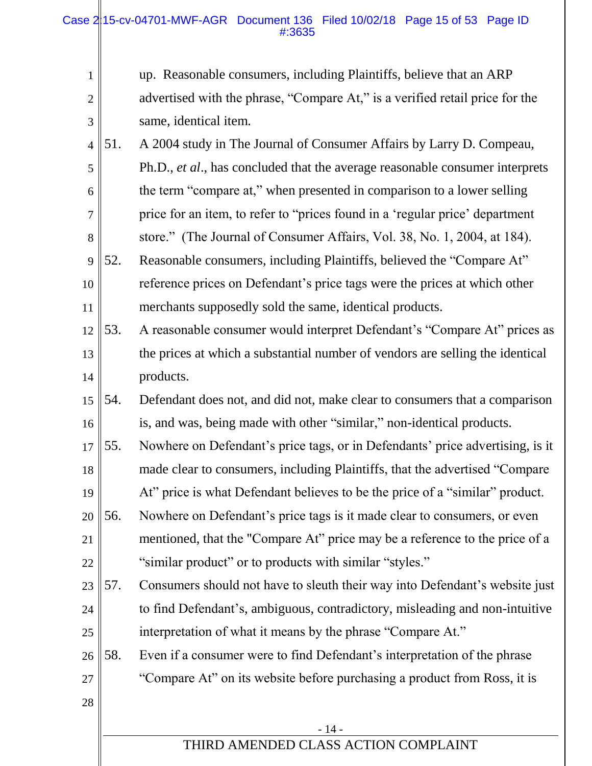up. Reasonable consumers, including Plaintiffs, believe that an ARP advertised with the phrase, "Compare At," is a verified retail price for the same, identical item.

51. A 2004 study in The Journal of Consumer Affairs by Larry D. Compeau, Ph.D., *et al*., has concluded that the average reasonable consumer interprets the term "compare at," when presented in comparison to a lower selling price for an item, to refer to "prices found in a 'regular price' department store." (The Journal of Consumer Affairs, Vol. 38, No. 1, 2004, at 184).

52. Reasonable consumers, including Plaintiffs, believed the "Compare At" reference prices on Defendant's price tags were the prices at which other merchants supposedly sold the same, identical products.

53. A reasonable consumer would interpret Defendant's "Compare At" prices as the prices at which a substantial number of vendors are selling the identical products.

54. Defendant does not, and did not, make clear to consumers that a comparison is, and was, being made with other "similar," non-identical products.

55. Nowhere on Defendant's price tags, or in Defendants' price advertising, is it made clear to consumers, including Plaintiffs, that the advertised "Compare At" price is what Defendant believes to be the price of a "similar" product.

56. Nowhere on Defendant's price tags is it made clear to consumers, or even mentioned, that the "Compare At" price may be a reference to the price of a "similar product" or to products with similar "styles."

57. Consumers should not have to sleuth their way into Defendant's website just to find Defendant's, ambiguous, contradictory, misleading and non-intuitive interpretation of what it means by the phrase "Compare At."

58. Even if a consumer were to find Defendant's interpretation of the phrase "Compare At" on its website before purchasing a product from Ross, it is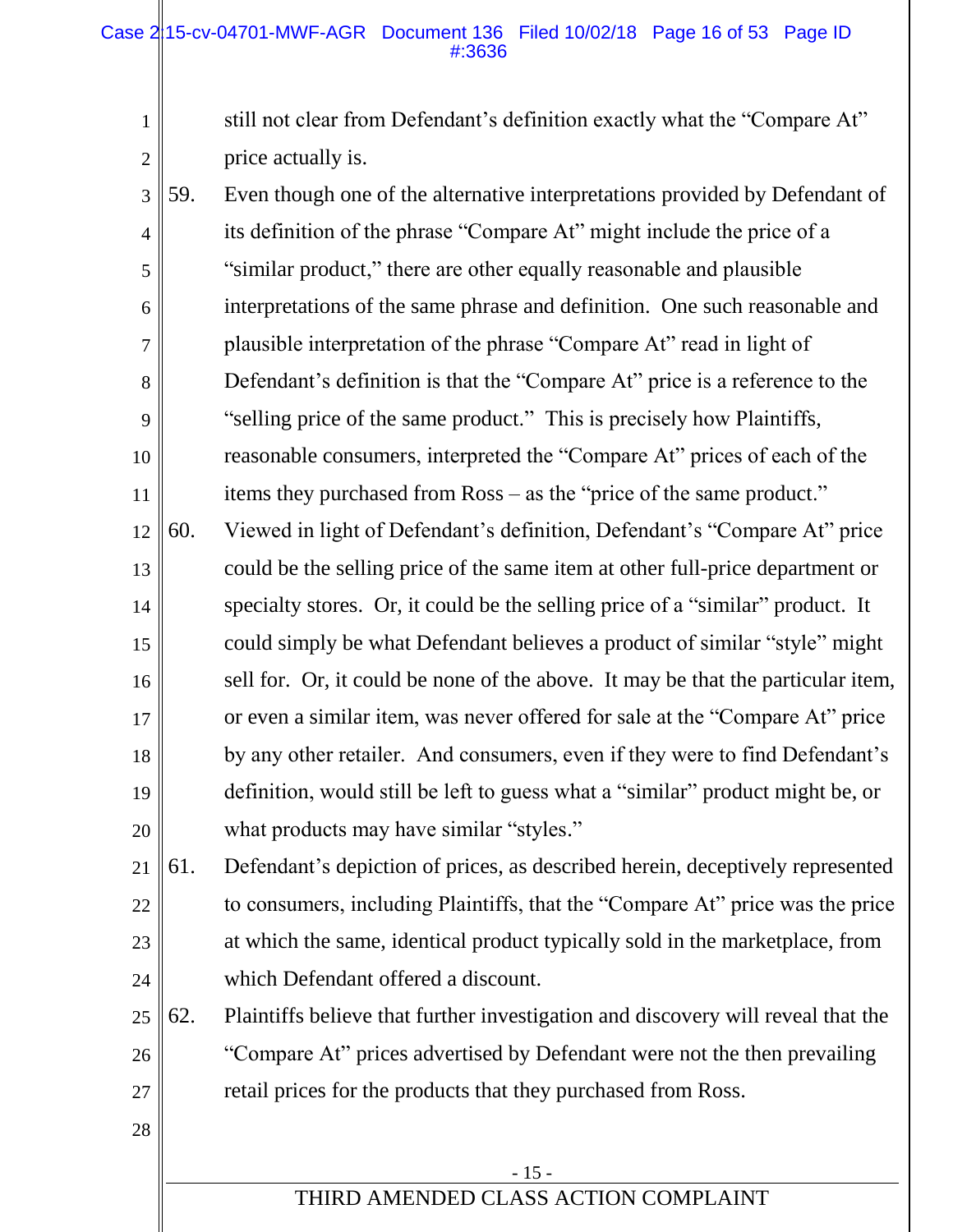still not clear from Defendant's definition exactly what the "Compare At" price actually is.

59. Even though one of the alternative interpretations provided by Defendant of its definition of the phrase "Compare At" might include the price of a "similar product," there are other equally reasonable and plausible interpretations of the same phrase and definition. One such reasonable and plausible interpretation of the phrase "Compare At" read in light of Defendant's definition is that the "Compare At" price is a reference to the "selling price of the same product." This is precisely how Plaintiffs, reasonable consumers, interpreted the "Compare At" prices of each of the items they purchased from Ross – as the "price of the same product."

60. Viewed in light of Defendant's definition, Defendant's "Compare At" price could be the selling price of the same item at other full-price department or specialty stores. Or, it could be the selling price of a "similar" product. It could simply be what Defendant believes a product of similar "style" might sell for. Or, it could be none of the above. It may be that the particular item, or even a similar item, was never offered for sale at the "Compare At" price by any other retailer. And consumers, even if they were to find Defendant's definition, would still be left to guess what a "similar" product might be, or what products may have similar "styles."

61. Defendant's depiction of prices, as described herein, deceptively represented to consumers, including Plaintiffs, that the "Compare At" price was the price at which the same, identical product typically sold in the marketplace, from which Defendant offered a discount.

62. Plaintiffs believe that further investigation and discovery will reveal that the "Compare At" prices advertised by Defendant were not the then prevailing retail prices for the products that they purchased from Ross.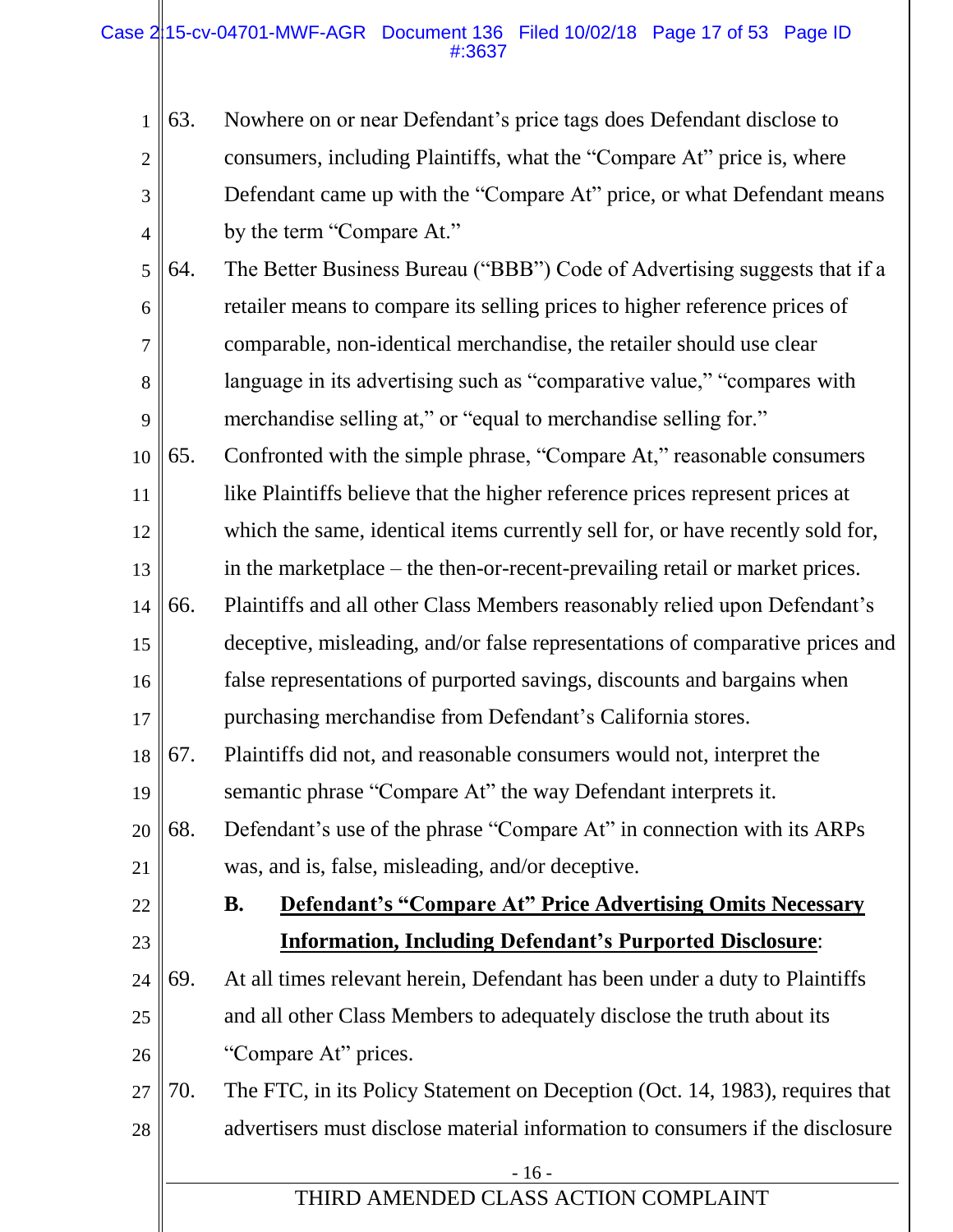63. Nowhere on or near Defendant's price tags does Defendant disclose to consumers, including Plaintiffs, what the "Compare At" price is, where Defendant came up with the "Compare At" price, or what Defendant means by the term "Compare At."

64. The Better Business Bureau ("BBB") Code of Advertising suggests that if a retailer means to compare its selling prices to higher reference prices of comparable, non-identical merchandise, the retailer should use clear language in its advertising such as "comparative value," "compares with merchandise selling at," or "equal to merchandise selling for."

65. Confronted with the simple phrase, "Compare At," reasonable consumers like Plaintiffs believe that the higher reference prices represent prices at which the same, identical items currently sell for, or have recently sold for, in the marketplace – the then-or-recent-prevailing retail or market prices.

66. Plaintiffs and all other Class Members reasonably relied upon Defendant's deceptive, misleading, and/or false representations of comparative prices and false representations of purported savings, discounts and bargains when purchasing merchandise from Defendant's California stores.

67. Plaintiffs did not, and reasonable consumers would not, interpret the semantic phrase "Compare At" the way Defendant interprets it.

68. Defendant's use of the phrase "Compare At" in connection with its ARPs was, and is, false, misleading, and/or deceptive.

**B. <u>Defendant's "Compare At" Price Advertising Omits Necessary Information, Including Defendant's Purported Disclosure</u>:**

69. At all times relevant herein, Defendant has been under a duty to Plaintiffs and all other Class Members to adequately disclose the truth about its "Compare At" prices.

70. The FTC, in its Policy Statement on Deception (Oct. 14, 1983), requires that advertisers must disclose material information to consumers if the disclosure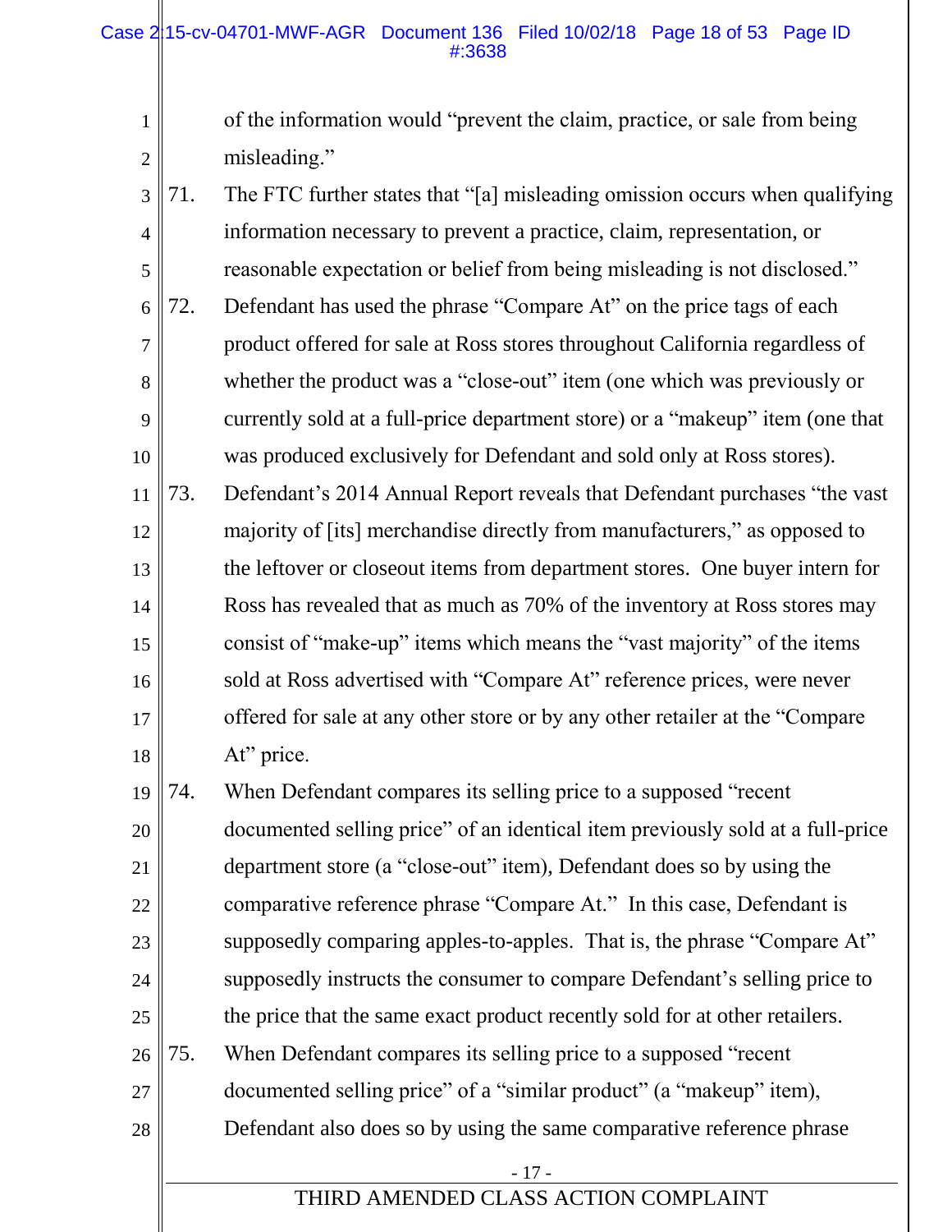of the information would "prevent the claim, practice, or sale from being misleading."

71. The FTC further states that "[a] misleading omission occurs when qualifying information necessary to prevent a practice, claim, representation, or reasonable expectation or belief from being misleading is not disclosed."

72. Defendant has used the phrase "Compare At" on the price tags of each product offered for sale at Ross stores throughout California regardless of whether the product was a "close-out" item (one which was previously or currently sold at a full-price department store) or a "makeup" item (one that was produced exclusively for Defendant and sold only at Ross stores).

73. Defendant's 2014 Annual Report reveals that Defendant purchases "the vast majority of [its] merchandise directly from manufacturers," as opposed to the leftover or closeout items from department stores. One buyer intern for Ross has revealed that as much as 70% of the inventory at Ross stores may consist of "make-up" items which means the "vast majority" of the items sold at Ross advertised with "Compare At" reference prices, were never offered for sale at any other store or by any other retailer at the "Compare At" price.

74. When Defendant compares its selling price to a supposed "recent documented selling price" of an identical item previously sold at a full-price department store (a "close-out" item), Defendant does so by using the comparative reference phrase "Compare At." In this case, Defendant is supposedly comparing apples-to-apples. That is, the phrase "Compare At" supposedly instructs the consumer to compare Defendant's selling price to the price that the same exact product recently sold for at other retailers.

75. When Defendant compares its selling price to a supposed "recent documented selling price" of a "similar product" (a "makeup" item), Defendant also does so by using the same comparative reference phrase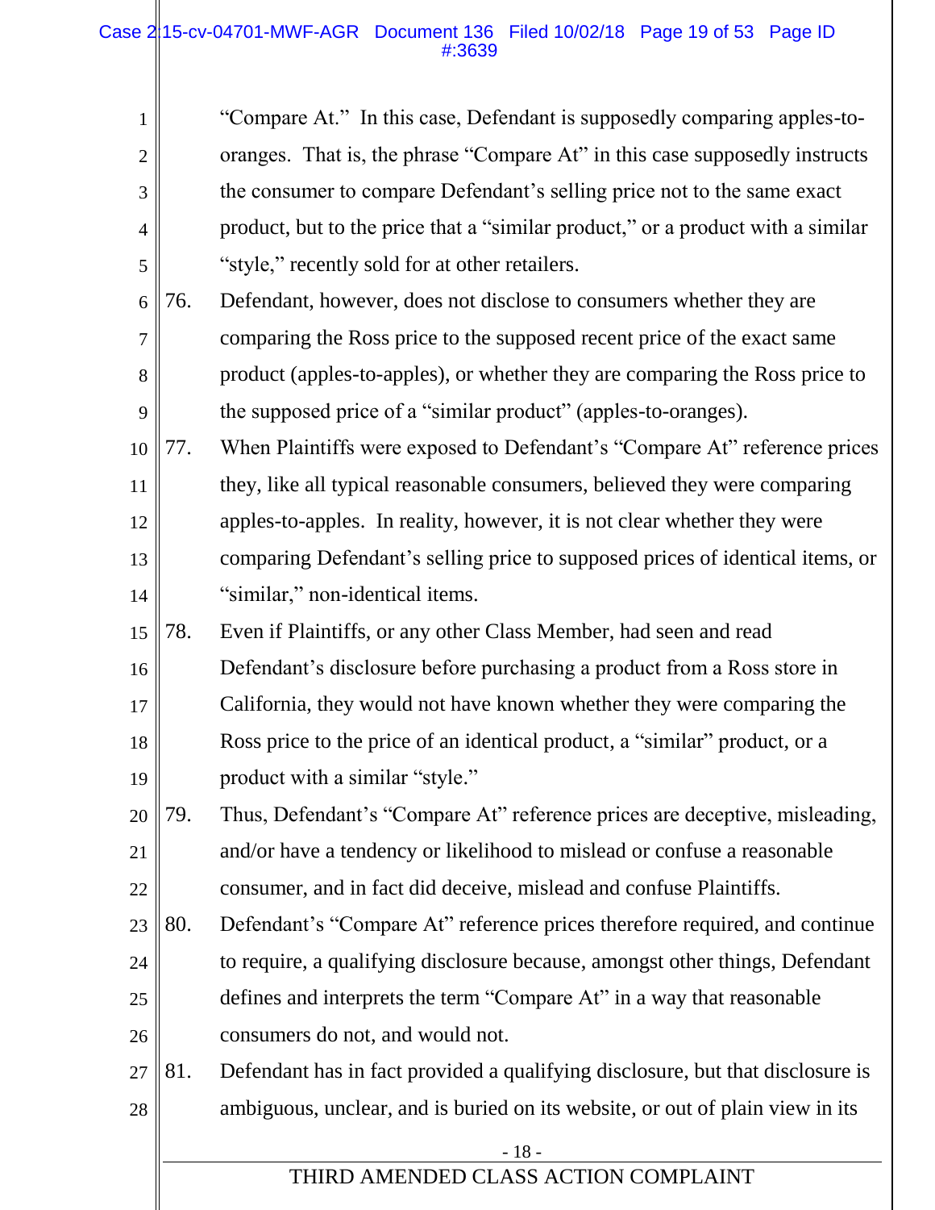"Compare At." In this case, Defendant is supposedly comparing apples-to-oranges. That is, the phrase "Compare At" in this case supposedly instructs the consumer to compare Defendant's selling price not to the same exact product, but to the price that a "similar product," or a product with a similar "style," recently sold for at other retailers.

76. Defendant, however, does not disclose to consumers whether they are comparing the Ross price to the supposed recent price of the exact same product (apples-to-apples), or whether they are comparing the Ross price to the supposed price of a "similar product" (apples-to-oranges).

77. When Plaintiffs were exposed to Defendant's "Compare At" reference prices they, like all typical reasonable consumers, believed they were comparing apples-to-apples. In reality, however, it is not clear whether they were comparing Defendant's selling price to supposed prices of identical items, or "similar," non-identical items.

78. Even if Plaintiffs, or any other Class Member, had seen and read Defendant's disclosure before purchasing a product from a Ross store in California, they would not have known whether they were comparing the Ross price to the price of an identical product, a "similar" product, or a product with a similar "style."

79. Thus, Defendant's "Compare At" reference prices are deceptive, misleading, and/or have a tendency or likelihood to mislead or confuse a reasonable consumer, and in fact did deceive, mislead and confuse Plaintiffs.

80. Defendant's "Compare At" reference prices therefore required, and continue to require, a qualifying disclosure because, amongst other things, Defendant defines and interprets the term "Compare At" in a way that reasonable consumers do not, and would not.

81. Defendant has in fact provided a qualifying disclosure, but that disclosure is ambiguous, unclear, and is buried on its website, or out of plain view in its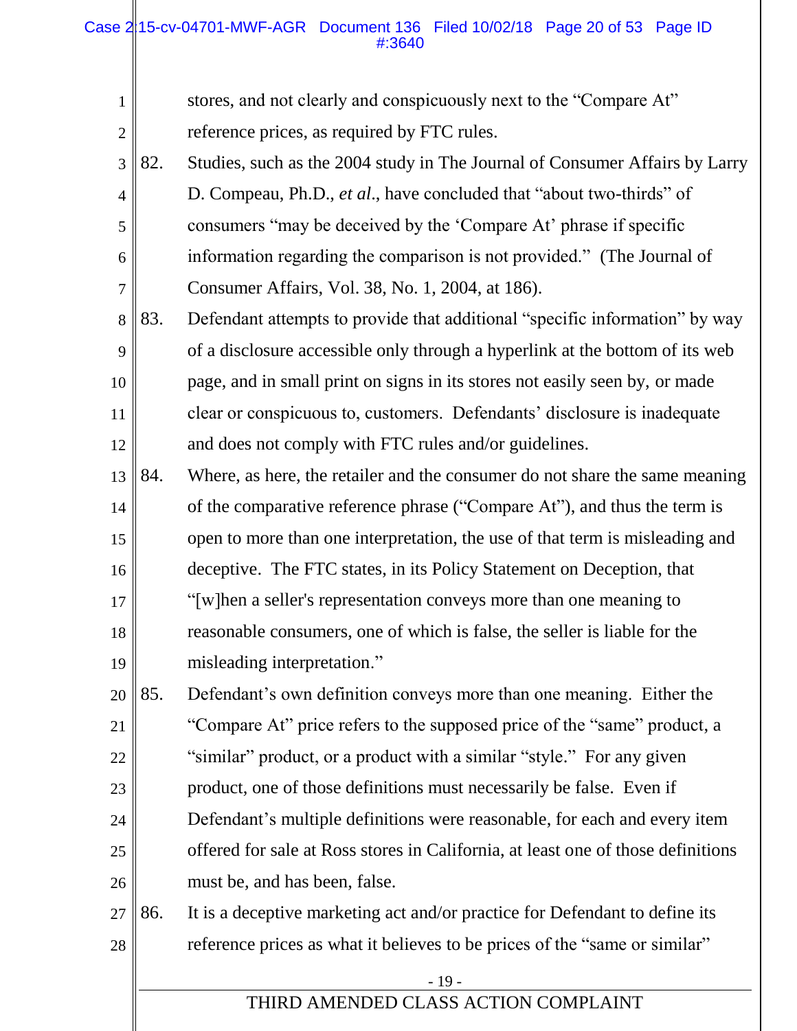stores, and not clearly and conspicuously next to the "Compare At" reference prices, as required by FTC rules.

82. Studies, such as the 2004 study in The Journal of Consumer Affairs by Larry D. Compeau, Ph.D., *et al*., have concluded that "about two-thirds" of consumers "may be deceived by the 'Compare At' phrase if specific information regarding the comparison is not provided." (The Journal of Consumer Affairs, Vol. 38, No. 1, 2004, at 186).

83. Defendant attempts to provide that additional "specific information" by way of a disclosure accessible only through a hyperlink at the bottom of its web page, and in small print on signs in its stores not easily seen by, or made clear or conspicuous to, customers. Defendants' disclosure is inadequate and does not comply with FTC rules and/or guidelines.

84. Where, as here, the retailer and the consumer do not share the same meaning of the comparative reference phrase ("Compare At"), and thus the term is open to more than one interpretation, the use of that term is misleading and deceptive. The FTC states, in its Policy Statement on Deception, that "[w]hen a seller's representation conveys more than one meaning to reasonable consumers, one of which is false, the seller is liable for the misleading interpretation."

85. Defendant's own definition conveys more than one meaning. Either the "Compare At" price refers to the supposed price of the "same" product, a "similar" product, or a product with a similar "style." For any given product, one of those definitions must necessarily be false. Even if Defendant's multiple definitions were reasonable, for each and every item offered for sale at Ross stores in California, at least one of those definitions must be, and has been, false.

86. It is a deceptive marketing act and/or practice for Defendant to define its reference prices as what it believes to be prices of the "same or similar"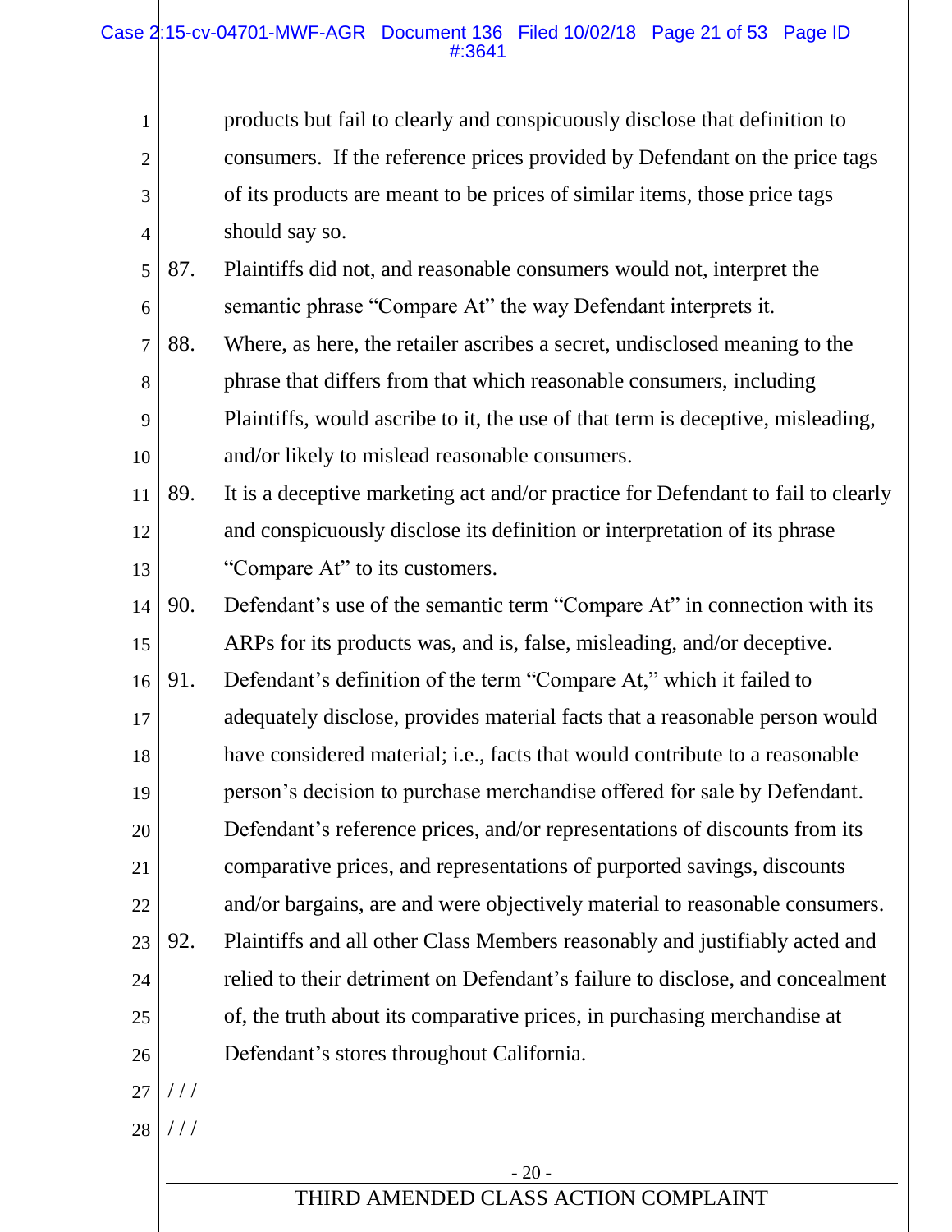products but fail to clearly and conspicuously disclose that definition to consumers. If the reference prices provided by Defendant on the price tags of its products are meant to be prices of similar items, those price tags should say so.

87. Plaintiffs did not, and reasonable consumers would not, interpret the semantic phrase "Compare At" the way Defendant interprets it.

88. Where, as here, the retailer ascribes a secret, undisclosed meaning to the phrase that differs from that which reasonable consumers, including Plaintiffs, would ascribe to it, the use of that term is deceptive, misleading, and/or likely to mislead reasonable consumers.

89. It is a deceptive marketing act and/or practice for Defendant to fail to clearly and conspicuously disclose its definition or interpretation of its phrase "Compare At" to its customers.

90. Defendant's use of the semantic term "Compare At" in connection with its ARPs for its products was, and is, false, misleading, and/or deceptive.

91. Defendant's definition of the term "Compare At," which it failed to adequately disclose, provides material facts that a reasonable person would have considered material; i.e., facts that would contribute to a reasonable person's decision to purchase merchandise offered for sale by Defendant. Defendant's reference prices, and/or representations of discounts from its comparative prices, and representations of purported savings, discounts and/or bargains, are and were objectively material to reasonable consumers.

92. Plaintiffs and all other Class Members reasonably and justifiably acted and relied to their detriment on Defendant's failure to disclose, and concealment of, the truth about its comparative prices, in purchasing merchandise at Defendant's stores throughout California.

/ / /

/ / /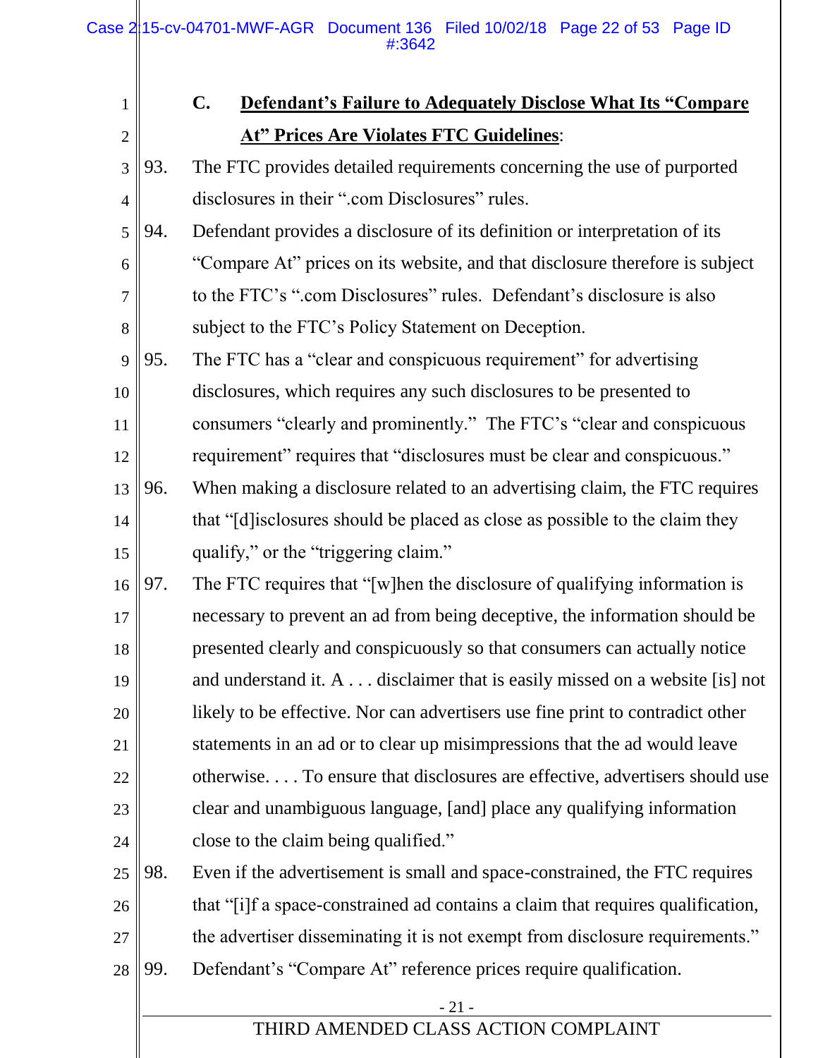### C. **Defendant's Failure to Adequately Disclose What Its "Compare At" Prices Are Violates FTC Guidelines**:

93. The FTC provides detailed requirements concerning the use of purported disclosures in their ".com Disclosures" rules.

94. Defendant provides a disclosure of its definition or interpretation of its "Compare At" prices on its website, and that disclosure therefore is subject to the FTC's ".com Disclosures" rules. Defendant's disclosure is also subject to the FTC's Policy Statement on Deception.

95. The FTC has a "clear and conspicuous requirement" for advertising disclosures, which requires any such disclosures to be presented to consumers "clearly and prominently." The FTC's "clear and conspicuous requirement" requires that "disclosures must be clear and conspicuous."

96. When making a disclosure related to an advertising claim, the FTC requires that "[d]isclosures should be placed as close as possible to the claim they qualify," or the "triggering claim."

97. The FTC requires that "[w]hen the disclosure of qualifying information is necessary to prevent an ad from being deceptive, the information should be presented clearly and conspicuously so that consumers can actually notice and understand it. A . . . disclaimer that is easily missed on a website [is] not likely to be effective. Nor can advertisers use fine print to contradict other statements in an ad or to clear up misimpressions that the ad would leave otherwise. . . . To ensure that disclosures are effective, advertisers should use clear and unambiguous language, [and] place any qualifying information close to the claim being qualified."

98. Even if the advertisement is small and space-constrained, the FTC requires that "[i]f a space-constrained ad contains a claim that requires qualification, the advertiser disseminating it is not exempt from disclosure requirements."

99. Defendant's "Compare At" reference prices require qualification.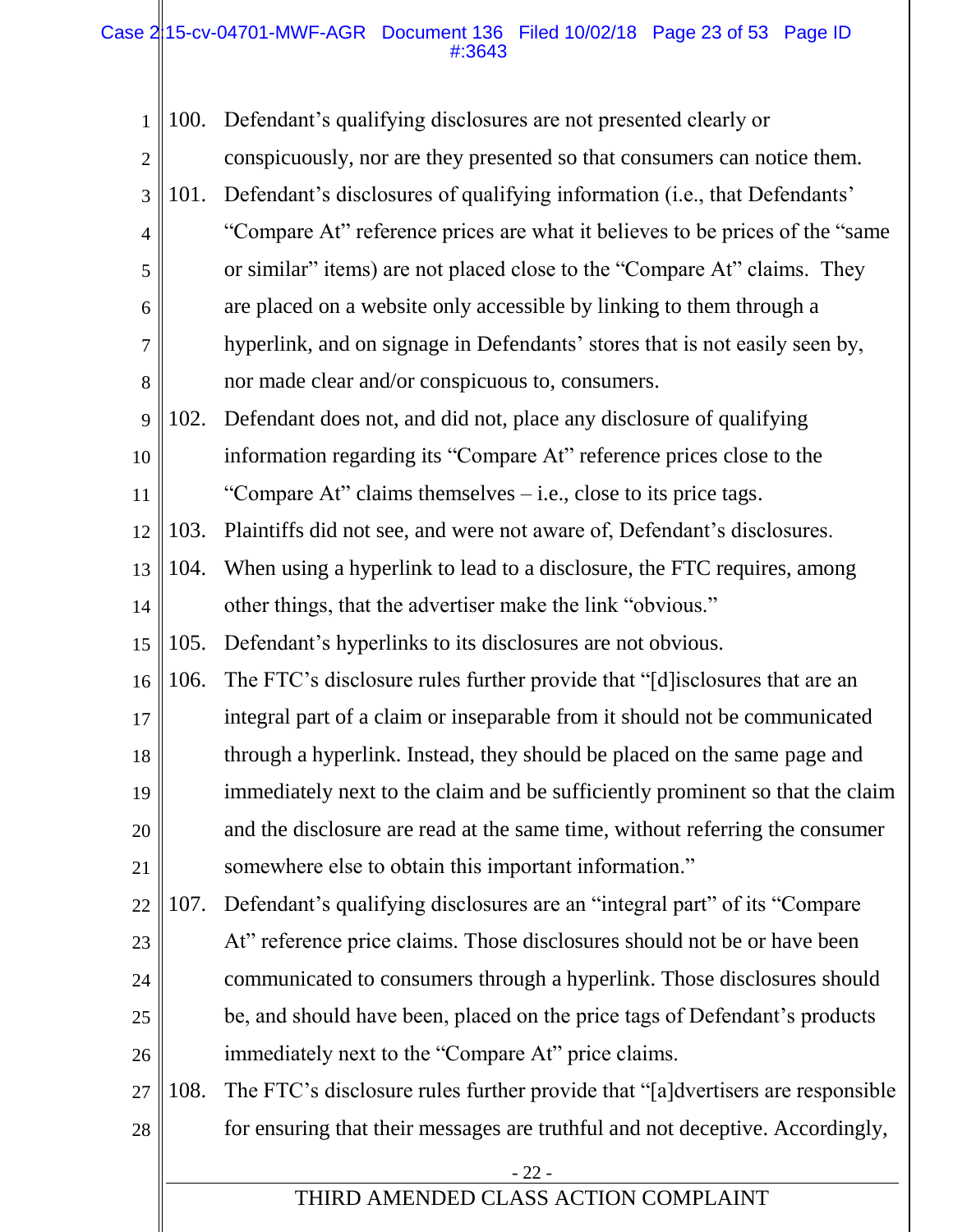100. Defendant's qualifying disclosures are not presented clearly or conspicuously, nor are they presented so that consumers can notice them.

101. Defendant's disclosures of qualifying information (i.e., that Defendants' "Compare At" reference prices are what it believes to be prices of the "same or similar" items) are not placed close to the "Compare At" claims. They are placed on a website only accessible by linking to them through a hyperlink, and on signage in Defendants' stores that is not easily seen by, nor made clear and/or conspicuous to, consumers.

102. Defendant does not, and did not, place any disclosure of qualifying information regarding its "Compare At" reference prices close to the "Compare At" claims themselves – i.e., close to its price tags.

103. Plaintiffs did not see, and were not aware of, Defendant's disclosures.

104. When using a hyperlink to lead to a disclosure, the FTC requires, among other things, that the advertiser make the link "obvious."

105. Defendant's hyperlinks to its disclosures are not obvious.

106. The FTC's disclosure rules further provide that "[d]isclosures that are an integral part of a claim or inseparable from it should not be communicated through a hyperlink. Instead, they should be placed on the same page and immediately next to the claim and be sufficiently prominent so that the claim and the disclosure are read at the same time, without referring the consumer somewhere else to obtain this important information."

107. Defendant's qualifying disclosures are an "integral part" of its "Compare At" reference price claims. Those disclosures should not be or have been communicated to consumers through a hyperlink. Those disclosures should be, and should have been, placed on the price tags of Defendant's products immediately next to the "Compare At" price claims.

108. The FTC's disclosure rules further provide that "[a]dvertisers are responsible for ensuring that their messages are truthful and not deceptive. Accordingly,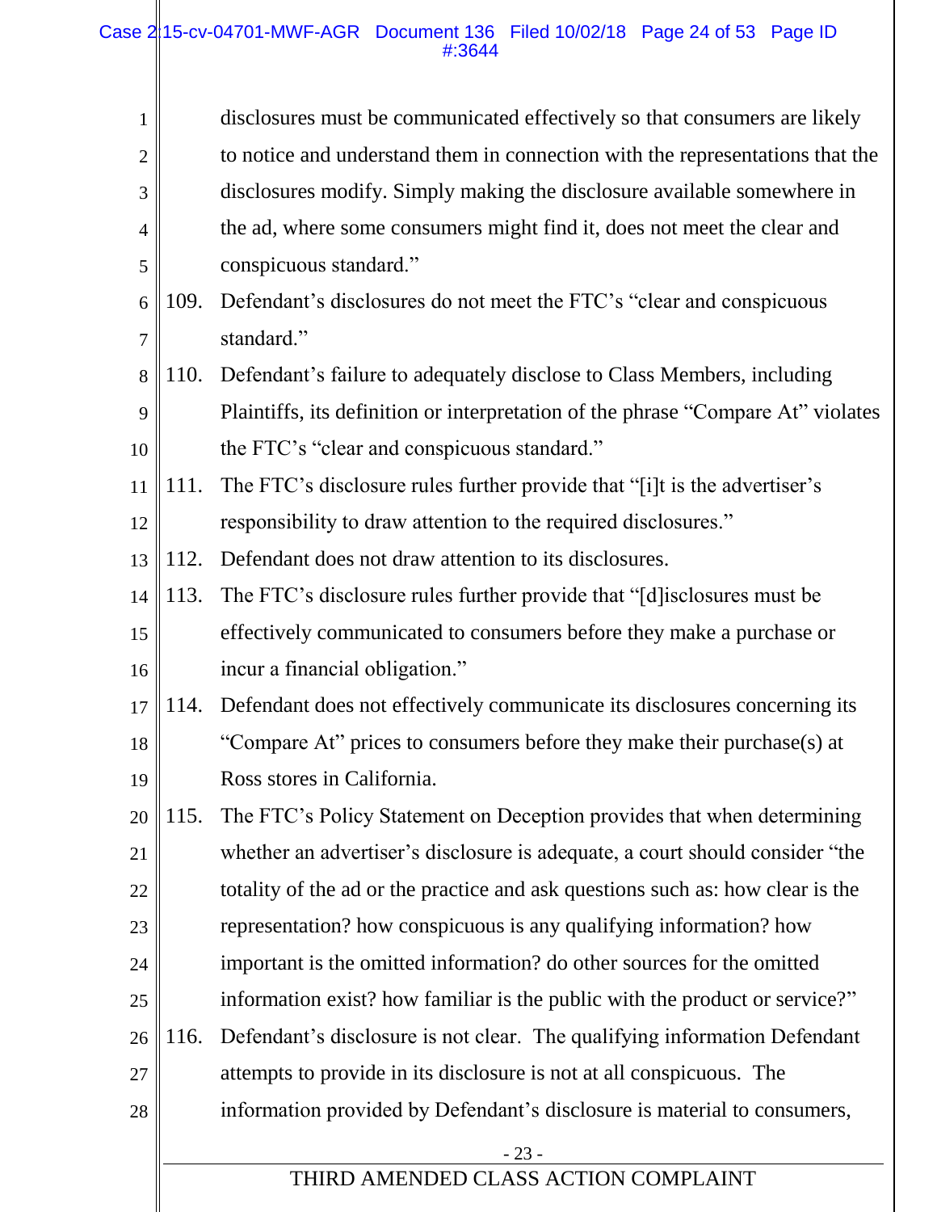disclosures must be communicated effectively so that consumers are likely to notice and understand them in connection with the representations that the disclosures modify. Simply making the disclosure available somewhere in the ad, where some consumers might find it, does not meet the clear and conspicuous standard."

109. Defendant's disclosures do not meet the FTC's "clear and conspicuous standard."

110. Defendant's failure to adequately disclose to Class Members, including Plaintiffs, its definition or interpretation of the phrase "Compare At" violates the FTC's "clear and conspicuous standard."

111. The FTC's disclosure rules further provide that "[i]t is the advertiser's responsibility to draw attention to the required disclosures."

112. Defendant does not draw attention to its disclosures.

113. The FTC's disclosure rules further provide that "[d]isclosures must be effectively communicated to consumers before they make a purchase or incur a financial obligation."

114. Defendant does not effectively communicate its disclosures concerning its "Compare At" prices to consumers before they make their purchase(s) at Ross stores in California.

115. The FTC's Policy Statement on Deception provides that when determining whether an advertiser's disclosure is adequate, a court should consider "the totality of the ad or the practice and ask questions such as: how clear is the representation? how conspicuous is any qualifying information? how important is the omitted information? do other sources for the omitted information exist? how familiar is the public with the product or service?"

116. Defendant's disclosure is not clear. The qualifying information Defendant attempts to provide in its disclosure is not at all conspicuous. The information provided by Defendant's disclosure is material to consumers,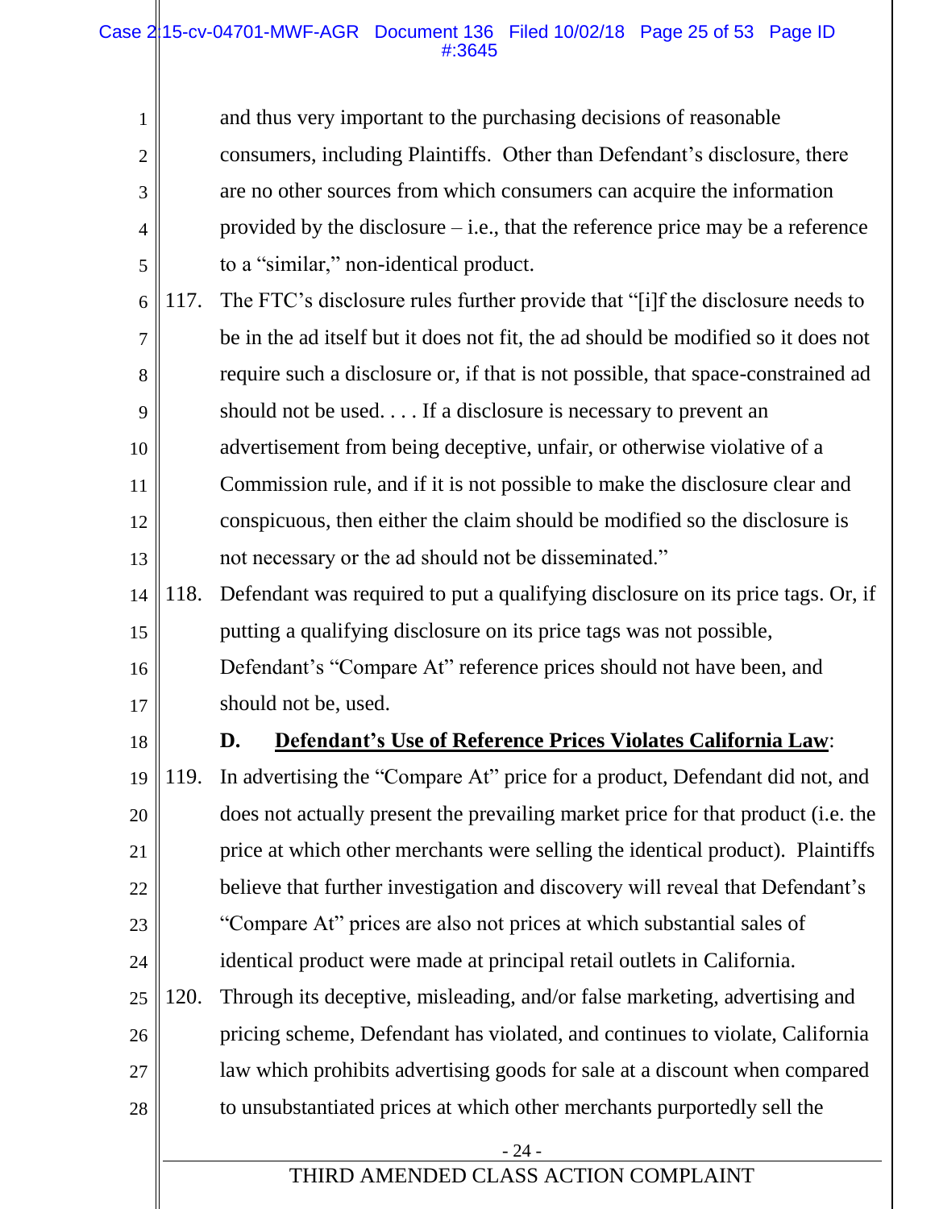and thus very important to the purchasing decisions of reasonable consumers, including Plaintiffs. Other than Defendant's disclosure, there are no other sources from which consumers can acquire the information provided by the disclosure – i.e., that the reference price may be a reference to a "similar," non-identical product.

117. The FTC's disclosure rules further provide that "[i]f the disclosure needs to be in the ad itself but it does not fit, the ad should be modified so it does not require such a disclosure or, if that is not possible, that space-constrained ad should not be used. . . . If a disclosure is necessary to prevent an advertisement from being deceptive, unfair, or otherwise violative of a Commission rule, and if it is not possible to make the disclosure clear and conspicuous, then either the claim should be modified so the disclosure is not necessary or the ad should not be disseminated."

118. Defendant was required to put a qualifying disclosure on its price tags. Or, if putting a qualifying disclosure on its price tags was not possible, Defendant's "Compare At" reference prices should not have been, and should not be, used.

### D. Defendant's Use of Reference Prices Violates California Law:

119. In advertising the "Compare At" price for a product, Defendant did not, and does not actually present the prevailing market price for that product (i.e. the price at which other merchants were selling the identical product). Plaintiffs believe that further investigation and discovery will reveal that Defendant's "Compare At" prices are also not prices at which substantial sales of identical product were made at principal retail outlets in California.

120. Through its deceptive, misleading, and/or false marketing, advertising and pricing scheme, Defendant has violated, and continues to violate, California law which prohibits advertising goods for sale at a discount when compared to unsubstantiated prices at which other merchants purportedly sell the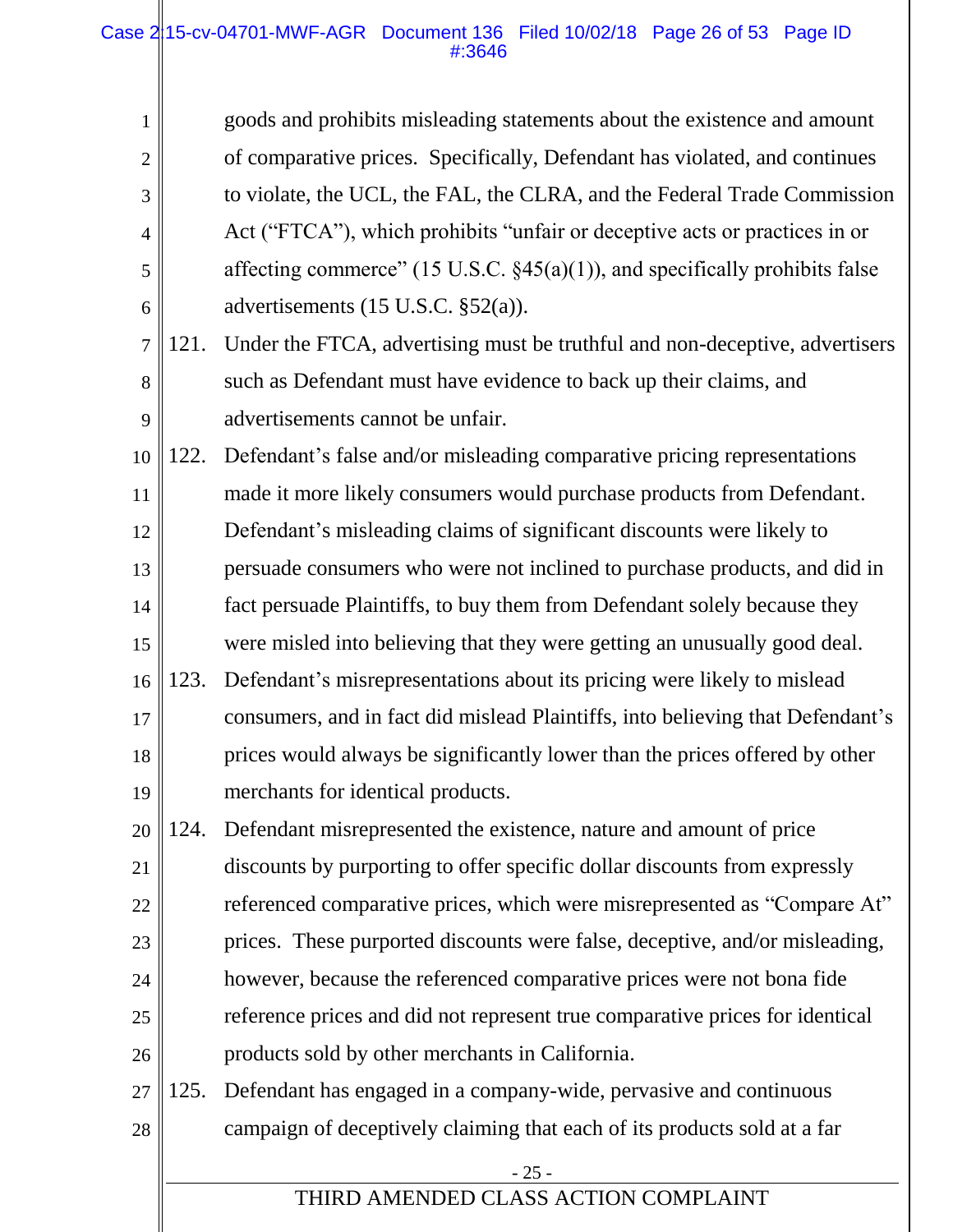goods and prohibits misleading statements about the existence and amount of comparative prices. Specifically, Defendant has violated, and continues to violate, the UCL, the FAL, the CLRA, and the Federal Trade Commission Act ("FTCA"), which prohibits "unfair or deceptive acts or practices in or affecting commerce" (15 U.S.C. §45(a)(1)), and specifically prohibits false advertisements (15 U.S.C. §52(a)).

121. Under the FTCA, advertising must be truthful and non-deceptive, advertisers such as Defendant must have evidence to back up their claims, and advertisements cannot be unfair.

122. Defendant's false and/or misleading comparative pricing representations made it more likely consumers would purchase products from Defendant. Defendant's misleading claims of significant discounts were likely to persuade consumers who were not inclined to purchase products, and did in fact persuade Plaintiffs, to buy them from Defendant solely because they were misled into believing that they were getting an unusually good deal.

123. Defendant's misrepresentations about its pricing were likely to mislead consumers, and in fact did mislead Plaintiffs, into believing that Defendant's prices would always be significantly lower than the prices offered by other merchants for identical products.

124. Defendant misrepresented the existence, nature and amount of price discounts by purporting to offer specific dollar discounts from expressly referenced comparative prices, which were misrepresented as "Compare At" prices. These purported discounts were false, deceptive, and/or misleading, however, because the referenced comparative prices were not bona fide reference prices and did not represent true comparative prices for identical products sold by other merchants in California.

125. Defendant has engaged in a company-wide, pervasive and continuous campaign of deceptively claiming that each of its products sold at a far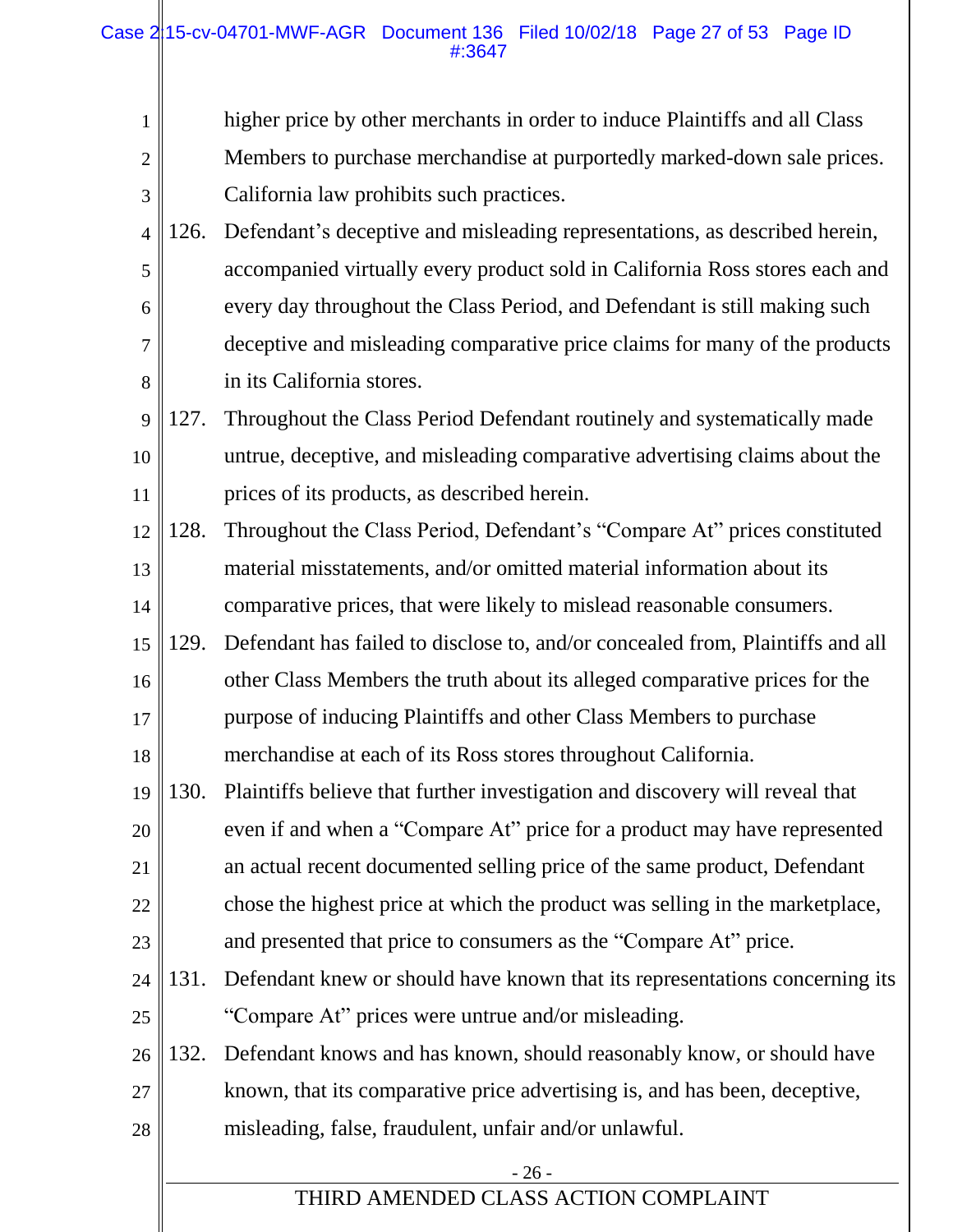higher price by other merchants in order to induce Plaintiffs and all Class Members to purchase merchandise at purportedly marked-down sale prices. California law prohibits such practices.

126. Defendant's deceptive and misleading representations, as described herein, accompanied virtually every product sold in California Ross stores each and every day throughout the Class Period, and Defendant is still making such deceptive and misleading comparative price claims for many of the products in its California stores.

127. Throughout the Class Period Defendant routinely and systematically made untrue, deceptive, and misleading comparative advertising claims about the prices of its products, as described herein.

128. Throughout the Class Period, Defendant's "Compare At" prices constituted material misstatements, and/or omitted material information about its comparative prices, that were likely to mislead reasonable consumers.

129. Defendant has failed to disclose to, and/or concealed from, Plaintiffs and all other Class Members the truth about its alleged comparative prices for the purpose of inducing Plaintiffs and other Class Members to purchase merchandise at each of its Ross stores throughout California.

130. Plaintiffs believe that further investigation and discovery will reveal that even if and when a "Compare At" price for a product may have represented an actual recent documented selling price of the same product, Defendant chose the highest price at which the product was selling in the marketplace, and presented that price to consumers as the "Compare At" price.

131. Defendant knew or should have known that its representations concerning its "Compare At" prices were untrue and/or misleading.

132. Defendant knows and has known, should reasonably know, or should have known, that its comparative price advertising is, and has been, deceptive, misleading, false, fraudulent, unfair and/or unlawful.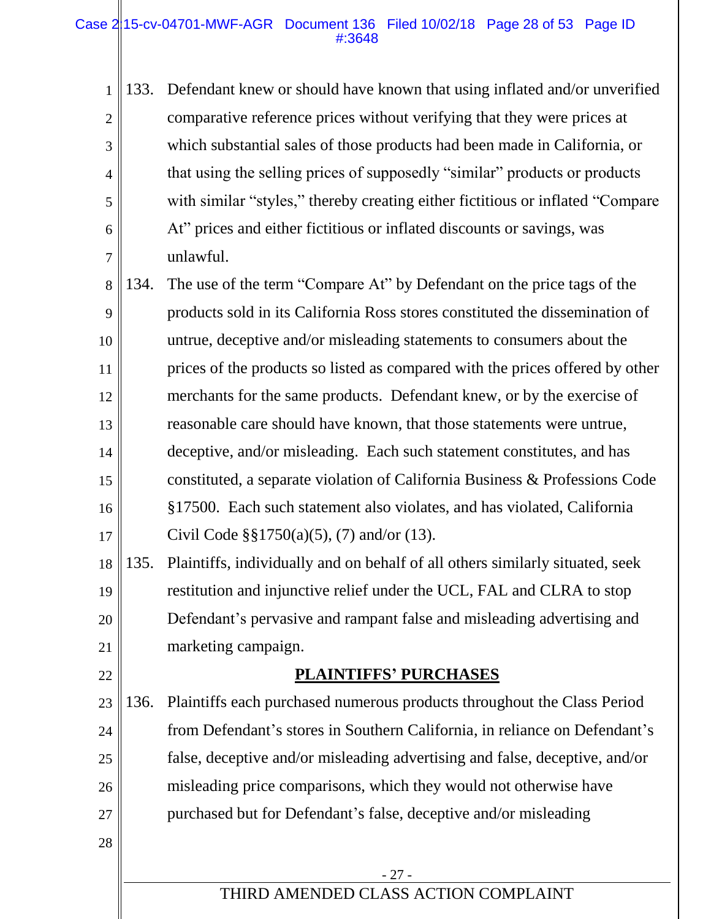133. Defendant knew or should have known that using inflated and/or unverified comparative reference prices without verifying that they were prices at which substantial sales of those products had been made in California, or that using the selling prices of supposedly "similar" products or products with similar "styles," thereby creating either fictitious or inflated "Compare At" prices and either fictitious or inflated discounts or savings, was unlawful.

134. The use of the term "Compare At" by Defendant on the price tags of the products sold in its California Ross stores constituted the dissemination of untrue, deceptive and/or misleading statements to consumers about the prices of the products so listed as compared with the prices offered by other merchants for the same products. Defendant knew, or by the exercise of reasonable care should have known, that those statements were untrue, deceptive, and/or misleading. Each such statement constitutes, and has constituted, a separate violation of California Business & Professions Code §17500. Each such statement also violates, and has violated, California Civil Code §§1750(a)(5), (7) and/or (13).

135. Plaintiffs, individually and on behalf of all others similarly situated, seek restitution and injunctive relief under the UCL, FAL and CLRA to stop Defendant's pervasive and rampant false and misleading advertising and marketing campaign.

## PLAINTIFFS' PURCHASES

136. Plaintiffs each purchased numerous products throughout the Class Period from Defendant's stores in Southern California, in reliance on Defendant's false, deceptive and/or misleading advertising and false, deceptive, and/or misleading price comparisons, which they would not otherwise have purchased but for Defendant's false, deceptive and/or misleading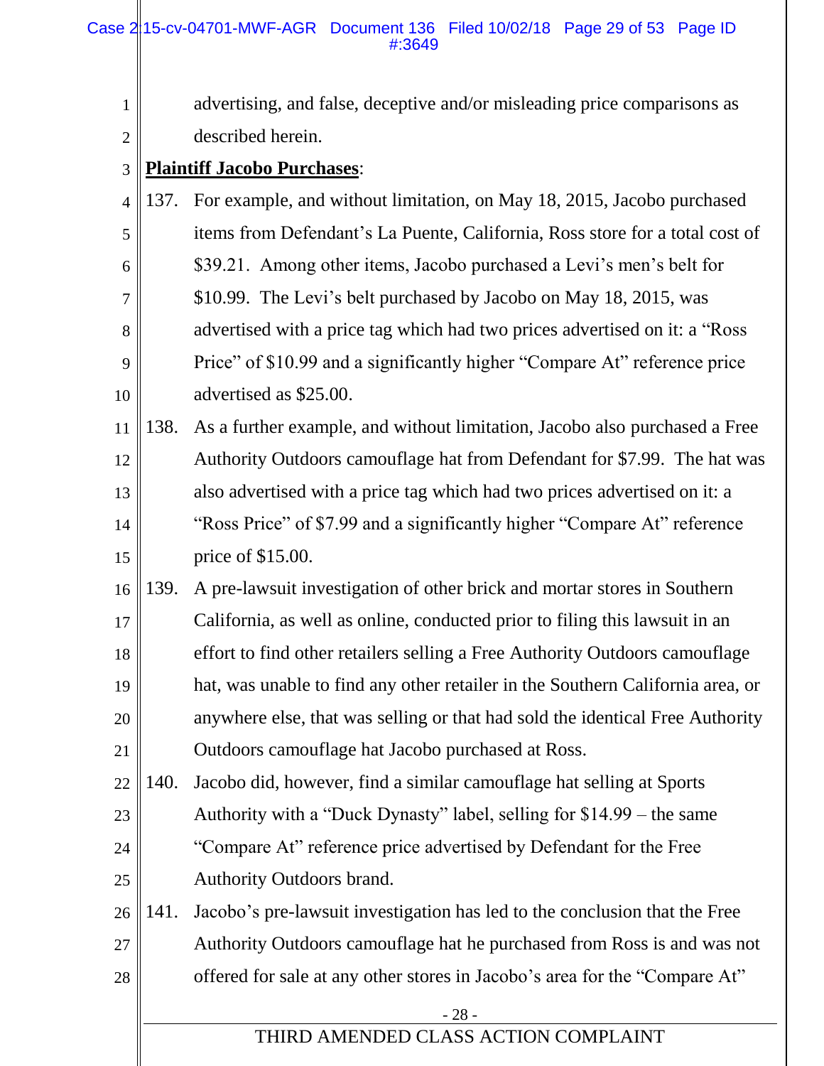advertising, and false, deceptive and/or misleading price comparisons as described herein.

**Plaintiff Jacobo Purchases**:

137. For example, and without limitation, on May 18, 2015, Jacobo purchased items from Defendant's La Puente, California, Ross store for a total cost of $39.21. Among other items, Jacobo purchased a Levi's men's belt for $10.99. The Levi's belt purchased by Jacobo on May 18, 2015, was advertised with a price tag which had two prices advertised on it: a "Ross Price" of $10.99 and a significantly higher "Compare At" reference price advertised as $25.00.

138. As a further example, and without limitation, Jacobo also purchased a Free Authority Outdoors camouflage hat from Defendant for $7.99. The hat was also advertised with a price tag which had two prices advertised on it: a "Ross Price" of $7.99 and a significantly higher "Compare At" reference price of $15.00.

139. A pre-lawsuit investigation of other brick and mortar stores in Southern California, as well as online, conducted prior to filing this lawsuit in an effort to find other retailers selling a Free Authority Outdoors camouflage hat, was unable to find any other retailer in the Southern California area, or anywhere else, that was selling or that had sold the identical Free Authority Outdoors camouflage hat Jacobo purchased at Ross.

140. Jacobo did, however, find a similar camouflage hat selling at Sports Authority with a "Duck Dynasty" label, selling for $14.99 – the same "Compare At" reference price advertised by Defendant for the Free Authority Outdoors brand.

141. Jacobo's pre-lawsuit investigation has led to the conclusion that the Free Authority Outdoors camouflage hat he purchased from Ross is and was not offered for sale at any other stores in Jacobo's area for the "Compare At"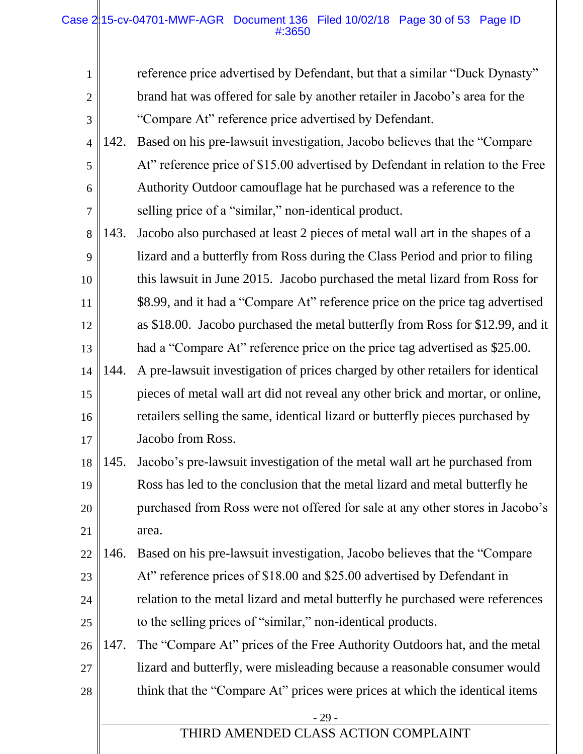reference price advertised by Defendant, but that a similar "Duck Dynasty" brand hat was offered for sale by another retailer in Jacobo's area for the "Compare At" reference price advertised by Defendant.

142. Based on his pre-lawsuit investigation, Jacobo believes that the "Compare At" reference price of $15.00 advertised by Defendant in relation to the Free Authority Outdoor camouflage hat he purchased was a reference to the selling price of a "similar," non-identical product.

143. Jacobo also purchased at least 2 pieces of metal wall art in the shapes of a lizard and a butterfly from Ross during the Class Period and prior to filing this lawsuit in June 2015. Jacobo purchased the metal lizard from Ross for $8.99, and it had a "Compare At" reference price on the price tag advertised as $18.00. Jacobo purchased the metal butterfly from Ross for $12.99, and it had a "Compare At" reference price on the price tag advertised as $25.00.

144. A pre-lawsuit investigation of prices charged by other retailers for identical pieces of metal wall art did not reveal any other brick and mortar, or online, retailers selling the same, identical lizard or butterfly pieces purchased by Jacobo from Ross.

145. Jacobo's pre-lawsuit investigation of the metal wall art he purchased from Ross has led to the conclusion that the metal lizard and metal butterfly he purchased from Ross were not offered for sale at any other stores in Jacobo's area.

146. Based on his pre-lawsuit investigation, Jacobo believes that the "Compare At" reference prices of $18.00 and $25.00 advertised by Defendant in relation to the metal lizard and metal butterfly he purchased were references to the selling prices of "similar," non-identical products.

147. The "Compare At" prices of the Free Authority Outdoors hat, and the metal lizard and butterfly, were misleading because a reasonable consumer would think that the "Compare At" prices were prices at which the identical items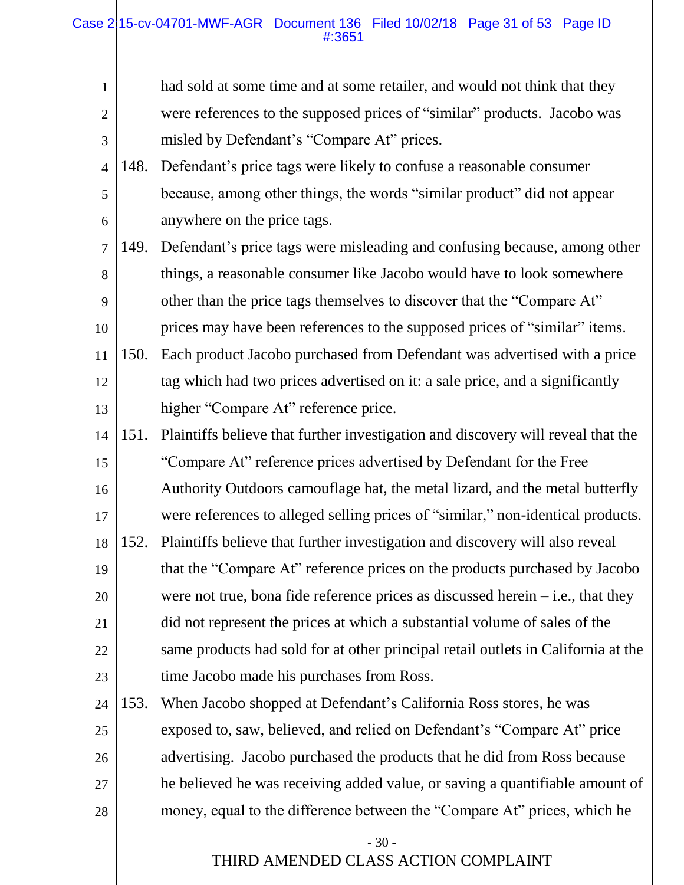had sold at some time and at some retailer, and would not think that they were references to the supposed prices of "similar" products. Jacobo was misled by Defendant's "Compare At" prices.

148. Defendant's price tags were likely to confuse a reasonable consumer because, among other things, the words "similar product" did not appear anywhere on the price tags.

149. Defendant's price tags were misleading and confusing because, among other things, a reasonable consumer like Jacobo would have to look somewhere other than the price tags themselves to discover that the "Compare At" prices may have been references to the supposed prices of "similar" items.

150. Each product Jacobo purchased from Defendant was advertised with a price tag which had two prices advertised on it: a sale price, and a significantly higher "Compare At" reference price.

151. Plaintiffs believe that further investigation and discovery will reveal that the "Compare At" reference prices advertised by Defendant for the Free Authority Outdoors camouflage hat, the metal lizard, and the metal butterfly were references to alleged selling prices of "similar," non-identical products.

152. Plaintiffs believe that further investigation and discovery will also reveal that the "Compare At" reference prices on the products purchased by Jacobo were not true, bona fide reference prices as discussed herein – i.e., that they did not represent the prices at which a substantial volume of sales of the same products had sold for at other principal retail outlets in California at the time Jacobo made his purchases from Ross.

153. When Jacobo shopped at Defendant's California Ross stores, he was exposed to, saw, believed, and relied on Defendant's "Compare At" price advertising. Jacobo purchased the products that he did from Ross because he believed he was receiving added value, or saving a quantifiable amount of money, equal to the difference between the "Compare At" prices, which he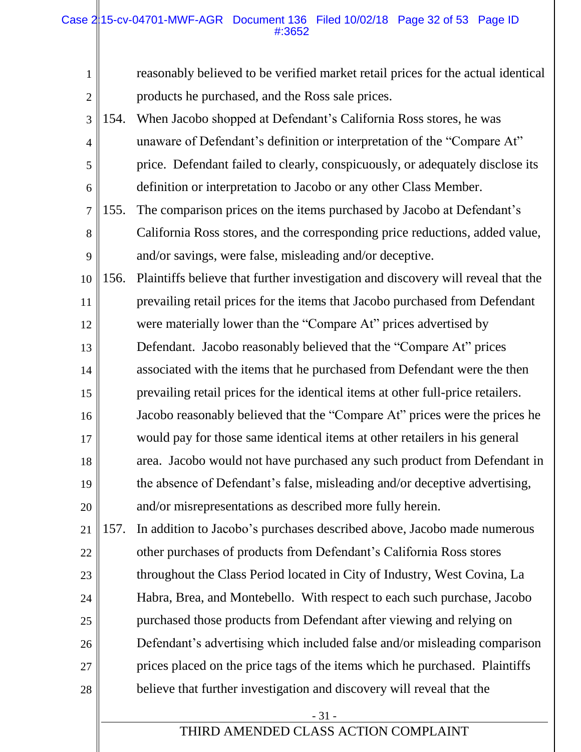reasonably believed to be verified market retail prices for the actual identical products he purchased, and the Ross sale prices.

154. When Jacobo shopped at Defendant's California Ross stores, he was unaware of Defendant's definition or interpretation of the "Compare At" price. Defendant failed to clearly, conspicuously, or adequately disclose its definition or interpretation to Jacobo or any other Class Member.

155. The comparison prices on the items purchased by Jacobo at Defendant's California Ross stores, and the corresponding price reductions, added value, and/or savings, were false, misleading and/or deceptive.

156. Plaintiffs believe that further investigation and discovery will reveal that the prevailing retail prices for the items that Jacobo purchased from Defendant were materially lower than the "Compare At" prices advertised by Defendant. Jacobo reasonably believed that the "Compare At" prices associated with the items that he purchased from Defendant were the then prevailing retail prices for the identical items at other full-price retailers. Jacobo reasonably believed that the "Compare At" prices were the prices he would pay for those same identical items at other retailers in his general area. Jacobo would not have purchased any such product from Defendant in the absence of Defendant's false, misleading and/or deceptive advertising, and/or misrepresentations as described more fully herein.

157. In addition to Jacobo's purchases described above, Jacobo made numerous other purchases of products from Defendant's California Ross stores throughout the Class Period located in City of Industry, West Covina, La Habra, Brea, and Montebello. With respect to each such purchase, Jacobo purchased those products from Defendant after viewing and relying on Defendant's advertising which included false and/or misleading comparison prices placed on the price tags of the items which he purchased. Plaintiffs believe that further investigation and discovery will reveal that the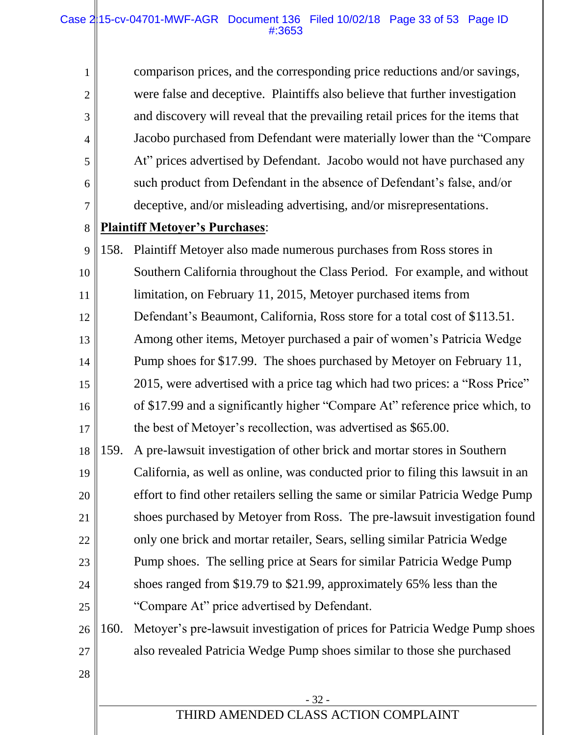comparison prices, and the corresponding price reductions and/or savings, were false and deceptive. Plaintiffs also believe that further investigation and discovery will reveal that the prevailing retail prices for the items that Jacobo purchased from Defendant were materially lower than the "Compare At" prices advertised by Defendant. Jacobo would not have purchased any such product from Defendant in the absence of Defendant's false, and/or deceptive, and/or misleading advertising, and/or misrepresentations.

**Plaintiff Metoyer's Purchases**:

158. Plaintiff Metoyer also made numerous purchases from Ross stores in Southern California throughout the Class Period. For example, and without limitation, on February 11, 2015, Metoyer purchased items from Defendant's Beaumont, California, Ross store for a total cost of $113.51. Among other items, Metoyer purchased a pair of women's Patricia Wedge Pump shoes for $17.99. The shoes purchased by Metoyer on February 11, 2015, were advertised with a price tag which had two prices: a "Ross Price" of $17.99 and a significantly higher "Compare At" reference price which, to the best of Metoyer's recollection, was advertised as $65.00.

159. A pre-lawsuit investigation of other brick and mortar stores in Southern California, as well as online, was conducted prior to filing this lawsuit in an effort to find other retailers selling the same or similar Patricia Wedge Pump shoes purchased by Metoyer from Ross. The pre-lawsuit investigation found only one brick and mortar retailer, Sears, selling similar Patricia Wedge Pump shoes. The selling price at Sears for similar Patricia Wedge Pump shoes ranged from $19.79 to $21.99, approximately 65% less than the "Compare At" price advertised by Defendant.

160. Metoyer's pre-lawsuit investigation of prices for Patricia Wedge Pump shoes also revealed Patricia Wedge Pump shoes similar to those she purchased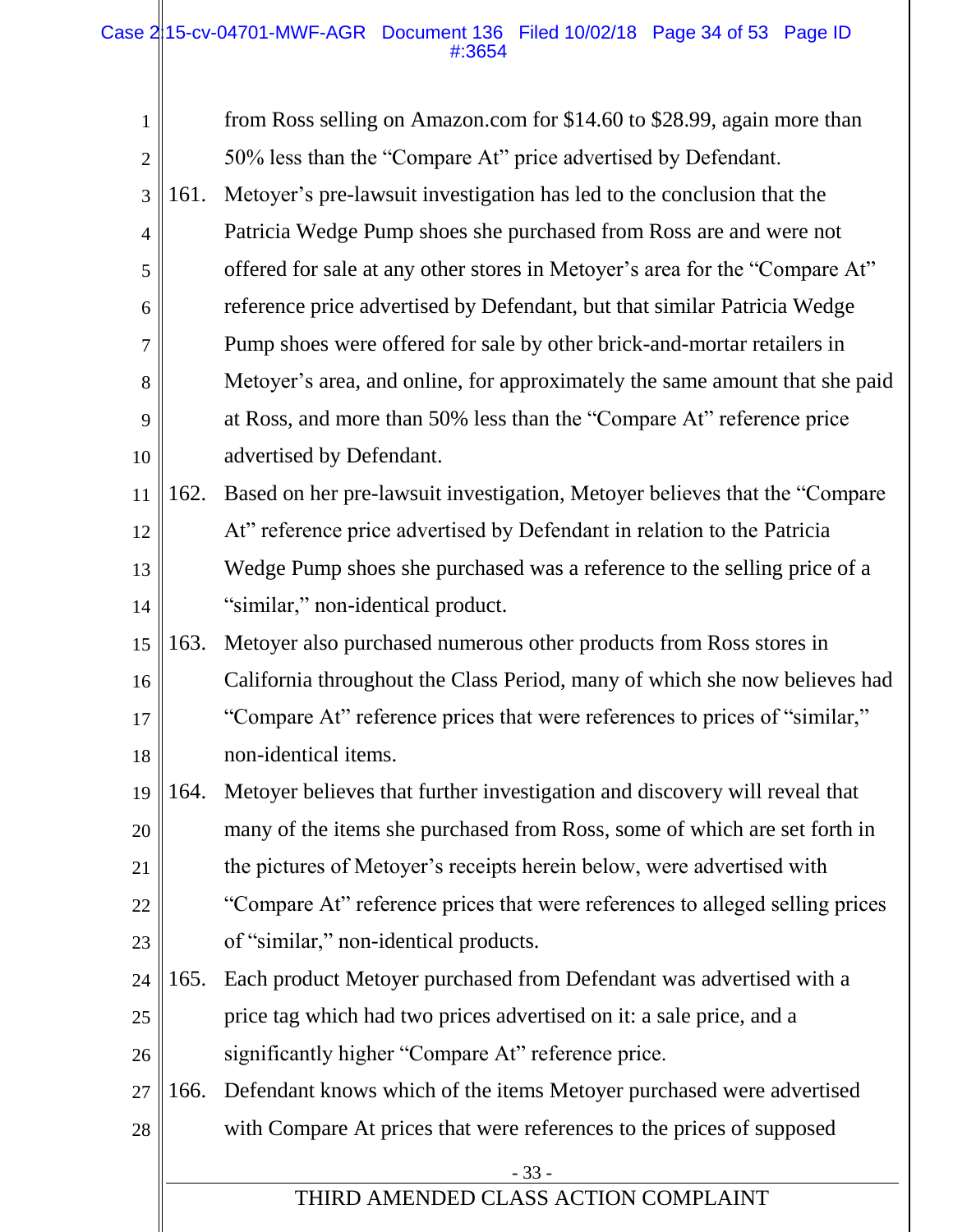from Ross selling on Amazon.com for $14.60 to $28.99, again more than 50% less than the "Compare At" price advertised by Defendant.

161. Metoyer's pre-lawsuit investigation has led to the conclusion that the Patricia Wedge Pump shoes she purchased from Ross are and were not offered for sale at any other stores in Metoyer's area for the "Compare At" reference price advertised by Defendant, but that similar Patricia Wedge Pump shoes were offered for sale by other brick-and-mortar retailers in Metoyer's area, and online, for approximately the same amount that she paid at Ross, and more than 50% less than the "Compare At" reference price advertised by Defendant.

162. Based on her pre-lawsuit investigation, Metoyer believes that the "Compare At" reference price advertised by Defendant in relation to the Patricia Wedge Pump shoes she purchased was a reference to the selling price of a "similar," non-identical product.

163. Metoyer also purchased numerous other products from Ross stores in California throughout the Class Period, many of which she now believes had "Compare At" reference prices that were references to prices of "similar," non-identical items.

164. Metoyer believes that further investigation and discovery will reveal that many of the items she purchased from Ross, some of which are set forth in the pictures of Metoyer's receipts herein below, were advertised with "Compare At" reference prices that were references to alleged selling prices of "similar," non-identical products.

165. Each product Metoyer purchased from Defendant was advertised with a price tag which had two prices advertised on it: a sale price, and a significantly higher "Compare At" reference price.

166. Defendant knows which of the items Metoyer purchased were advertised with Compare At prices that were references to the prices of supposed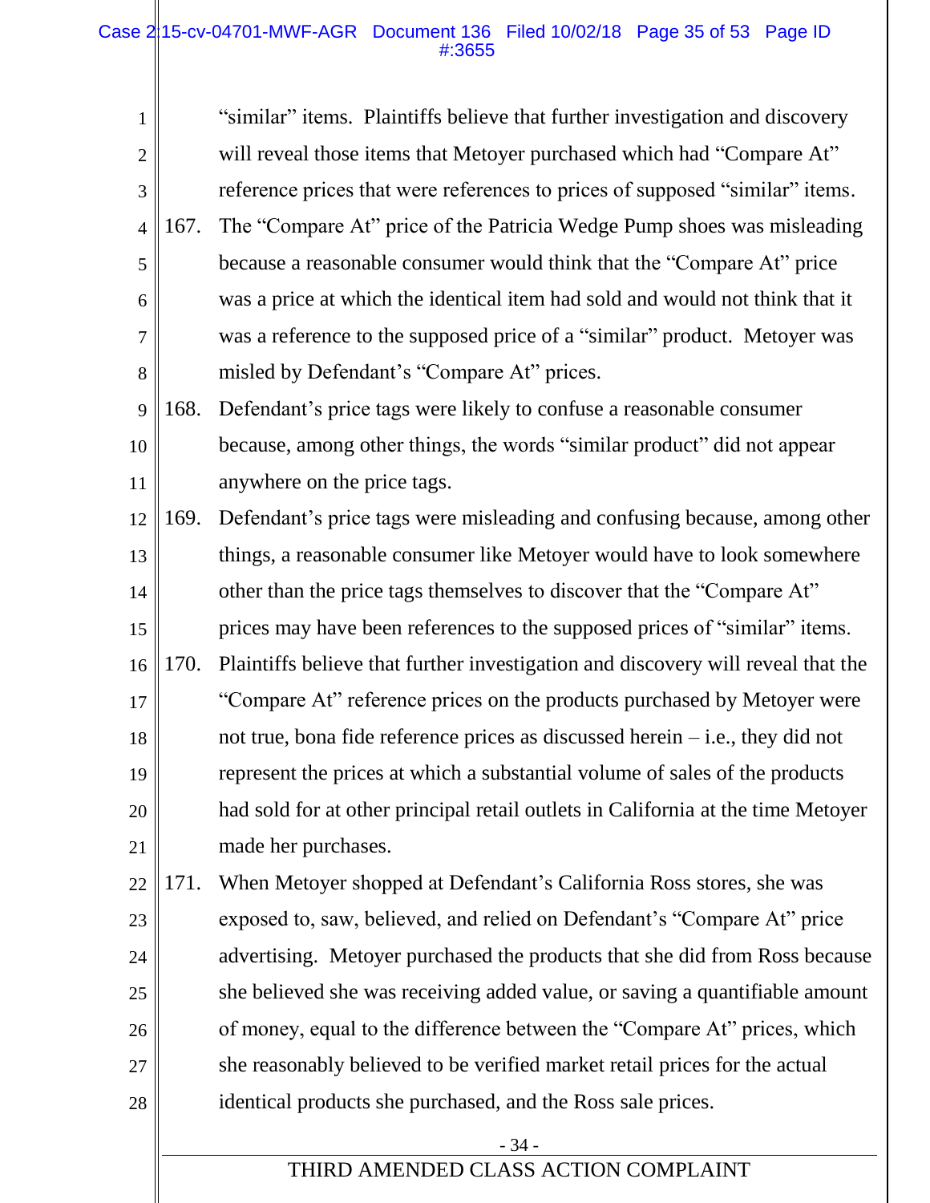"similar" items. Plaintiffs believe that further investigation and discovery will reveal those items that Metoyer purchased which had "Compare At" reference prices that were references to prices of supposed "similar" items.

167. The "Compare At" price of the Patricia Wedge Pump shoes was misleading because a reasonable consumer would think that the "Compare At" price was a price at which the identical item had sold and would not think that it was a reference to the supposed price of a "similar" product. Metoyer was misled by Defendant's "Compare At" prices.

168. Defendant's price tags were likely to confuse a reasonable consumer because, among other things, the words "similar product" did not appear anywhere on the price tags.

169. Defendant's price tags were misleading and confusing because, among other things, a reasonable consumer like Metoyer would have to look somewhere other than the price tags themselves to discover that the "Compare At" prices may have been references to the supposed prices of "similar" items.

170. Plaintiffs believe that further investigation and discovery will reveal that the "Compare At" reference prices on the products purchased by Metoyer were not true, bona fide reference prices as discussed herein – i.e., they did not represent the prices at which a substantial volume of sales of the products had sold for at other principal retail outlets in California at the time Metoyer made her purchases.

171. When Metoyer shopped at Defendant's California Ross stores, she was exposed to, saw, believed, and relied on Defendant's "Compare At" price advertising. Metoyer purchased the products that she did from Ross because she believed she was receiving added value, or saving a quantifiable amount of money, equal to the difference between the "Compare At" prices, which she reasonably believed to be verified market retail prices for the actual identical products she purchased, and the Ross sale prices.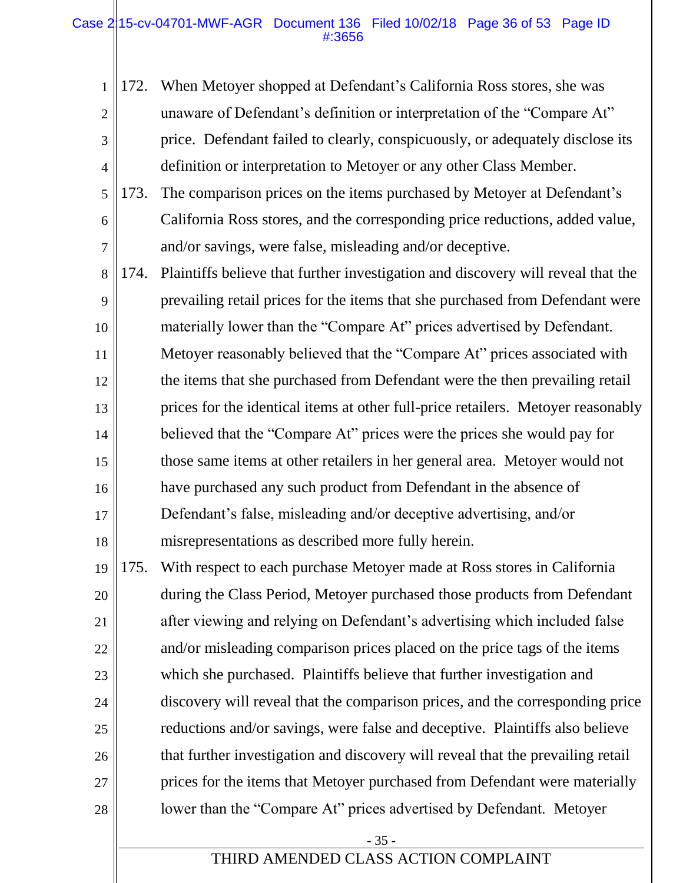172. When Metoyer shopped at Defendant's California Ross stores, she was unaware of Defendant's definition or interpretation of the "Compare At" price. Defendant failed to clearly, conspicuously, or adequately disclose its definition or interpretation to Metoyer or any other Class Member.

173. The comparison prices on the items purchased by Metoyer at Defendant's California Ross stores, and the corresponding price reductions, added value, and/or savings, were false, misleading and/or deceptive.

174. Plaintiffs believe that further investigation and discovery will reveal that the prevailing retail prices for the items that she purchased from Defendant were materially lower than the "Compare At" prices advertised by Defendant. Metoyer reasonably believed that the "Compare At" prices associated with the items that she purchased from Defendant were the then prevailing retail prices for the identical items at other full-price retailers. Metoyer reasonably believed that the "Compare At" prices were the prices she would pay for those same items at other retailers in her general area. Metoyer would not have purchased any such product from Defendant in the absence of Defendant's false, misleading and/or deceptive advertising, and/or misrepresentations as described more fully herein.

175. With respect to each purchase Metoyer made at Ross stores in California during the Class Period, Metoyer purchased those products from Defendant after viewing and relying on Defendant's advertising which included false and/or misleading comparison prices placed on the price tags of the items which she purchased. Plaintiffs believe that further investigation and discovery will reveal that the comparison prices, and the corresponding price reductions and/or savings, were false and deceptive. Plaintiffs also believe that further investigation and discovery will reveal that the prevailing retail prices for the items that Metoyer purchased from Defendant were materially lower than the "Compare At" prices advertised by Defendant. Metoyer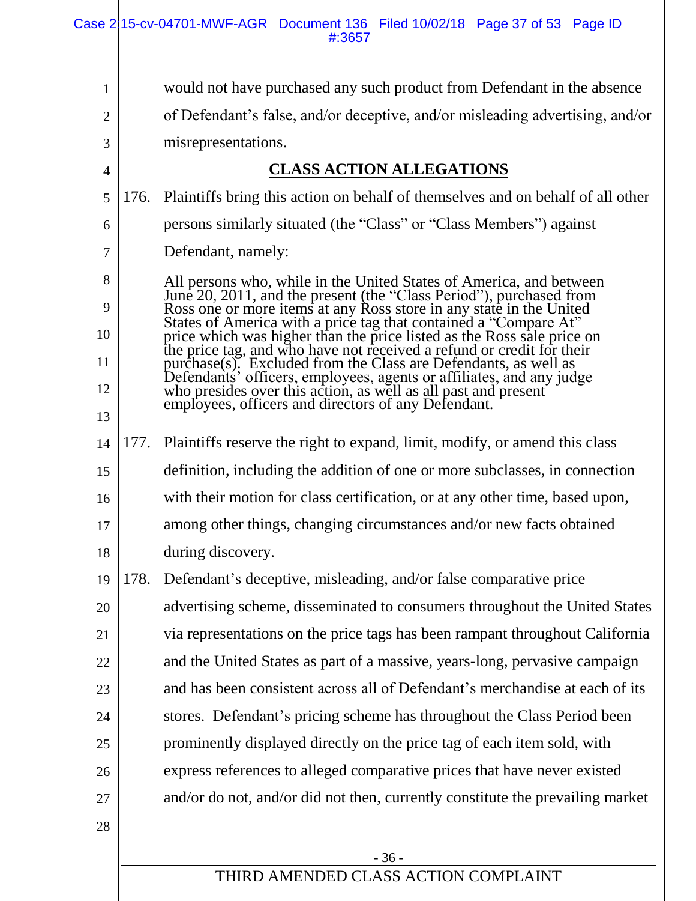would not have purchased any such product from Defendant in the absence of Defendant's false, and/or deceptive, and/or misleading advertising, and/or misrepresentations.

## CLASS ACTION ALLEGATIONS

176. Plaintiffs bring this action on behalf of themselves and on behalf of all other persons similarly situated (the "Class" or "Class Members") against Defendant, namely:

> All persons who, while in the United States of America, and between June 20, 2011, and the present (the "Class Period"), purchased from Ross one or more items at any Ross store in any state in the United States of America with a price tag that contained a "Compare At" price which was higher than the price listed as the Ross sale price on the price tag, and who have not received a refund or credit for their purchase(s). Excluded from the Class are Defendants, as well as Defendants' officers, employees, agents or affiliates, and any judge who presides over this action, as well as all past and present employees, officers and directors of any Defendant.

177. Plaintiffs reserve the right to expand, limit, modify, or amend this class definition, including the addition of one or more subclasses, in connection with their motion for class certification, or at any other time, based upon, among other things, changing circumstances and/or new facts obtained during discovery.

178. Defendant's deceptive, misleading, and/or false comparative price advertising scheme, disseminated to consumers throughout the United States via representations on the price tags has been rampant throughout California and the United States as part of a massive, years-long, pervasive campaign and has been consistent across all of Defendant's merchandise at each of its stores. Defendant's pricing scheme has throughout the Class Period been prominently displayed directly on the price tag of each item sold, with express references to alleged comparative prices that have never existed and/or do not, and/or did not then, currently constitute the prevailing market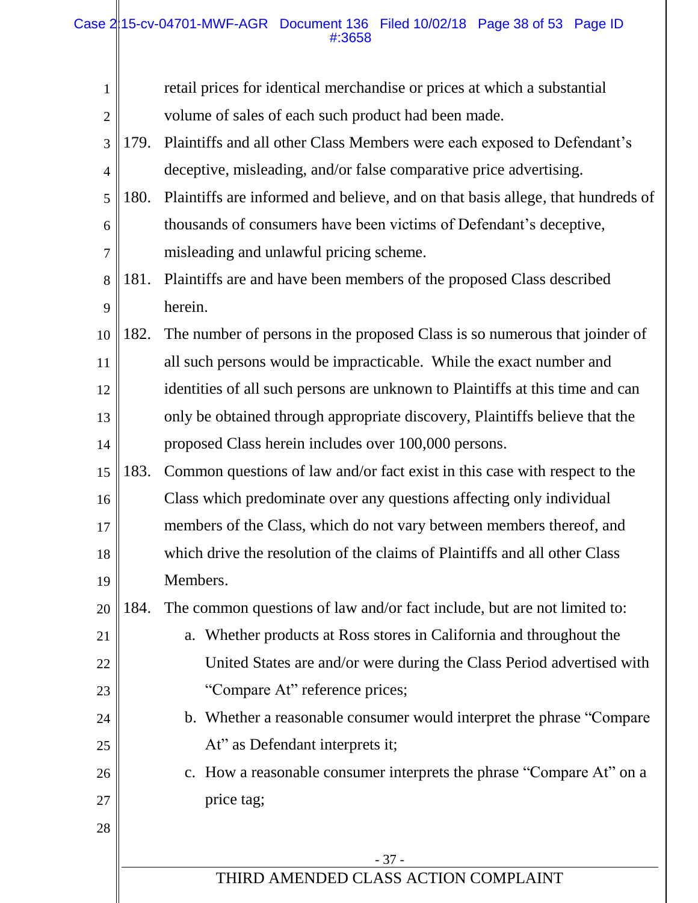retail prices for identical merchandise or prices at which a substantial volume of sales of each such product had been made.

179. Plaintiffs and all other Class Members were each exposed to Defendant's deceptive, misleading, and/or false comparative price advertising.

180. Plaintiffs are informed and believe, and on that basis allege, that hundreds of thousands of consumers have been victims of Defendant's deceptive, misleading and unlawful pricing scheme.

181. Plaintiffs are and have been members of the proposed Class described herein.

182. The number of persons in the proposed Class is so numerous that joinder of all such persons would be impracticable. While the exact number and identities of all such persons are unknown to Plaintiffs at this time and can only be obtained through appropriate discovery, Plaintiffs believe that the proposed Class herein includes over 100,000 persons.

183. Common questions of law and/or fact exist in this case with respect to the Class which predominate over any questions affecting only individual members of the Class, which do not vary between members thereof, and which drive the resolution of the claims of Plaintiffs and all other Class Members.

184. The common questions of law and/or fact include, but are not limited to:

   a. Whether products at Ross stores in California and throughout the United States are and/or were during the Class Period advertised with "Compare At" reference prices;

   b. Whether a reasonable consumer would interpret the phrase "Compare At" as Defendant interprets it;

   c. How a reasonable consumer interprets the phrase "Compare At" on a price tag;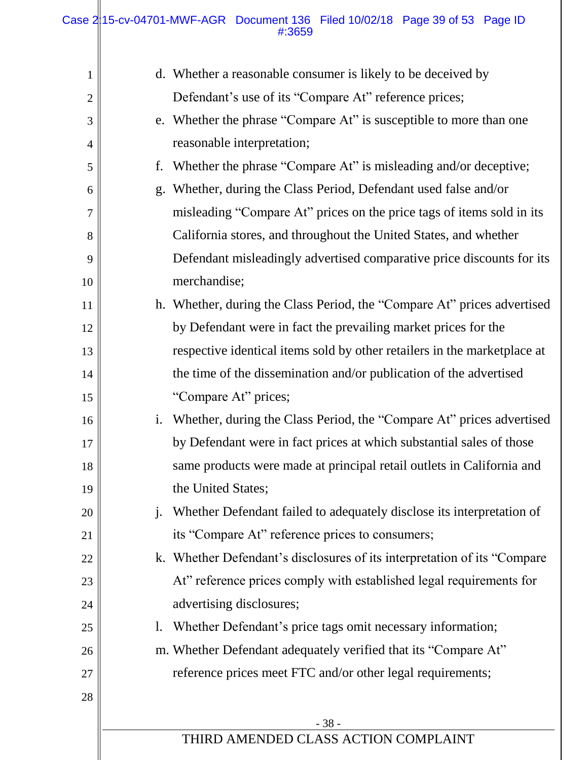d. Whether a reasonable consumer is likely to be deceived by Defendant's use of its "Compare At" reference prices;

e. Whether the phrase "Compare At" is susceptible to more than one reasonable interpretation;

f. Whether the phrase "Compare At" is misleading and/or deceptive;

g. Whether, during the Class Period, Defendant used false and/or misleading "Compare At" prices on the price tags of items sold in its California stores, and throughout the United States, and whether Defendant misleadingly advertised comparative price discounts for its merchandise;

h. Whether, during the Class Period, the "Compare At" prices advertised by Defendant were in fact the prevailing market prices for the respective identical items sold by other retailers in the marketplace at the time of the dissemination and/or publication of the advertised "Compare At" prices;

i. Whether, during the Class Period, the "Compare At" prices advertised by Defendant were in fact prices at which substantial sales of those same products were made at principal retail outlets in California and the United States;

j. Whether Defendant failed to adequately disclose its interpretation of its "Compare At" reference prices to consumers;

k. Whether Defendant's disclosures of its interpretation of its "Compare At" reference prices comply with established legal requirements for advertising disclosures;

l. Whether Defendant's price tags omit necessary information;

m. Whether Defendant adequately verified that its "Compare At" reference prices meet FTC and/or other legal requirements;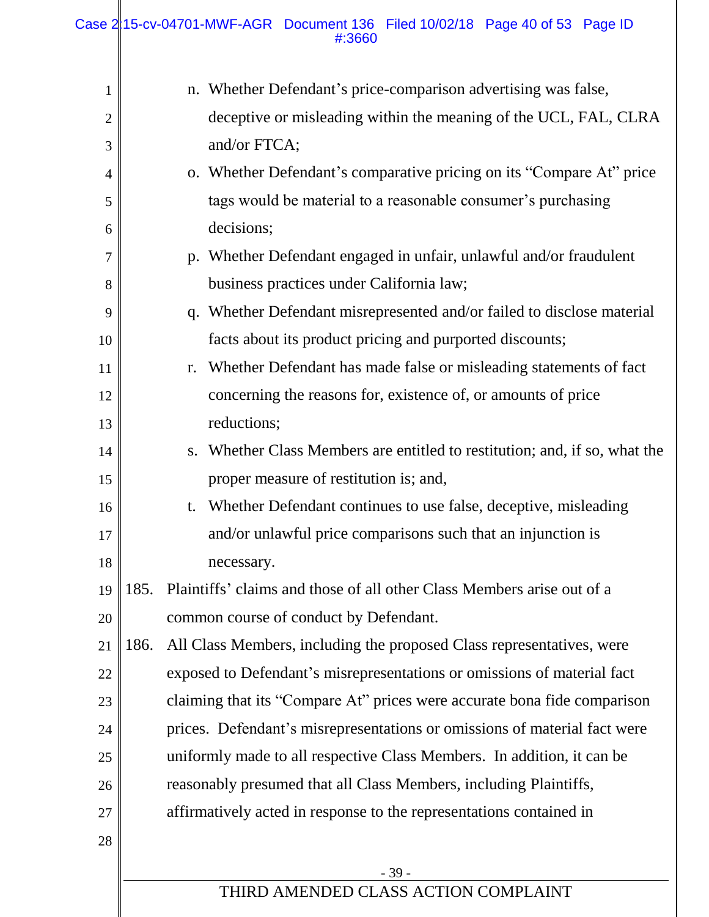n. Whether Defendant's price-comparison advertising was false, deceptive or misleading within the meaning of the UCL, FAL, CLRA and/or FTCA;

o. Whether Defendant's comparative pricing on its "Compare At" price tags would be material to a reasonable consumer's purchasing decisions;

p. Whether Defendant engaged in unfair, unlawful and/or fraudulent business practices under California law;

q. Whether Defendant misrepresented and/or failed to disclose material facts about its product pricing and purported discounts;

r. Whether Defendant has made false or misleading statements of fact concerning the reasons for, existence of, or amounts of price reductions;

s. Whether Class Members are entitled to restitution; and, if so, what the proper measure of restitution is; and,

t. Whether Defendant continues to use false, deceptive, misleading and/or unlawful price comparisons such that an injunction is necessary.

185. Plaintiffs' claims and those of all other Class Members arise out of a common course of conduct by Defendant.

186. All Class Members, including the proposed Class representatives, were exposed to Defendant's misrepresentations or omissions of material fact claiming that its "Compare At" prices were accurate bona fide comparison prices. Defendant's misrepresentations or omissions of material fact were uniformly made to all respective Class Members. In addition, it can be reasonably presumed that all Class Members, including Plaintiffs, affirmatively acted in response to the representations contained in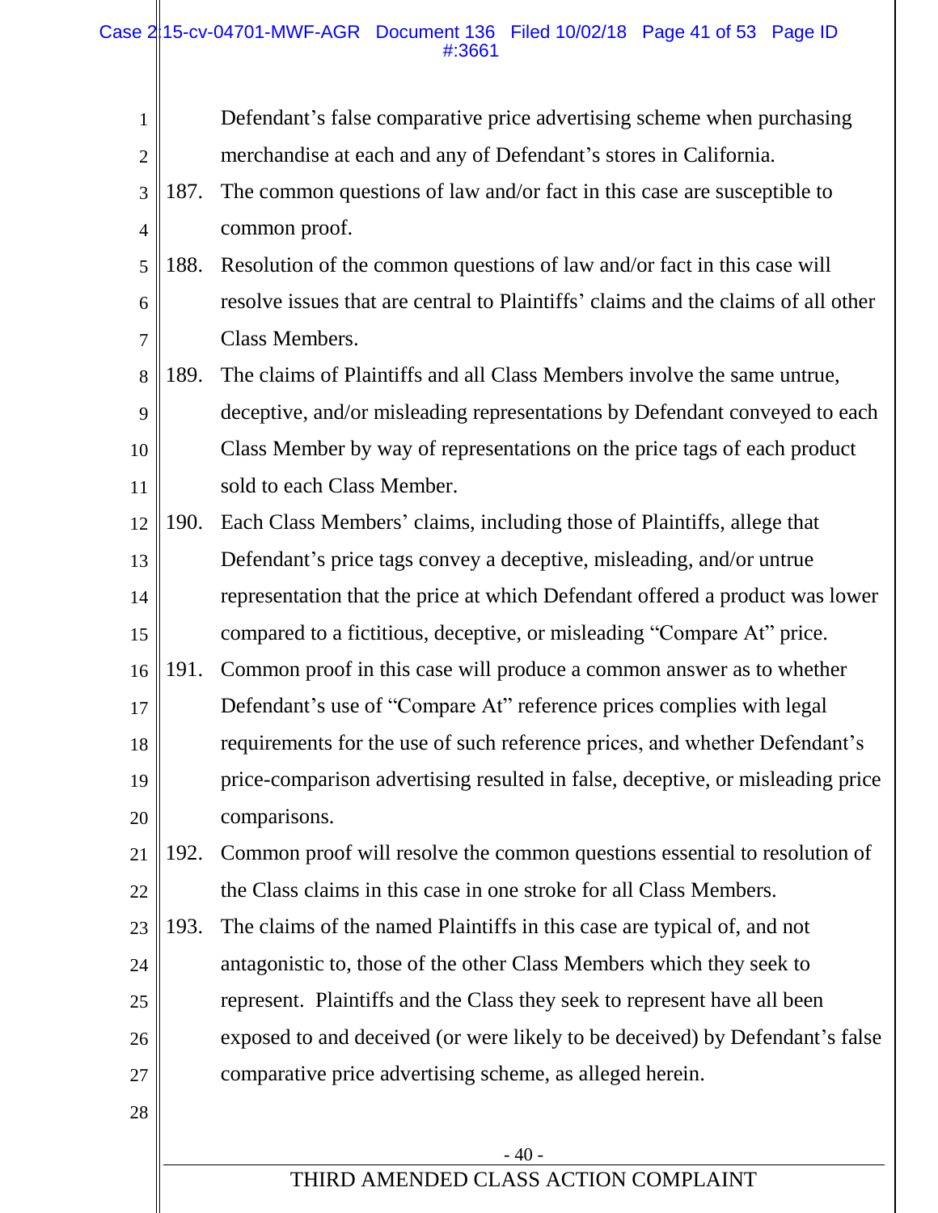Defendant's false comparative price advertising scheme when purchasing merchandise at each and any of Defendant's stores in California.

187. The common questions of law and/or fact in this case are susceptible to common proof.

188. Resolution of the common questions of law and/or fact in this case will resolve issues that are central to Plaintiffs' claims and the claims of all other Class Members.

189. The claims of Plaintiffs and all Class Members involve the same untrue, deceptive, and/or misleading representations by Defendant conveyed to each Class Member by way of representations on the price tags of each product sold to each Class Member.

190. Each Class Members' claims, including those of Plaintiffs, allege that Defendant's price tags convey a deceptive, misleading, and/or untrue representation that the price at which Defendant offered a product was lower compared to a fictitious, deceptive, or misleading "Compare At" price.

191. Common proof in this case will produce a common answer as to whether Defendant's use of "Compare At" reference prices complies with legal requirements for the use of such reference prices, and whether Defendant's price-comparison advertising resulted in false, deceptive, or misleading price comparisons.

192. Common proof will resolve the common questions essential to resolution of the Class claims in this case in one stroke for all Class Members.

193. The claims of the named Plaintiffs in this case are typical of, and not antagonistic to, those of the other Class Members which they seek to represent. Plaintiffs and the Class they seek to represent have all been exposed to and deceived (or were likely to be deceived) by Defendant's false comparative price advertising scheme, as alleged herein.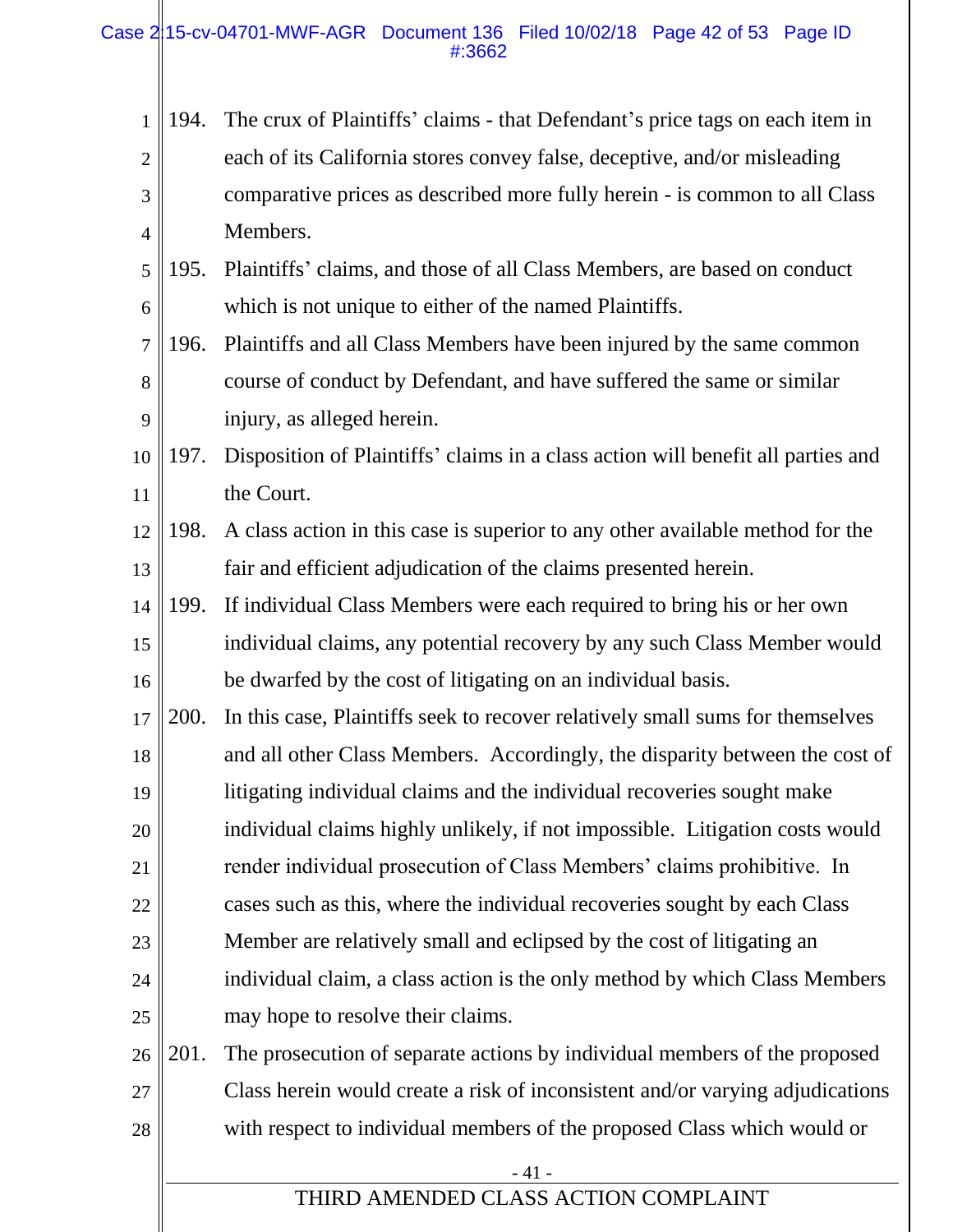194. The crux of Plaintiffs' claims - that Defendant's price tags on each item in each of its California stores convey false, deceptive, and/or misleading comparative prices as described more fully herein - is common to all Class Members.

195. Plaintiffs' claims, and those of all Class Members, are based on conduct which is not unique to either of the named Plaintiffs.

196. Plaintiffs and all Class Members have been injured by the same common course of conduct by Defendant, and have suffered the same or similar injury, as alleged herein.

197. Disposition of Plaintiffs' claims in a class action will benefit all parties and the Court.

198. A class action in this case is superior to any other available method for the fair and efficient adjudication of the claims presented herein.

199. If individual Class Members were each required to bring his or her own individual claims, any potential recovery by any such Class Member would be dwarfed by the cost of litigating on an individual basis.

200. In this case, Plaintiffs seek to recover relatively small sums for themselves and all other Class Members. Accordingly, the disparity between the cost of litigating individual claims and the individual recoveries sought make individual claims highly unlikely, if not impossible. Litigation costs would render individual prosecution of Class Members' claims prohibitive. In cases such as this, where the individual recoveries sought by each Class Member are relatively small and eclipsed by the cost of litigating an individual claim, a class action is the only method by which Class Members may hope to resolve their claims.

201. The prosecution of separate actions by individual members of the proposed Class herein would create a risk of inconsistent and/or varying adjudications with respect to individual members of the proposed Class which would or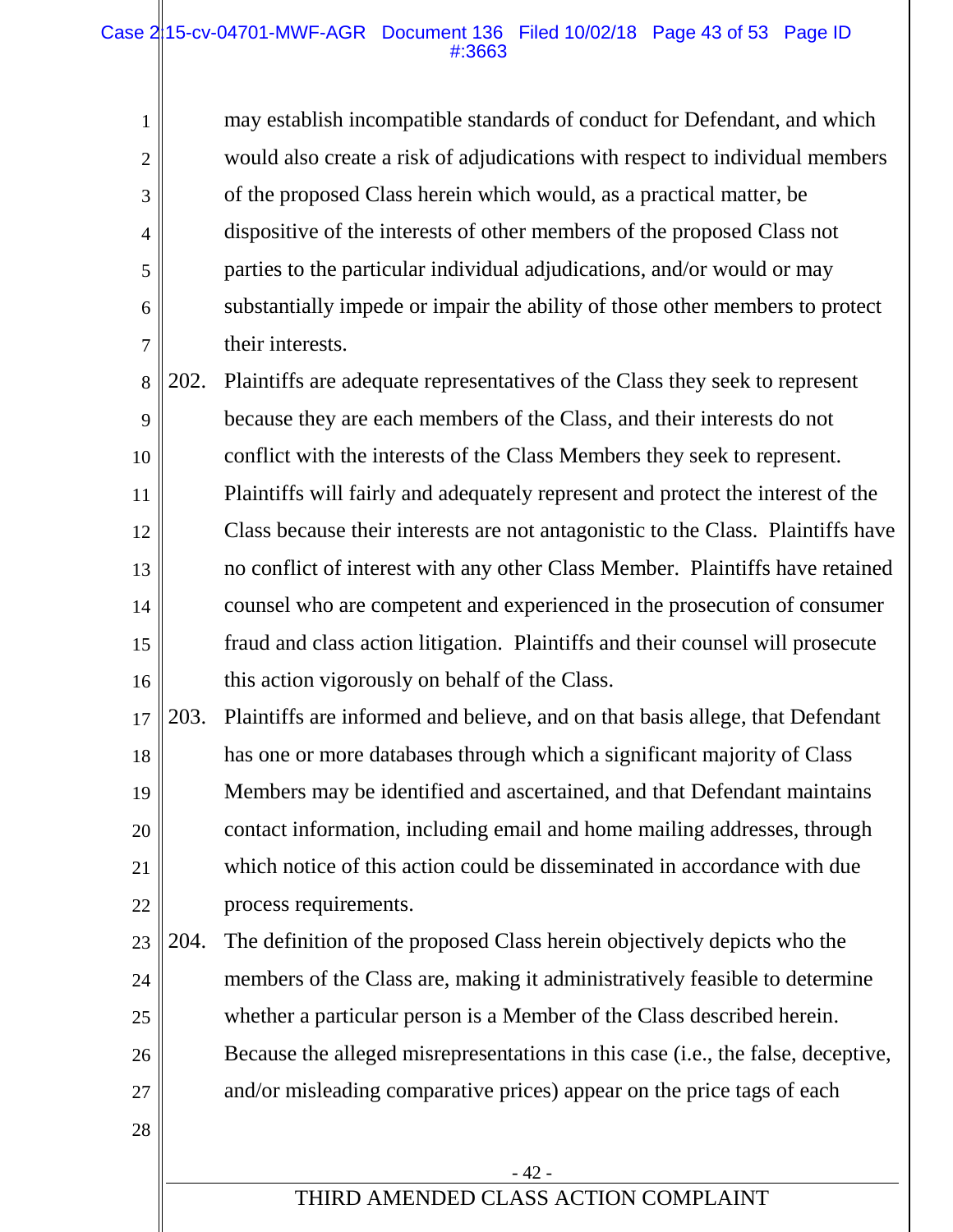may establish incompatible standards of conduct for Defendant, and which would also create a risk of adjudications with respect to individual members of the proposed Class herein which would, as a practical matter, be dispositive of the interests of other members of the proposed Class not parties to the particular individual adjudications, and/or would or may substantially impede or impair the ability of those other members to protect their interests.

202. Plaintiffs are adequate representatives of the Class they seek to represent because they are each members of the Class, and their interests do not conflict with the interests of the Class Members they seek to represent. Plaintiffs will fairly and adequately represent and protect the interest of the Class because their interests are not antagonistic to the Class. Plaintiffs have no conflict of interest with any other Class Member. Plaintiffs have retained counsel who are competent and experienced in the prosecution of consumer fraud and class action litigation. Plaintiffs and their counsel will prosecute this action vigorously on behalf of the Class.

203. Plaintiffs are informed and believe, and on that basis allege, that Defendant has one or more databases through which a significant majority of Class Members may be identified and ascertained, and that Defendant maintains contact information, including email and home mailing addresses, through which notice of this action could be disseminated in accordance with due process requirements.

204. The definition of the proposed Class herein objectively depicts who the members of the Class are, making it administratively feasible to determine whether a particular person is a Member of the Class described herein. Because the alleged misrepresentations in this case (i.e., the false, deceptive, and/or misleading comparative prices) appear on the price tags of each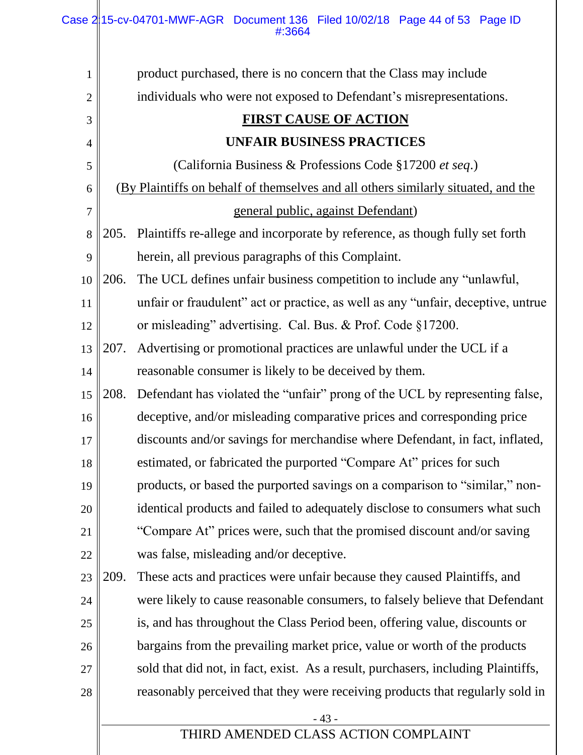product purchased, there is no concern that the Class may include individuals who were not exposed to Defendant's misrepresentations.

**FIRST CAUSE OF ACTION**

**UNFAIR BUSINESS PRACTICES**

(California Business & Professions Code §17200 *et seq*.)

(By Plaintiffs on behalf of themselves and all others similarly situated, and the general public, against Defendant)

205. Plaintiffs re-allege and incorporate by reference, as though fully set forth herein, all previous paragraphs of this Complaint.

206. The UCL defines unfair business competition to include any "unlawful, unfair or fraudulent" act or practice, as well as any "unfair, deceptive, untrue or misleading" advertising. Cal. Bus. & Prof. Code §17200.

207. Advertising or promotional practices are unlawful under the UCL if a reasonable consumer is likely to be deceived by them.

208. Defendant has violated the "unfair" prong of the UCL by representing false, deceptive, and/or misleading comparative prices and corresponding price discounts and/or savings for merchandise where Defendant, in fact, inflated, estimated, or fabricated the purported "Compare At" prices for such products, or based the purported savings on a comparison to "similar," non-identical products and failed to adequately disclose to consumers what such "Compare At" prices were, such that the promised discount and/or saving was false, misleading and/or deceptive.

209. These acts and practices were unfair because they caused Plaintiffs, and were likely to cause reasonable consumers, to falsely believe that Defendant is, and has throughout the Class Period been, offering value, discounts or bargains from the prevailing market price, value or worth of the products sold that did not, in fact, exist. As a result, purchasers, including Plaintiffs, reasonably perceived that they were receiving products that regularly sold in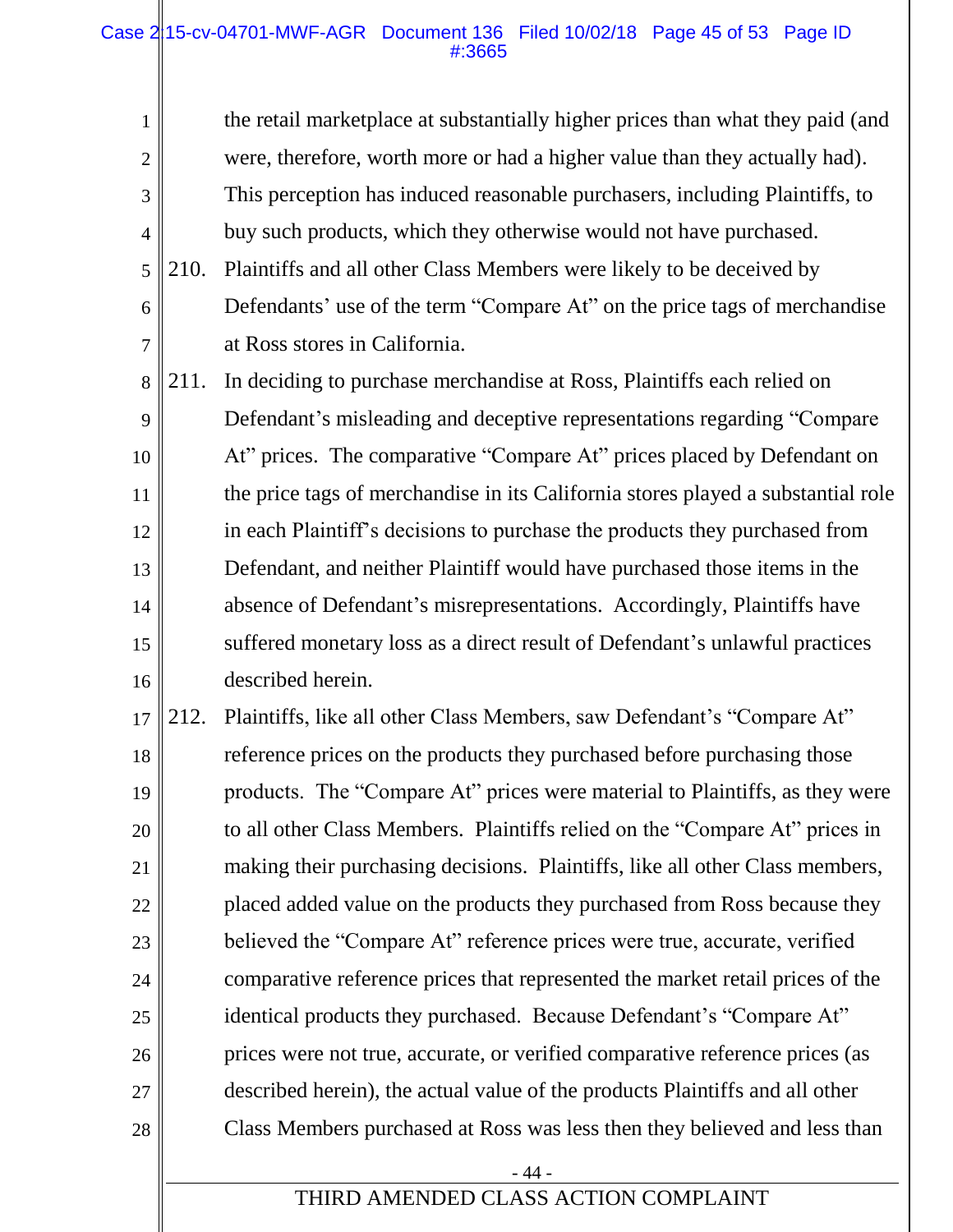the retail marketplace at substantially higher prices than what they paid (and were, therefore, worth more or had a higher value than they actually had). This perception has induced reasonable purchasers, including Plaintiffs, to buy such products, which they otherwise would not have purchased.

210. Plaintiffs and all other Class Members were likely to be deceived by Defendants' use of the term "Compare At" on the price tags of merchandise at Ross stores in California.

211. In deciding to purchase merchandise at Ross, Plaintiffs each relied on Defendant's misleading and deceptive representations regarding "Compare At" prices. The comparative "Compare At" prices placed by Defendant on the price tags of merchandise in its California stores played a substantial role in each Plaintiff's decisions to purchase the products they purchased from Defendant, and neither Plaintiff would have purchased those items in the absence of Defendant's misrepresentations. Accordingly, Plaintiffs have suffered monetary loss as a direct result of Defendant's unlawful practices described herein.

212. Plaintiffs, like all other Class Members, saw Defendant's "Compare At" reference prices on the products they purchased before purchasing those products. The "Compare At" prices were material to Plaintiffs, as they were to all other Class Members. Plaintiffs relied on the "Compare At" prices in making their purchasing decisions. Plaintiffs, like all other Class members, placed added value on the products they purchased from Ross because they believed the "Compare At" reference prices were true, accurate, verified comparative reference prices that represented the market retail prices of the identical products they purchased. Because Defendant's "Compare At" prices were not true, accurate, or verified comparative reference prices (as described herein), the actual value of the products Plaintiffs and all other Class Members purchased at Ross was less then they believed and less than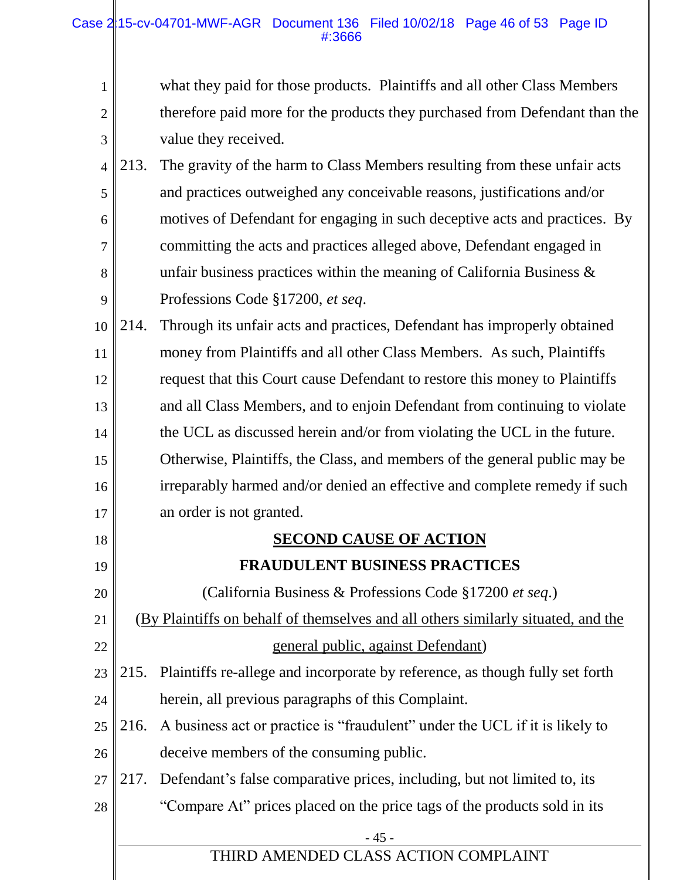what they paid for those products. Plaintiffs and all other Class Members therefore paid more for the products they purchased from Defendant than the value they received.

213. The gravity of the harm to Class Members resulting from these unfair acts and practices outweighed any conceivable reasons, justifications and/or motives of Defendant for engaging in such deceptive acts and practices. By committing the acts and practices alleged above, Defendant engaged in unfair business practices within the meaning of California Business & Professions Code §17200, *et seq*.

214. Through its unfair acts and practices, Defendant has improperly obtained money from Plaintiffs and all other Class Members. As such, Plaintiffs request that this Court cause Defendant to restore this money to Plaintiffs and all Class Members, and to enjoin Defendant from continuing to violate the UCL as discussed herein and/or from violating the UCL in the future. Otherwise, Plaintiffs, the Class, and members of the general public may be irreparably harmed and/or denied an effective and complete remedy if such an order is not granted.

**SECOND CAUSE OF ACTION**

**FRAUDULENT BUSINESS PRACTICES**

(California Business & Professions Code §17200 *et seq*.)

(By Plaintiffs on behalf of themselves and all others similarly situated, and the general public, against Defendant)

215. Plaintiffs re-allege and incorporate by reference, as though fully set forth herein, all previous paragraphs of this Complaint.

216. A business act or practice is "fraudulent" under the UCL if it is likely to deceive members of the consuming public.

217. Defendant's false comparative prices, including, but not limited to, its "Compare At" prices placed on the price tags of the products sold in its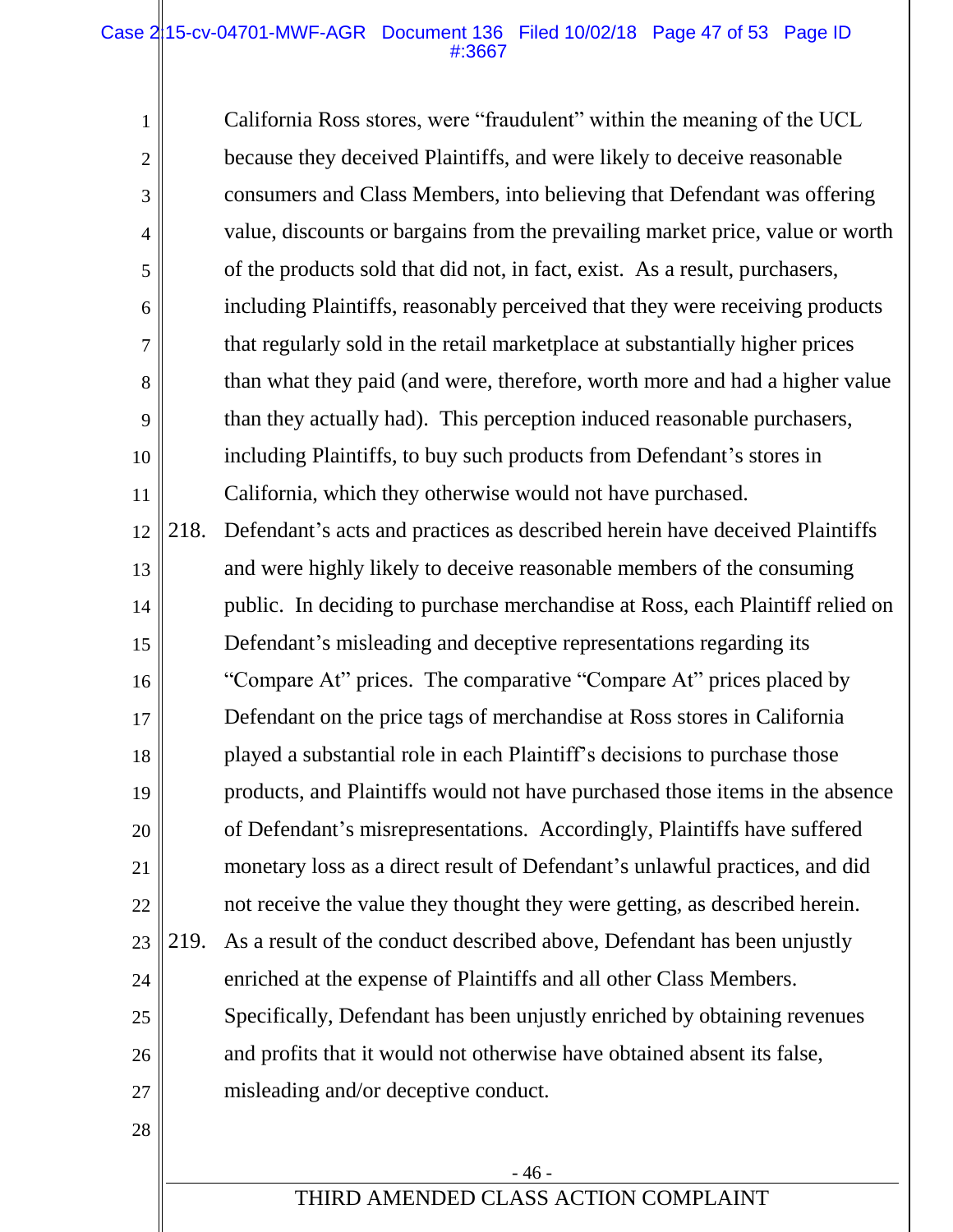California Ross stores, were "fraudulent" within the meaning of the UCL because they deceived Plaintiffs, and were likely to deceive reasonable consumers and Class Members, into believing that Defendant was offering value, discounts or bargains from the prevailing market price, value or worth of the products sold that did not, in fact, exist. As a result, purchasers, including Plaintiffs, reasonably perceived that they were receiving products that regularly sold in the retail marketplace at substantially higher prices than what they paid (and were, therefore, worth more and had a higher value than they actually had). This perception induced reasonable purchasers, including Plaintiffs, to buy such products from Defendant's stores in California, which they otherwise would not have purchased.

218. Defendant's acts and practices as described herein have deceived Plaintiffs and were highly likely to deceive reasonable members of the consuming public. In deciding to purchase merchandise at Ross, each Plaintiff relied on Defendant's misleading and deceptive representations regarding its "Compare At" prices. The comparative "Compare At" prices placed by Defendant on the price tags of merchandise at Ross stores in California played a substantial role in each Plaintiff's decisions to purchase those products, and Plaintiffs would not have purchased those items in the absence of Defendant's misrepresentations. Accordingly, Plaintiffs have suffered monetary loss as a direct result of Defendant's unlawful practices, and did not receive the value they thought they were getting, as described herein.

219. As a result of the conduct described above, Defendant has been unjustly enriched at the expense of Plaintiffs and all other Class Members. Specifically, Defendant has been unjustly enriched by obtaining revenues and profits that it would not otherwise have obtained absent its false, misleading and/or deceptive conduct.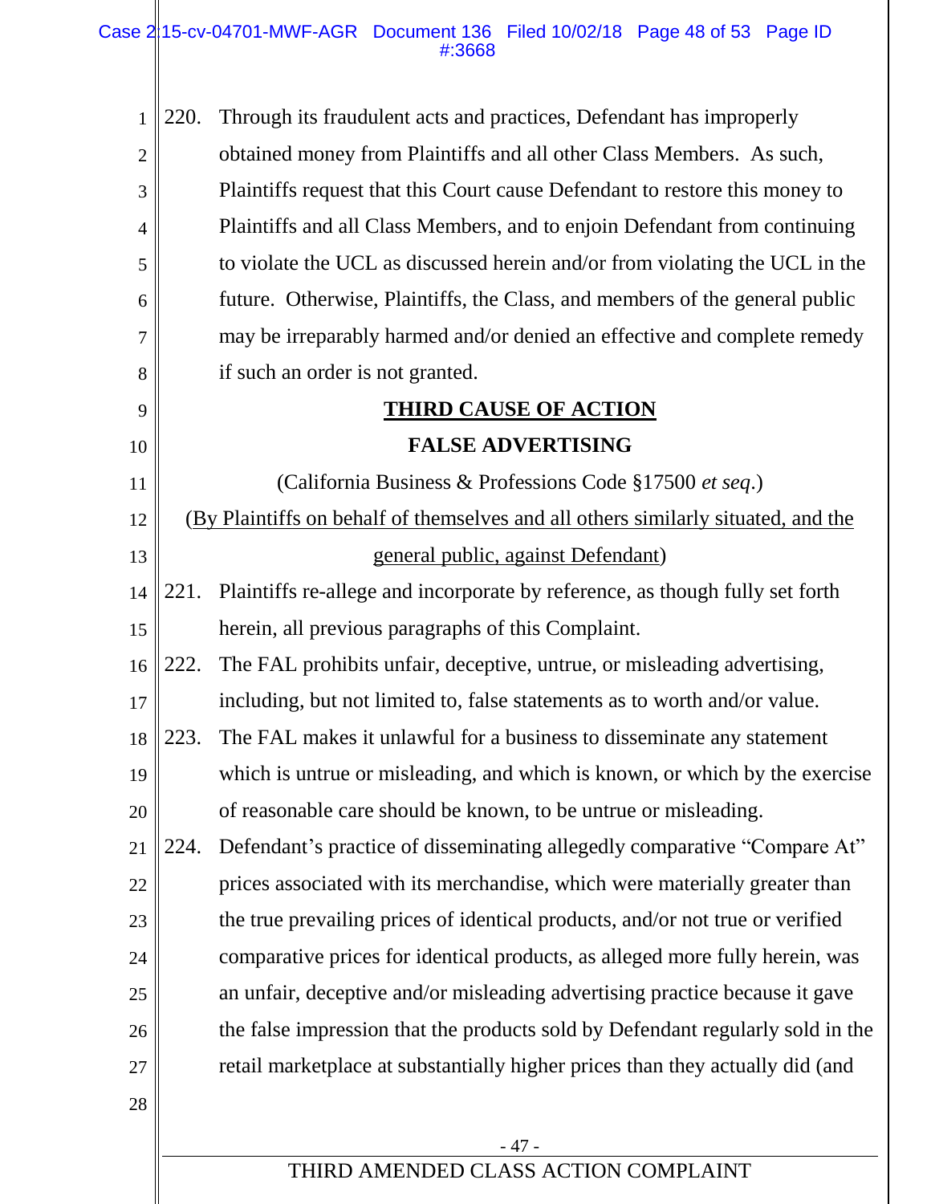220. Through its fraudulent acts and practices, Defendant has improperly obtained money from Plaintiffs and all other Class Members. As such, Plaintiffs request that this Court cause Defendant to restore this money to Plaintiffs and all Class Members, and to enjoin Defendant from continuing to violate the UCL as discussed herein and/or from violating the UCL in the future. Otherwise, Plaintiffs, the Class, and members of the general public may be irreparably harmed and/or denied an effective and complete remedy if such an order is not granted.

## THIRD CAUSE OF ACTION

## FALSE ADVERTISING

(California Business & Professions Code §17500 *et seq*.)

(By Plaintiffs on behalf of themselves and all others similarly situated, and the general public, against Defendant)

221. Plaintiffs re-allege and incorporate by reference, as though fully set forth herein, all previous paragraphs of this Complaint.

222. The FAL prohibits unfair, deceptive, untrue, or misleading advertising, including, but not limited to, false statements as to worth and/or value.

223. The FAL makes it unlawful for a business to disseminate any statement which is untrue or misleading, and which is known, or which by the exercise of reasonable care should be known, to be untrue or misleading.

224. Defendant's practice of disseminating allegedly comparative "Compare At" prices associated with its merchandise, which were materially greater than the true prevailing prices of identical products, and/or not true or verified comparative prices for identical products, as alleged more fully herein, was an unfair, deceptive and/or misleading advertising practice because it gave the false impression that the products sold by Defendant regularly sold in the retail marketplace at substantially higher prices than they actually did (and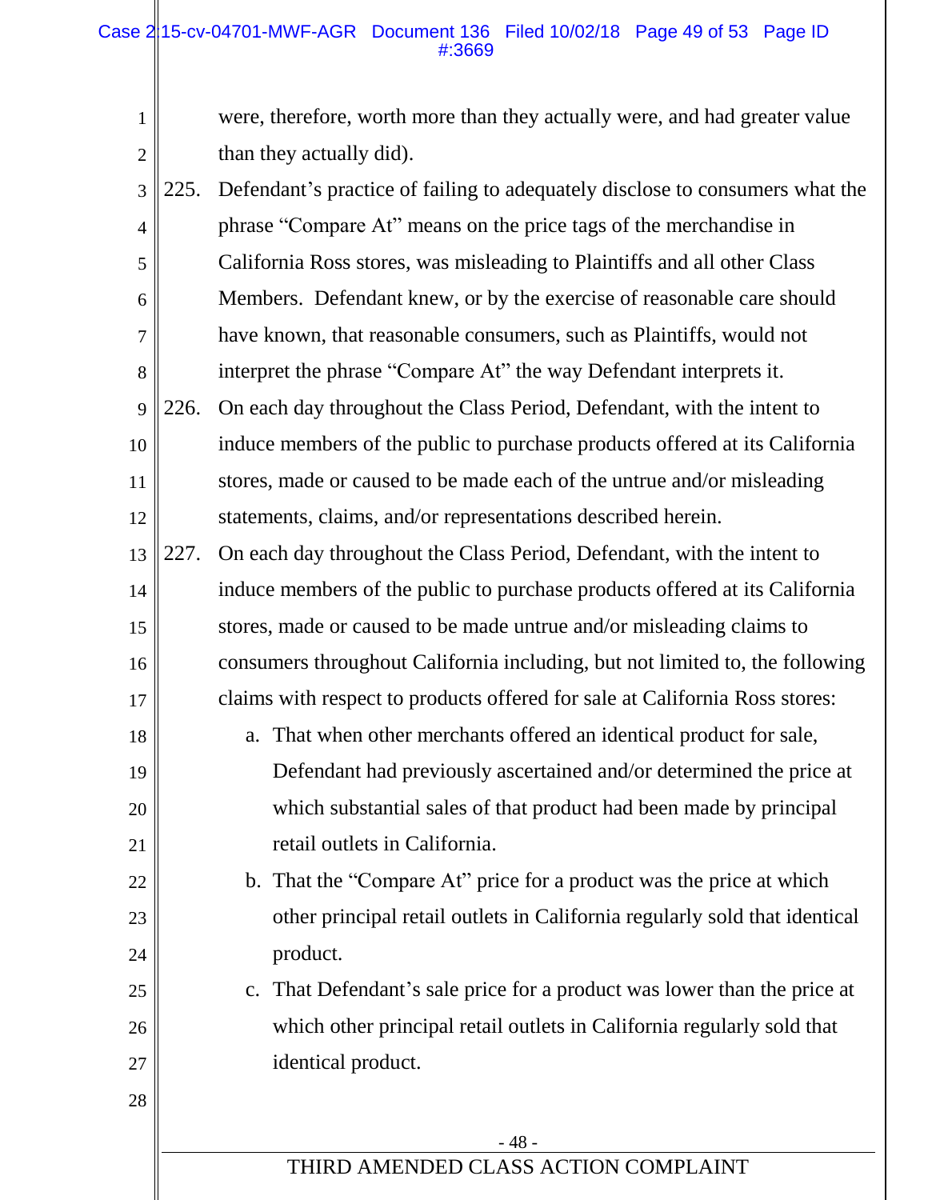were, therefore, worth more than they actually were, and had greater value than they actually did).

225. Defendant's practice of failing to adequately disclose to consumers what the phrase "Compare At" means on the price tags of the merchandise in California Ross stores, was misleading to Plaintiffs and all other Class Members. Defendant knew, or by the exercise of reasonable care should have known, that reasonable consumers, such as Plaintiffs, would not interpret the phrase "Compare At" the way Defendant interprets it.

226. On each day throughout the Class Period, Defendant, with the intent to induce members of the public to purchase products offered at its California stores, made or caused to be made each of the untrue and/or misleading statements, claims, and/or representations described herein.

227. On each day throughout the Class Period, Defendant, with the intent to induce members of the public to purchase products offered at its California stores, made or caused to be made untrue and/or misleading claims to consumers throughout California including, but not limited to, the following claims with respect to products offered for sale at California Ross stores:

   a. That when other merchants offered an identical product for sale, Defendant had previously ascertained and/or determined the price at which substantial sales of that product had been made by principal retail outlets in California.

   b. That the "Compare At" price for a product was the price at which other principal retail outlets in California regularly sold that identical product.

   c. That Defendant's sale price for a product was lower than the price at which other principal retail outlets in California regularly sold that identical product.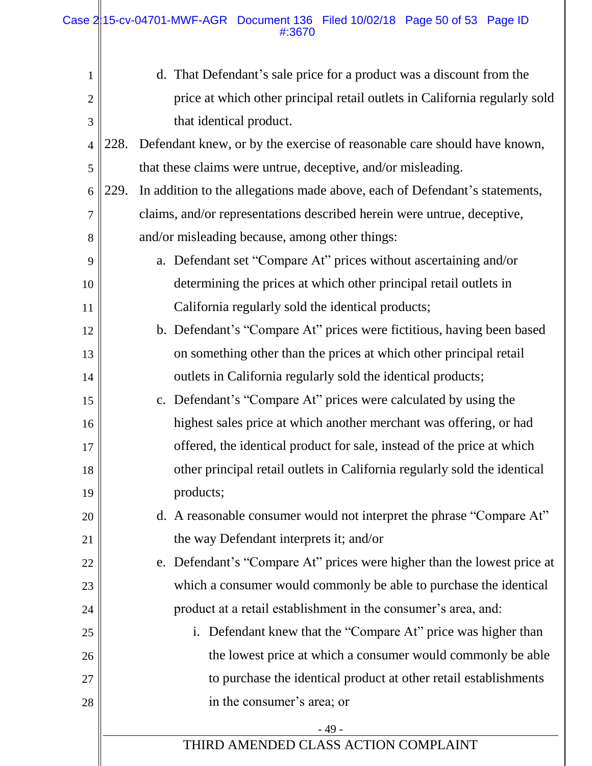d. That Defendant's sale price for a product was a discount from the price at which other principal retail outlets in California regularly sold that identical product.

228. Defendant knew, or by the exercise of reasonable care should have known, that these claims were untrue, deceptive, and/or misleading.

229. In addition to the allegations made above, each of Defendant's statements, claims, and/or representations described herein were untrue, deceptive, and/or misleading because, among other things:

a. Defendant set "Compare At" prices without ascertaining and/or determining the prices at which other principal retail outlets in California regularly sold the identical products;

b. Defendant's "Compare At" prices were fictitious, having been based on something other than the prices at which other principal retail outlets in California regularly sold the identical products;

c. Defendant's "Compare At" prices were calculated by using the highest sales price at which another merchant was offering, or had offered, the identical product for sale, instead of the price at which other principal retail outlets in California regularly sold the identical products;

d. A reasonable consumer would not interpret the phrase "Compare At" the way Defendant interprets it; and/or

e. Defendant's "Compare At" prices were higher than the lowest price at which a consumer would commonly be able to purchase the identical product at a retail establishment in the consumer's area, and:

i. Defendant knew that the "Compare At" price was higher than the lowest price at which a consumer would commonly be able to purchase the identical product at other retail establishments in the consumer's area; or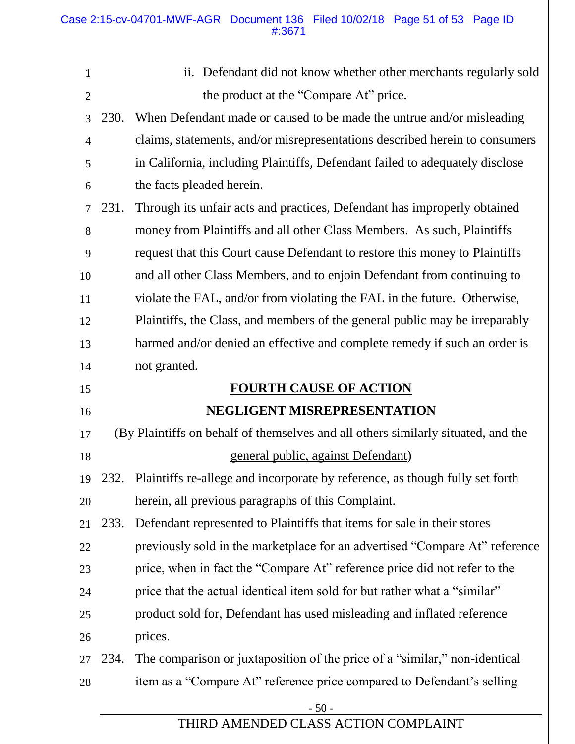ii. Defendant did not know whether other merchants regularly sold the product at the "Compare At" price.

230. When Defendant made or caused to be made the untrue and/or misleading claims, statements, and/or misrepresentations described herein to consumers in California, including Plaintiffs, Defendant failed to adequately disclose the facts pleaded herein.

231. Through its unfair acts and practices, Defendant has improperly obtained money from Plaintiffs and all other Class Members. As such, Plaintiffs request that this Court cause Defendant to restore this money to Plaintiffs and all other Class Members, and to enjoin Defendant from continuing to violate the FAL, and/or from violating the FAL in the future. Otherwise, Plaintiffs, the Class, and members of the general public may be irreparably harmed and/or denied an effective and complete remedy if such an order is not granted.

## FOURTH CAUSE OF ACTION

## NEGLIGENT MISREPRESENTATION

(By Plaintiffs on behalf of themselves and all others similarly situated, and the general public, against Defendant)

232. Plaintiffs re-allege and incorporate by reference, as though fully set forth herein, all previous paragraphs of this Complaint.

233. Defendant represented to Plaintiffs that items for sale in their stores previously sold in the marketplace for an advertised "Compare At" reference price, when in fact the "Compare At" reference price did not refer to the price that the actual identical item sold for but rather what a "similar" product sold for, Defendant has used misleading and inflated reference prices.

234. The comparison or juxtaposition of the price of a "similar," non-identical item as a "Compare At" reference price compared to Defendant's selling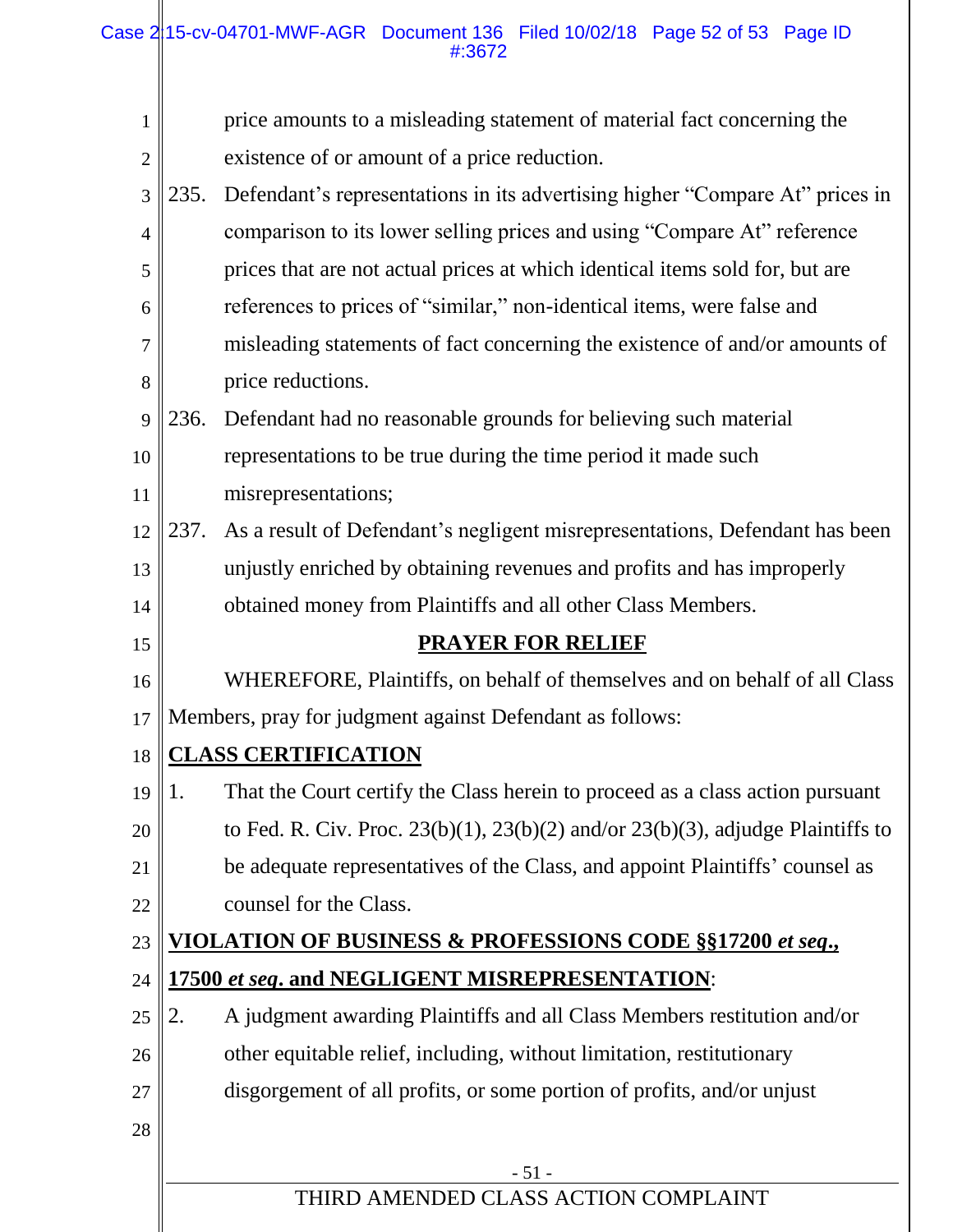price amounts to a misleading statement of material fact concerning the existence of or amount of a price reduction.

235. Defendant's representations in its advertising higher "Compare At" prices in comparison to its lower selling prices and using "Compare At" reference prices that are not actual prices at which identical items sold for, but are references to prices of "similar," non-identical items, were false and misleading statements of fact concerning the existence of and/or amounts of price reductions.

236. Defendant had no reasonable grounds for believing such material representations to be true during the time period it made such misrepresentations;

237. As a result of Defendant's negligent misrepresentations, Defendant has been unjustly enriched by obtaining revenues and profits and has improperly obtained money from Plaintiffs and all other Class Members.

## PRAYER FOR RELIEF

WHEREFORE, Plaintiffs, on behalf of themselves and on behalf of all Class Members, pray for judgment against Defendant as follows:

**CLASS CERTIFICATION**

1. That the Court certify the Class herein to proceed as a class action pursuant to Fed. R. Civ. Proc. 23(b)(1), 23(b)(2) and/or 23(b)(3), adjudge Plaintiffs to be adequate representatives of the Class, and appoint Plaintiffs' counsel as counsel for the Class.

**VIOLATION OF BUSINESS & PROFESSIONS CODE §§17200 *et seq*., 17500 *et seq*. and NEGLIGENT MISREPRESENTATION**:

2. A judgment awarding Plaintiffs and all Class Members restitution and/or other equitable relief, including, without limitation, restitutionary disgorgement of all profits, or some portion of profits, and/or unjust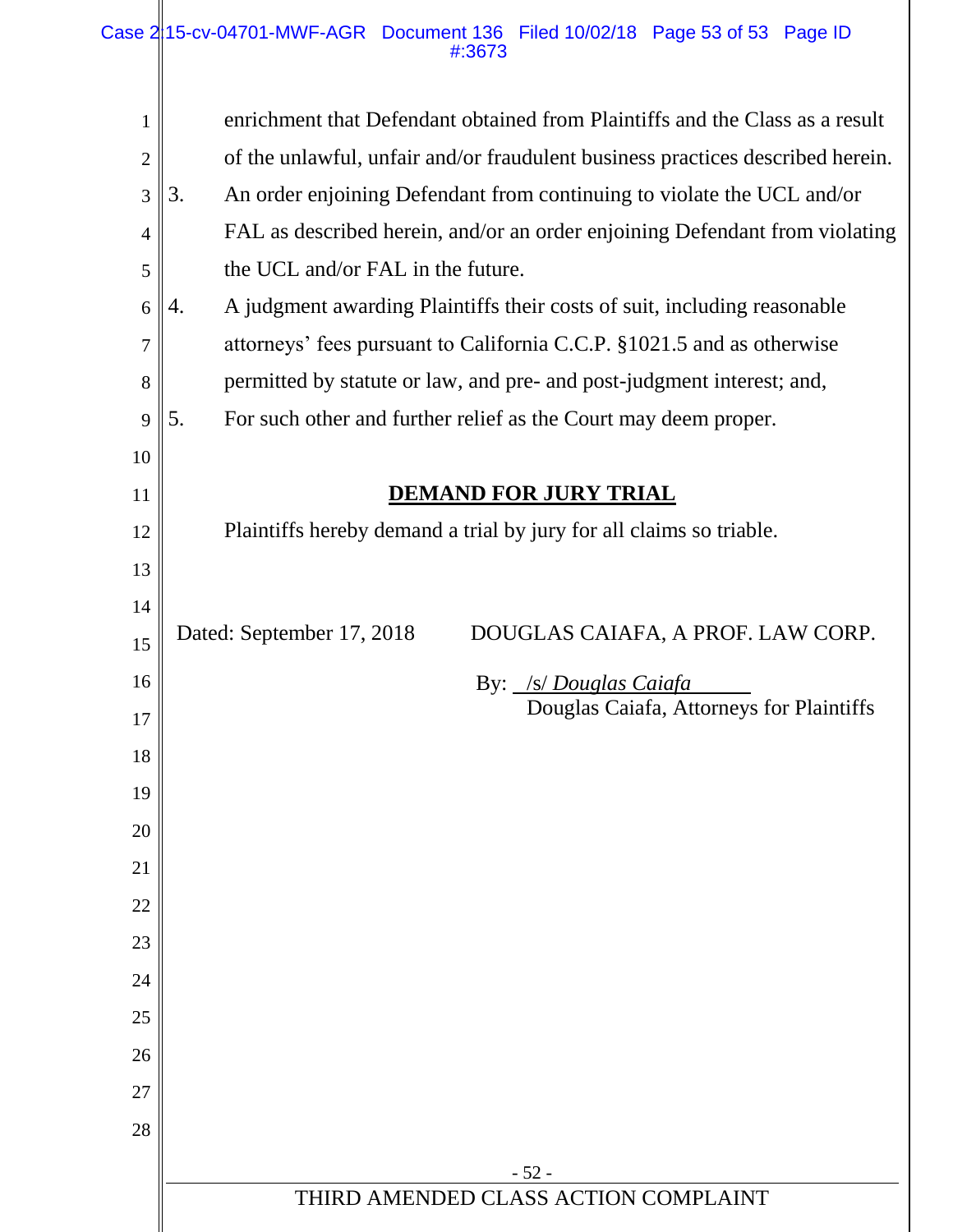enrichment that Defendant obtained from Plaintiffs and the Class as a result of the unlawful, unfair and/or fraudulent business practices described herein.

3. An order enjoining Defendant from continuing to violate the UCL and/or FAL as described herein, and/or an order enjoining Defendant from violating the UCL and/or FAL in the future.

4. A judgment awarding Plaintiffs their costs of suit, including reasonable attorneys' fees pursuant to California C.C.P. §1021.5 and as otherwise permitted by statute or law, and pre- and post-judgment interest; and,

5. For such other and further relief as the Court may deem proper.

**DEMAND FOR JURY TRIAL**

Plaintiffs hereby demand a trial by jury for all claims so triable.

Dated: September 17, 2018

DOUGLAS CAIAFA, A PROF. LAW CORP.

By: /s/ *Douglas Caiafa*
Douglas Caiafa, Attorneys for Plaintiffs